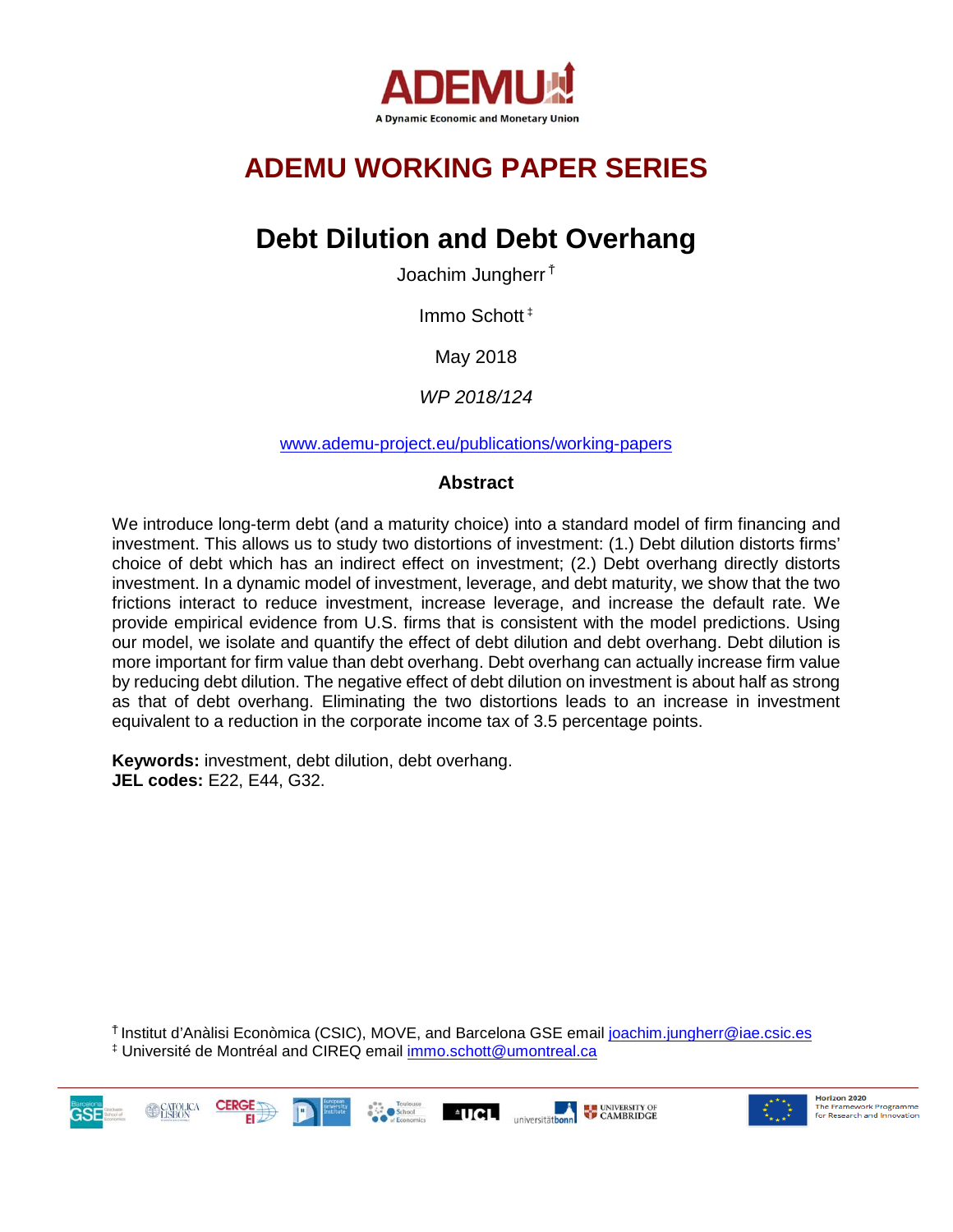ADEMU

A Dynamic Economic and Monetary Union

# ADEMU WORKING PAPER SERIES

## Debt Dilution and Debt Overhang

Joachim Jungherr[†]

Immo Schott[‡]

May 2018

*WP 2018/124*

www.ademu-project.eu/publications/working-papers

### Abstract

We introduce long-term debt (and a maturity choice) into a standard model of firm financing and investment. This allows us to study two distortions of investment: (1.) Debt dilution distorts firms' choice of debt which has an indirect effect on investment; (2.) Debt overhang directly distorts investment. In a dynamic model of investment, leverage, and debt maturity, we show that the two frictions interact to reduce investment, increase leverage, and increase the default rate. We provide empirical evidence from U.S. firms that is consistent with the model predictions. Using our model, we isolate and quantify the effect of debt dilution and debt overhang. Debt dilution is more important for firm value than debt overhang. Debt overhang can actually increase firm value by reducing debt dilution. The negative effect of debt dilution on investment is about half as strong as that of debt overhang. Eliminating the two distortions leads to an increase in investment equivalent to a reduction in the corporate income tax of 3.5 percentage points.

**Keywords:** investment, debt dilution, debt overhang.
**JEL codes:** E22, E44, G32.

[†] Institut d'Anàlisi Econòmica (CSIC), MOVE, and Barcelona GSE email joachim.jungherr@iae.csic.es
[‡] Université de Montréal and CIREQ email immo.schott@umontreal.ca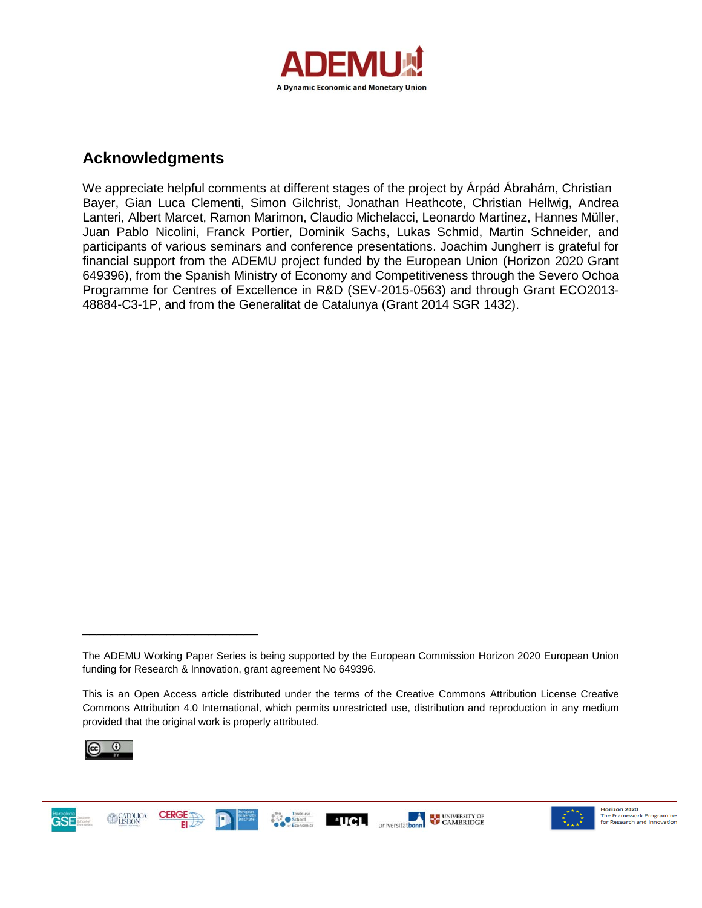## Acknowledgments

We appreciate helpful comments at different stages of the project by Árpád Ábrahám, Christian Bayer, Gian Luca Clementi, Simon Gilchrist, Jonathan Heathcote, Christian Hellwig, Andrea Lanteri, Albert Marcet, Ramon Marimon, Claudio Michelacci, Leonardo Martinez, Hannes Müller, Juan Pablo Nicolini, Franck Portier, Dominik Sachs, Lukas Schmid, Martin Schneider, and participants of various seminars and conference presentations. Joachim Jungherr is grateful for financial support from the ADEMU project funded by the European Union (Horizon 2020 Grant 649396), from the Spanish Ministry of Economy and Competitiveness through the Severo Ochoa Programme for Centres of Excellence in R&D (SEV-2015-0563) and through Grant ECO2013-48884-C3-1P, and from the Generalitat de Catalunya (Grant 2014 SGR 1432).

---

The ADEMU Working Paper Series is being supported by the European Commission Horizon 2020 European Union funding for Research & Innovation, grant agreement No 649396.

This is an Open Access article distributed under the terms of the Creative Commons Attribution License Creative Commons Attribution 4.0 International, which permits unrestricted use, distribution and reproduction in any medium provided that the original work is properly attributed.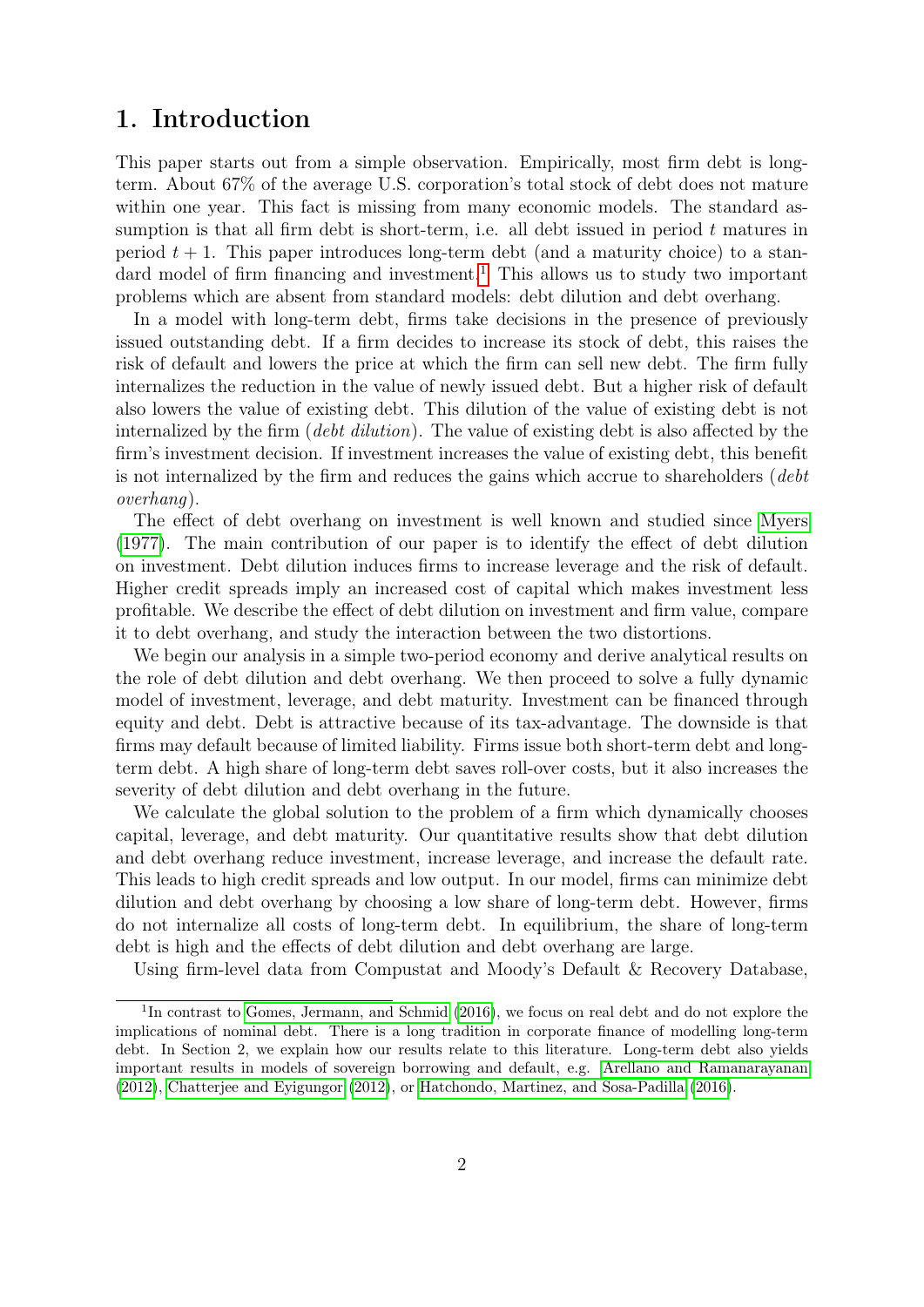# 1. Introduction

This paper starts out from a simple observation. Empirically, most firm debt is long-term. About 67% of the average U.S. corporation's total stock of debt does not mature within one year. This fact is missing from many economic models. The standard assumption is that all firm debt is short-term, i.e. all debt issued in period $t$ matures in period $t + 1$. This paper introduces long-term debt (and a maturity choice) to a standard model of firm financing and investment.[1] This allows us to study two important problems which are absent from standard models: debt dilution and debt overhang.

In a model with long-term debt, firms take decisions in the presence of previously issued outstanding debt. If a firm decides to increase its stock of debt, this raises the risk of default and lowers the price at which the firm can sell new debt. The firm fully internalizes the reduction in the value of newly issued debt. But a higher risk of default also lowers the value of existing debt. This dilution of the value of existing debt is not internalized by the firm (*debt dilution*). The value of existing debt is also affected by the firm's investment decision. If investment increases the value of existing debt, this benefit is not internalized by the firm and reduces the gains which accrue to shareholders (*debt overhang*).

The effect of debt overhang on investment is well known and studied since Myers (1977). The main contribution of our paper is to identify the effect of debt dilution on investment. Debt dilution induces firms to increase leverage and the risk of default. Higher credit spreads imply an increased cost of capital which makes investment less profitable. We describe the effect of debt dilution on investment and firm value, compare it to debt overhang, and study the interaction between the two distortions.

We begin our analysis in a simple two-period economy and derive analytical results on the role of debt dilution and debt overhang. We then proceed to solve a fully dynamic model of investment, leverage, and debt maturity. Investment can be financed through equity and debt. Debt is attractive because of its tax-advantage. The downside is that firms may default because of limited liability. Firms issue both short-term debt and long-term debt. A high share of long-term debt saves roll-over costs, but it also increases the severity of debt dilution and debt overhang in the future.

We calculate the global solution to the problem of a firm which dynamically chooses capital, leverage, and debt maturity. Our quantitative results show that debt dilution and debt overhang reduce investment, increase leverage, and increase the default rate. This leads to high credit spreads and low output. In our model, firms can minimize debt dilution and debt overhang by choosing a low share of long-term debt. However, firms do not internalize all costs of long-term debt. In equilibrium, the share of long-term debt is high and the effects of debt dilution and debt overhang are large.

Using firm-level data from Compustat and Moody's Default & Recovery Database,

[1] In contrast to Gomes, Jermann, and Schmid (2016), we focus on real debt and do not explore the implications of nominal debt. There is a long tradition in corporate finance of modelling long-term debt. In Section 2, we explain how our results relate to this literature. Long-term debt also yields important results in models of sovereign borrowing and default, e.g. Arellano and Ramanarayanan (2012), Chatterjee and Eyigungor (2012), or Hatchondo, Martinez, and Sosa-Padilla (2016).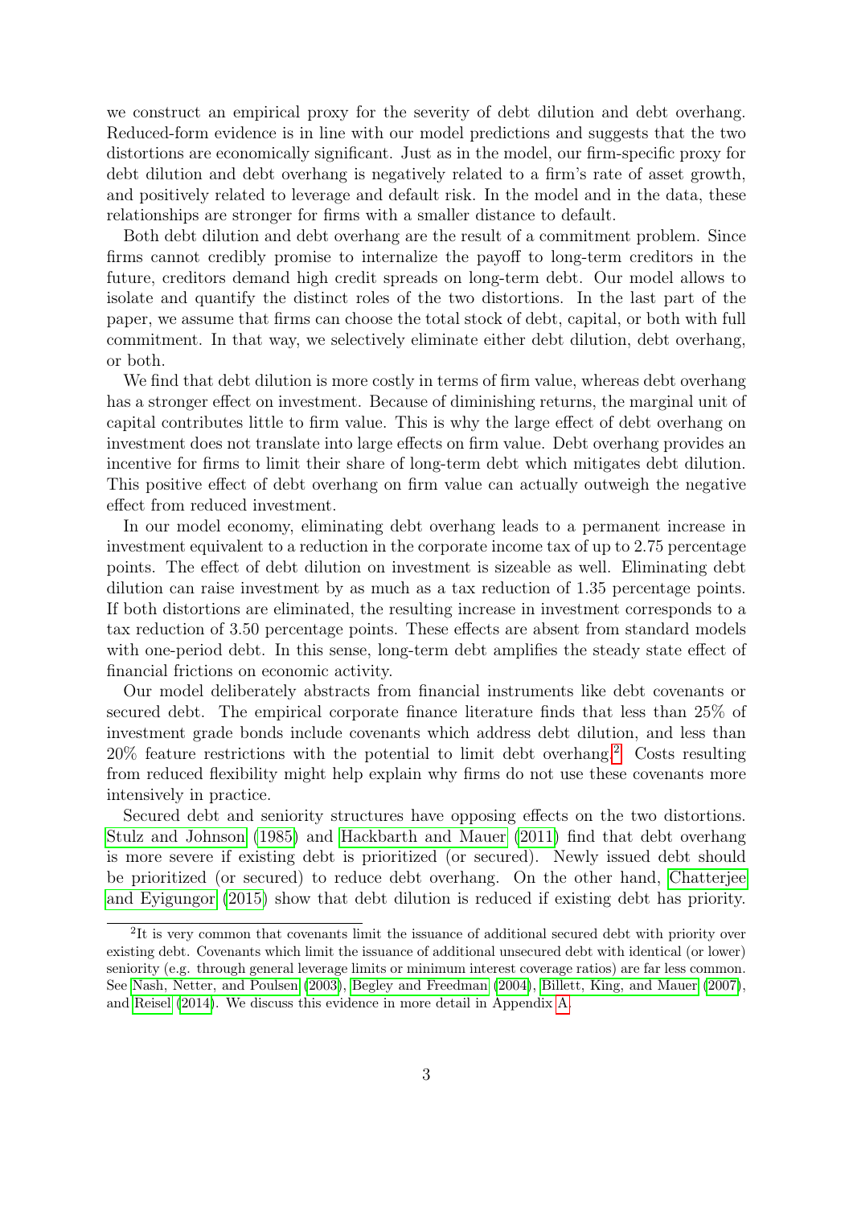we construct an empirical proxy for the severity of debt dilution and debt overhang. Reduced-form evidence is in line with our model predictions and suggests that the two distortions are economically significant. Just as in the model, our firm-specific proxy for debt dilution and debt overhang is negatively related to a firm's rate of asset growth, and positively related to leverage and default risk. In the model and in the data, these relationships are stronger for firms with a smaller distance to default.

Both debt dilution and debt overhang are the result of a commitment problem. Since firms cannot credibly promise to internalize the payoff to long-term creditors in the future, creditors demand high credit spreads on long-term debt. Our model allows to isolate and quantify the distinct roles of the two distortions. In the last part of the paper, we assume that firms can choose the total stock of debt, capital, or both with full commitment. In that way, we selectively eliminate either debt dilution, debt overhang, or both.

We find that debt dilution is more costly in terms of firm value, whereas debt overhang has a stronger effect on investment. Because of diminishing returns, the marginal unit of capital contributes little to firm value. This is why the large effect of debt overhang on investment does not translate into large effects on firm value. Debt overhang provides an incentive for firms to limit their share of long-term debt which mitigates debt dilution. This positive effect of debt overhang on firm value can actually outweigh the negative effect from reduced investment.

In our model economy, eliminating debt overhang leads to a permanent increase in investment equivalent to a reduction in the corporate income tax of up to 2.75 percentage points. The effect of debt dilution on investment is sizeable as well. Eliminating debt dilution can raise investment by as much as a tax reduction of 1.35 percentage points. If both distortions are eliminated, the resulting increase in investment corresponds to a tax reduction of 3.50 percentage points. These effects are absent from standard models with one-period debt. In this sense, long-term debt amplifies the steady state effect of financial frictions on economic activity.

Our model deliberately abstracts from financial instruments like debt covenants or secured debt. The empirical corporate finance literature finds that less than 25% of investment grade bonds include covenants which address debt dilution, and less than 20% feature restrictions with the potential to limit debt overhang.[2] Costs resulting from reduced flexibility might help explain why firms do not use these covenants more intensively in practice.

Secured debt and seniority structures have opposing effects on the two distortions. Stulz and Johnson (1985) and Hackbarth and Mauer (2011) find that debt overhang is more severe if existing debt is prioritized (or secured). Newly issued debt should be prioritized (or secured) to reduce debt overhang. On the other hand, Chatterjee and Eyigungor (2015) show that debt dilution is reduced if existing debt has priority.

[2] It is very common that covenants limit the issuance of additional secured debt with priority over existing debt. Covenants which limit the issuance of additional unsecured debt with identical (or lower) seniority (e.g. through general leverage limits or minimum interest coverage ratios) are far less common. See Nash, Netter, and Poulsen (2003), Begley and Freedman (2004), Billett, King, and Mauer (2007), and Reisel (2014). We discuss this evidence in more detail in Appendix A.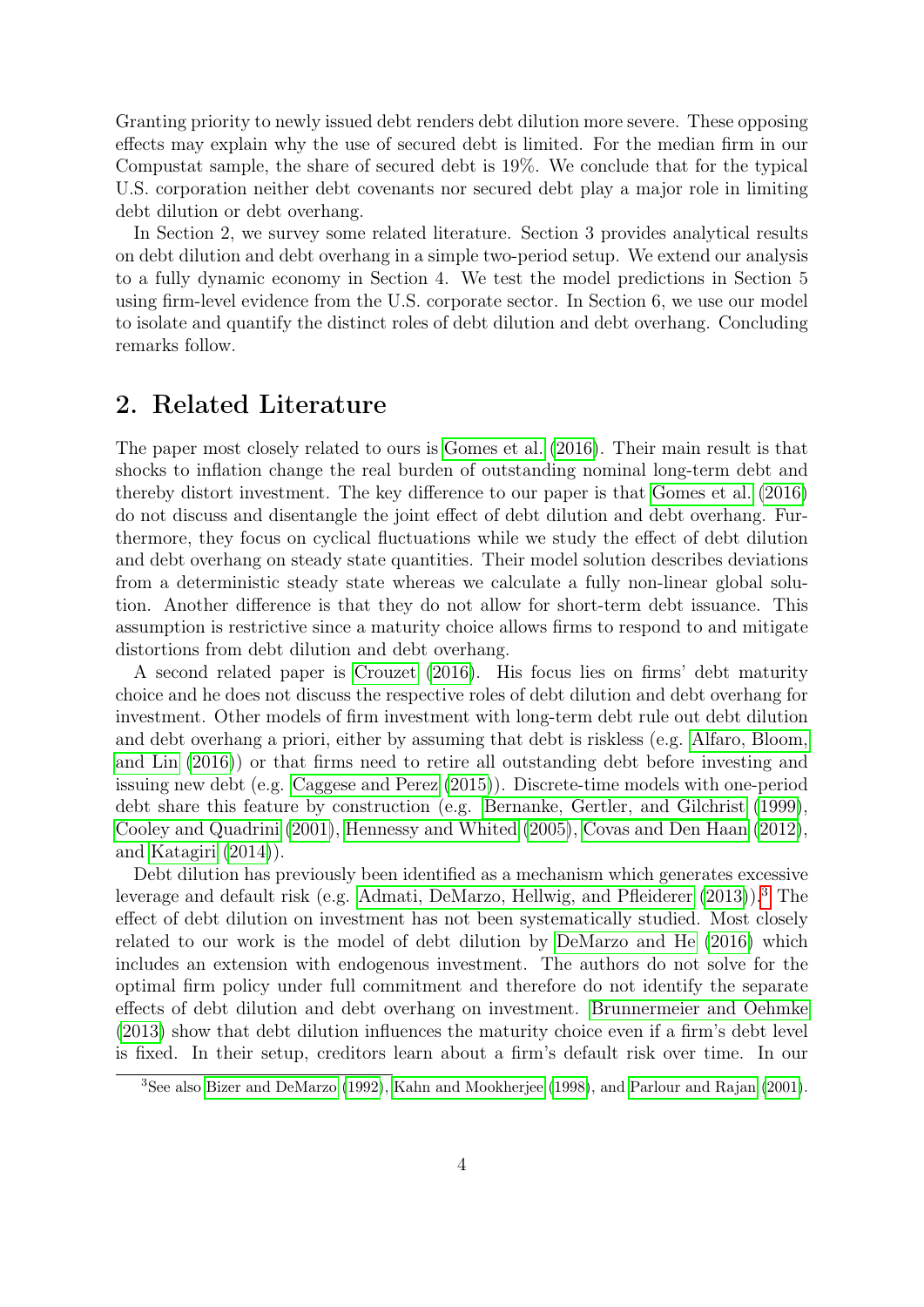Granting priority to newly issued debt renders debt dilution more severe. These opposing effects may explain why the use of secured debt is limited. For the median firm in our Compustat sample, the share of secured debt is 19%. We conclude that for the typical U.S. corporation neither debt covenants nor secured debt play a major role in limiting debt dilution or debt overhang.

In Section 2, we survey some related literature. Section 3 provides analytical results on debt dilution and debt overhang in a simple two-period setup. We extend our analysis to a fully dynamic economy in Section 4. We test the model predictions in Section 5 using firm-level evidence from the U.S. corporate sector. In Section 6, we use our model to isolate and quantify the distinct roles of debt dilution and debt overhang. Concluding remarks follow.

## 2. Related Literature

The paper most closely related to ours is Gomes et al. (2016). Their main result is that shocks to inflation change the real burden of outstanding nominal long-term debt and thereby distort investment. The key difference to our paper is that Gomes et al. (2016) do not discuss and disentangle the joint effect of debt dilution and debt overhang. Furthermore, they focus on cyclical fluctuations while we study the effect of debt dilution and debt overhang on steady state quantities. Their model solution describes deviations from a deterministic steady state whereas we calculate a fully non-linear global solution. Another difference is that they do not allow for short-term debt issuance. This assumption is restrictive since a maturity choice allows firms to respond to and mitigate distortions from debt dilution and debt overhang.

A second related paper is Crouzet (2016). His focus lies on firms' debt maturity choice and he does not discuss the respective roles of debt dilution and debt overhang for investment. Other models of firm investment with long-term debt rule out debt dilution and debt overhang a priori, either by assuming that debt is riskless (e.g. Alfaro, Bloom, and Lin (2016)) or that firms need to retire all outstanding debt before investing and issuing new debt (e.g. Caggese and Perez (2015)). Discrete-time models with one-period debt share this feature by construction (e.g. Bernanke, Gertler, and Gilchrist (1999), Cooley and Quadrini (2001), Hennessy and Whited (2005), Covas and Den Haan (2012), and Katagiri (2014)).

Debt dilution has previously been identified as a mechanism which generates excessive leverage and default risk (e.g. Admati, DeMarzo, Hellwig, and Pfleiderer (2013)).[3] The effect of debt dilution on investment has not been systematically studied. Most closely related to our work is the model of debt dilution by DeMarzo and He (2016) which includes an extension with endogenous investment. The authors do not solve for the optimal firm policy under full commitment and therefore do not identify the separate effects of debt dilution and debt overhang on investment. Brunnermeier and Oehmke (2013) show that debt dilution influences the maturity choice even if a firm's debt level is fixed. In their setup, creditors learn about a firm's default risk over time. In our

[3] See also Bizer and DeMarzo (1992), Kahn and Mookherjee (1998), and Parlour and Rajan (2001).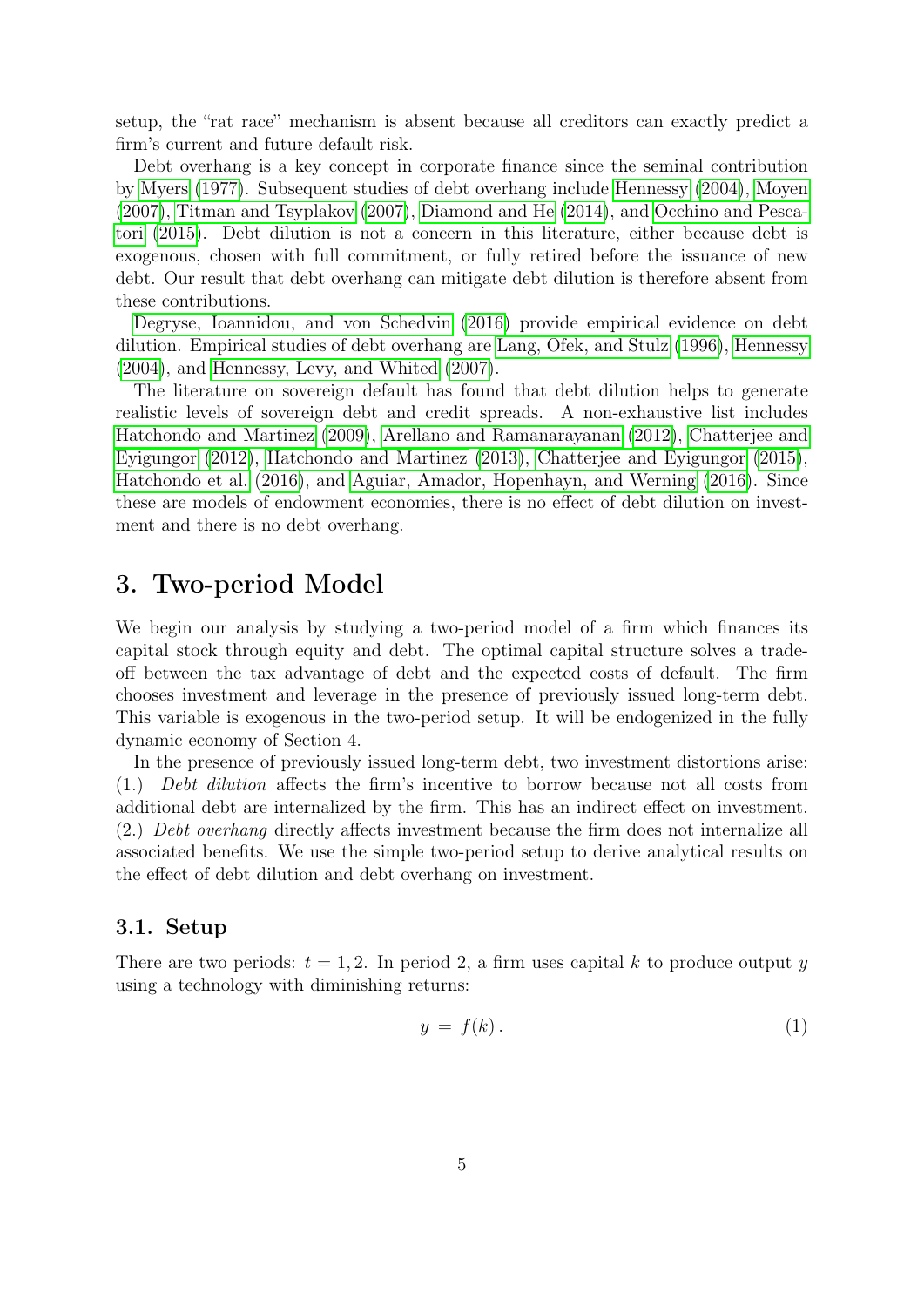setup, the "rat race" mechanism is absent because all creditors can exactly predict a firm's current and future default risk.

Debt overhang is a key concept in corporate finance since the seminal contribution by Myers (1977). Subsequent studies of debt overhang include Hennessy (2004), Moyen (2007), Titman and Tsyplakov (2007), Diamond and He (2014), and Occhino and Pescatori (2015). Debt dilution is not a concern in this literature, either because debt is exogenous, chosen with full commitment, or fully retired before the issuance of new debt. Our result that debt overhang can mitigate debt dilution is therefore absent from these contributions.

Degryse, Ioannidou, and von Schedvin (2016) provide empirical evidence on debt dilution. Empirical studies of debt overhang are Lang, Ofek, and Stulz (1996), Hennessy (2004), and Hennessy, Levy, and Whited (2007).

The literature on sovereign default has found that debt dilution helps to generate realistic levels of sovereign debt and credit spreads. A non-exhaustive list includes Hatchondo and Martinez (2009), Arellano and Ramanarayanan (2012), Chatterjee and Eyigungor (2012), Hatchondo and Martinez (2013), Chatterjee and Eyigungor (2015), Hatchondo et al. (2016), and Aguiar, Amador, Hopenhayn, and Werning (2016). Since these are models of endowment economies, there is no effect of debt dilution on investment and there is no debt overhang.

# 3. Two-period Model

We begin our analysis by studying a two-period model of a firm which finances its capital stock through equity and debt. The optimal capital structure solves a trade-off between the tax advantage of debt and the expected costs of default. The firm chooses investment and leverage in the presence of previously issued long-term debt. This variable is exogenous in the two-period setup. It will be endogenized in the fully dynamic economy of Section 4.

In the presence of previously issued long-term debt, two investment distortions arise: (1.) *Debt dilution* affects the firm's incentive to borrow because not all costs from additional debt are internalized by the firm. This has an indirect effect on investment. (2.) *Debt overhang* directly affects investment because the firm does not internalize all associated benefits. We use the simple two-period setup to derive analytical results on the effect of debt dilution and debt overhang on investment.

## 3.1. Setup

There are two periods: $t = 1, 2$. In period 2, a firm uses capital $k$ to produce output $y$ using a technology with diminishing returns:

$$y = f(k). \tag{1}$$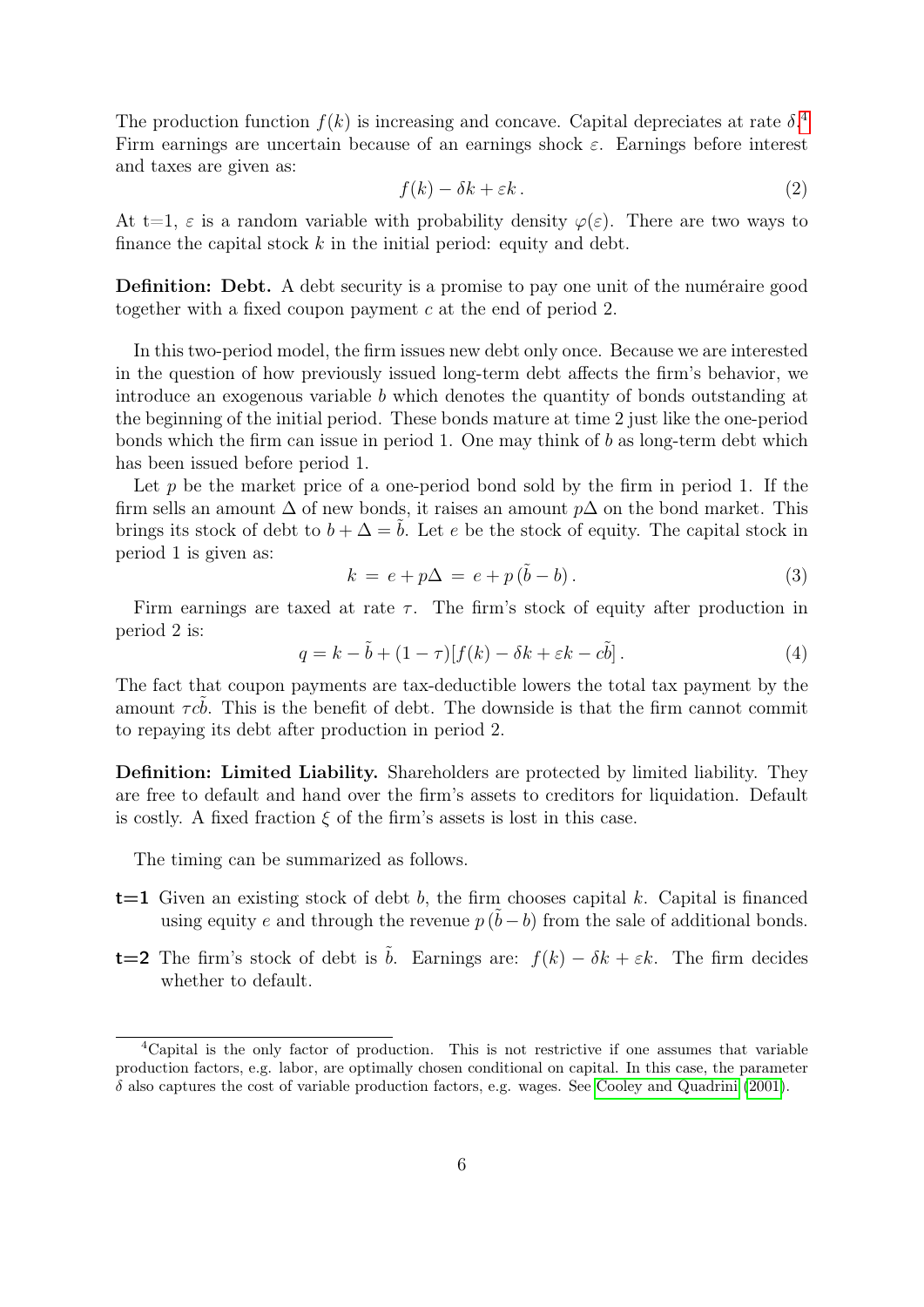The production function $f(k)$ is increasing and concave. Capital depreciates at rate $\delta$.[4] Firm earnings are uncertain because of an earnings shock $\varepsilon$. Earnings before interest and taxes are given as:

$$f(k) - \delta k + \varepsilon k \,. \tag{2}$$

At t=1, $\varepsilon$ is a random variable with probability density $\varphi(\varepsilon)$. There are two ways to finance the capital stock $k$ in the initial period: equity and debt.

**Definition: Debt.** A debt security is a promise to pay one unit of the numéraire good together with a fixed coupon payment $c$ at the end of period 2.

In this two-period model, the firm issues new debt only once. Because we are interested in the question of how previously issued long-term debt affects the firm's behavior, we introduce an exogenous variable $b$ which denotes the quantity of bonds outstanding at the beginning of the initial period. These bonds mature at time 2 just like the one-period bonds which the firm can issue in period 1. One may think of $b$ as long-term debt which has been issued before period 1.

Let $p$ be the market price of a one-period bond sold by the firm in period 1. If the firm sells an amount $\Delta$ of new bonds, it raises an amount $p\Delta$ on the bond market. This brings its stock of debt to $b + \Delta = \tilde{b}$. Let $e$ be the stock of equity. The capital stock in period 1 is given as:

$$k \;=\; e + p\Delta \;=\; e + p\,(\tilde{b} - b)\,. \tag{3}$$

Firm earnings are taxed at rate $\tau$. The firm's stock of equity after production in period 2 is:

$$q = k - \tilde{b} + (1-\tau)[f(k) - \delta k + \varepsilon k - c\tilde{b}]\,. \tag{4}$$

The fact that coupon payments are tax-deductible lowers the total tax payment by the amount $\tau c\tilde{b}$. This is the benefit of debt. The downside is that the firm cannot commit to repaying its debt after production in period 2.

**Definition: Limited Liability.** Shareholders are protected by limited liability. They are free to default and hand over the firm's assets to creditors for liquidation. Default is costly. A fixed fraction $\xi$ of the firm's assets is lost in this case.

The timing can be summarized as follows.

- **t=1** Given an existing stock of debt $b$, the firm chooses capital $k$. Capital is financed using equity $e$ and through the revenue $p\,(\tilde{b} - b)$ from the sale of additional bonds.
- **t=2** The firm's stock of debt is $\tilde{b}$. Earnings are: $f(k) - \delta k + \varepsilon k$. The firm decides whether to default.

[4] Capital is the only factor of production. This is not restrictive if one assumes that variable production factors, e.g. labor, are optimally chosen conditional on capital. In this case, the parameter $\delta$ also captures the cost of variable production factors, e.g. wages. See Cooley and Quadrini (2001).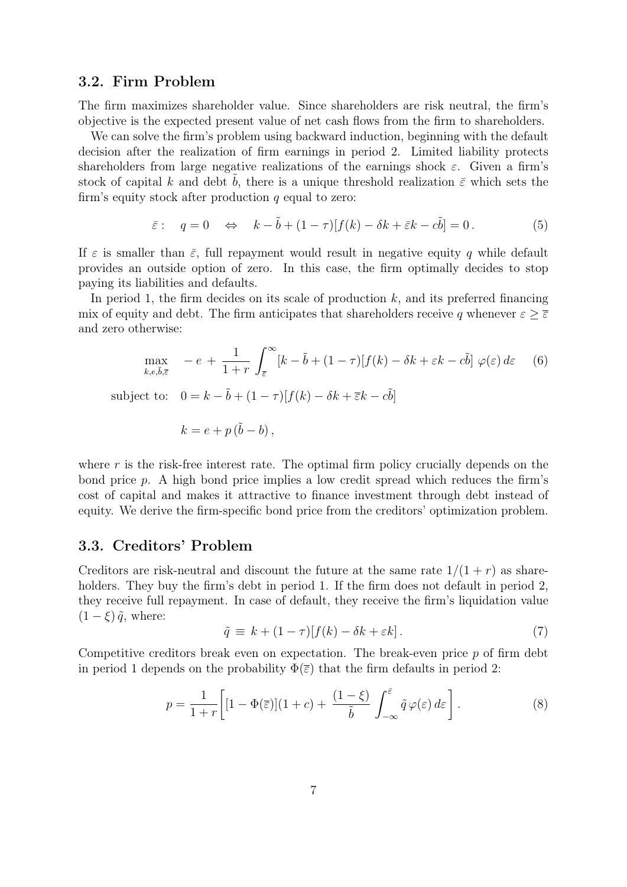### 3.2. Firm Problem

The firm maximizes shareholder value. Since shareholders are risk neutral, the firm's objective is the expected present value of net cash flows from the firm to shareholders.

We can solve the firm's problem using backward induction, beginning with the default decision after the realization of firm earnings in period 2. Limited liability protects shareholders from large negative realizations of the earnings shock $\varepsilon$. Given a firm's stock of capital $k$ and debt $\tilde{b}$, there is a unique threshold realization $\bar{\varepsilon}$ which sets the firm's equity stock after production $q$ equal to zero:

$$\bar{\varepsilon}: \quad q = 0 \quad \Leftrightarrow \quad k - \tilde{b} + (1-\tau)[f(k) - \delta k + \bar{\varepsilon} k - c\tilde{b}] = 0\,. \tag{5}$$

If $\varepsilon$ is smaller than $\bar{\varepsilon}$, full repayment would result in negative equity $q$ while default provides an outside option of zero. In this case, the firm optimally decides to stop paying its liabilities and defaults.

In period 1, the firm decides on its scale of production $k$, and its preferred financing mix of equity and debt. The firm anticipates that shareholders receive $q$ whenever $\varepsilon \geq \bar{\varepsilon}$ and zero otherwise:

$$\max_{k,e,\tilde{b},\bar{\varepsilon}} \quad -e + \frac{1}{1+r}\int_{\bar{\varepsilon}}^{\infty} [k - \tilde{b} + (1-\tau)[f(k) - \delta k + \varepsilon k - c\tilde{b}]\; \varphi(\varepsilon)\, d\varepsilon \tag{6}$$

$$\text{subject to:} \quad 0 = k - \tilde{b} + (1-\tau)[f(k) - \delta k + \bar{\varepsilon} k - c\tilde{b}]$$

$$k = e + p\,(\tilde{b} - b)\,,$$

where $r$ is the risk-free interest rate. The optimal firm policy crucially depends on the bond price $p$. A high bond price implies a low credit spread which reduces the firm's cost of capital and makes it attractive to finance investment through debt instead of equity. We derive the firm-specific bond price from the creditors' optimization problem.

### 3.3. Creditors' Problem

Creditors are risk-neutral and discount the future at the same rate $1/(1+r)$ as shareholders. They buy the firm's debt in period 1. If the firm does not default in period 2, they receive full repayment. In case of default, they receive the firm's liquidation value $(1-\xi)\,\tilde{q}$, where:

$$\tilde{q} \;\equiv\; k + (1-\tau)[f(k) - \delta k + \varepsilon k]\,. \tag{7}$$

Competitive creditors break even on expectation. The break-even price $p$ of firm debt in period 1 depends on the probability $\Phi(\bar{\varepsilon})$ that the firm defaults in period 2:

$$p = \frac{1}{1+r}\left[[1 - \Phi(\bar{\varepsilon})](1+c) + \frac{(1-\xi)}{\tilde{b}}\int_{-\infty}^{\bar{\varepsilon}} \tilde{q}\,\varphi(\varepsilon)\, d\varepsilon\right]. \tag{8}$$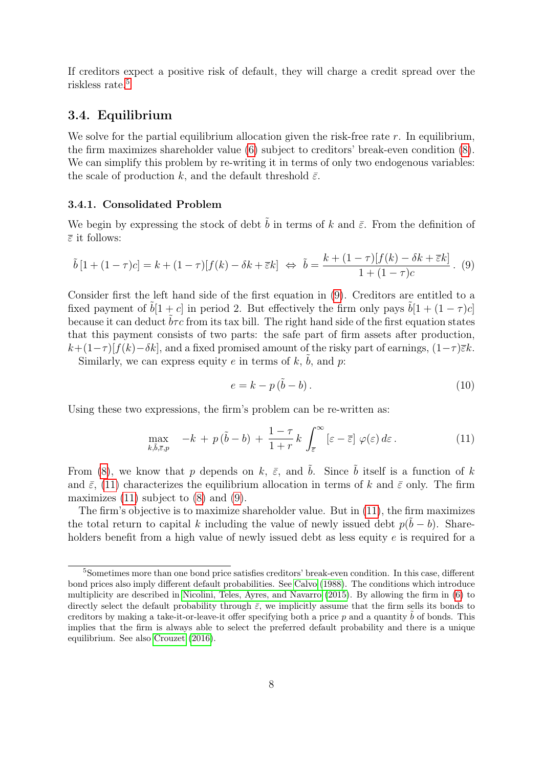If creditors expect a positive risk of default, they will charge a credit spread over the riskless rate.[5]

## 3.4. Equilibrium

We solve for the partial equilibrium allocation given the risk-free rate $r$. In equilibrium, the firm maximizes shareholder value (6) subject to creditors' break-even condition (8). We can simplify this problem by re-writing it in terms of only two endogenous variables: the scale of production $k$, and the default threshold $\bar{\varepsilon}$.

### 3.4.1. Consolidated Problem

We begin by expressing the stock of debt $\tilde{b}$ in terms of $k$ and $\bar{\varepsilon}$. From the definition of $\bar{\varepsilon}$ it follows:

$$\tilde{b}\,[1+(1-\tau)c] = k + (1-\tau)[f(k) - \delta k + \bar{\varepsilon} k] \;\Leftrightarrow\; \tilde{b} = \frac{k + (1-\tau)[f(k) - \delta k + \bar{\varepsilon} k]}{1+(1-\tau)c}\,. \quad (9)$$

Consider first the left hand side of the first equation in (9). Creditors are entitled to a fixed payment of $\tilde{b}[1+c]$ in period 2. But effectively the firm only pays $\tilde{b}[1+(1-\tau)c]$ because it can deduct $\tilde{b}\tau c$ from its tax bill. The right hand side of the first equation states that this payment consists of two parts: the safe part of firm assets after production, $k+(1-\tau)[f(k)-\delta k]$, and a fixed promised amount of the risky part of earnings, $(1-\tau)\bar{\varepsilon}k$.

Similarly, we can express equity $e$ in terms of $k$, $\tilde{b}$, and $p$:

$$e = k - p\,(\tilde{b} - b)\,. \quad (10)$$

Using these two expressions, the firm's problem can be re-written as:

$$\max_{k,\tilde{b},\bar{\varepsilon},p} \quad -k \,+\, p\,(\tilde{b} - b) \,+\, \frac{1-\tau}{1+r}\,k \int_{\bar{\varepsilon}}^{\infty} [\varepsilon - \bar{\varepsilon}]\;\varphi(\varepsilon)\,d\varepsilon\,. \quad (11)$$

From (8), we know that $p$ depends on $k$, $\bar{\varepsilon}$, and $\tilde{b}$. Since $\tilde{b}$ itself is a function of $k$ and $\bar{\varepsilon}$, (11) characterizes the equilibrium allocation in terms of $k$ and $\bar{\varepsilon}$ only. The firm maximizes (11) subject to (8) and (9).

The firm's objective is to maximize shareholder value. But in (11), the firm maximizes the total return to capital $k$ including the value of newly issued debt $p(\tilde{b} - b)$. Shareholders benefit from a high value of newly issued debt as less equity $e$ is required for a

---

[5] Sometimes more than one bond price satisfies creditors' break-even condition. In this case, different bond prices also imply different default probabilities. See Calvo (1988). The conditions which introduce multiplicity are described in Nicolini, Teles, Ayres, and Navarro (2015). By allowing the firm in (6) to directly select the default probability through $\bar{\varepsilon}$, we implicitly assume that the firm sells its bonds to creditors by making a take-it-or-leave-it offer specifying both a price $p$ and a quantity $\tilde{b}$ of bonds. This implies that the firm is always able to select the preferred default probability and there is a unique equilibrium. See also Crouzet (2016).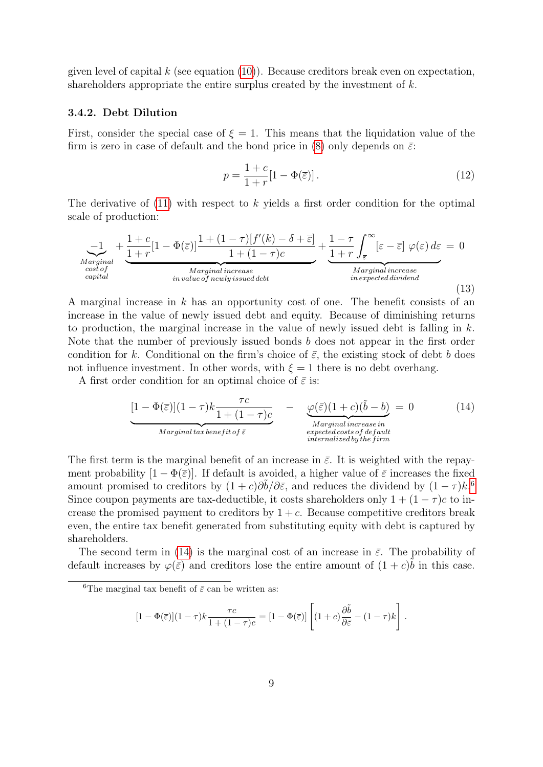given level of capital $k$ (see equation (10)). Because creditors break even on expectation, shareholders appropriate the entire surplus created by the investment of $k$.

### 3.4.2. Debt Dilution

First, consider the special case of $\xi = 1$. This means that the liquidation value of the firm is zero in case of default and the bond price in (8) only depends on $\bar{\varepsilon}$:

$$p = \frac{1+c}{1+r}[1 - \Phi(\bar{\varepsilon})]\,. \tag{12}$$

The derivative of (11) with respect to $k$ yields a first order condition for the optimal scale of production:

$$\underbrace{-1}_{\substack{Marginal\\ cost\,of\\ capital}} + \underbrace{\frac{1+c}{1+r}[1-\Phi(\bar{\varepsilon})]\frac{1+(1-\tau)[f'(k)-\delta+\bar{\varepsilon}]}{1+(1-\tau)c}}_{\substack{Marginal\,increase\\ in\,value\,of\,newly\,issued\,debt}} + \underbrace{\frac{1-\tau}{1+r}\int_{\bar{\varepsilon}}^{\infty}[\varepsilon-\bar{\varepsilon}]\;\varphi(\varepsilon)\,d\varepsilon}_{\substack{Marginal\,increase\\ in\,expected\,dividend}} = 0 \tag{13}$$

A marginal increase in $k$ has an opportunity cost of one. The benefit consists of an increase in the value of newly issued debt and equity. Because of diminishing returns to production, the marginal increase in the value of newly issued debt is falling in $k$. Note that the number of previously issued bonds $b$ does not appear in the first order condition for $k$. Conditional on the firm's choice of $\bar{\varepsilon}$, the existing stock of debt $b$ does not influence investment. In other words, with $\xi = 1$ there is no debt overhang.

A first order condition for an optimal choice of $\bar{\varepsilon}$ is:

$$\underbrace{[1-\Phi(\bar{\varepsilon})](1-\tau)k\frac{\tau c}{1+(1-\tau)c}}_{Marginal\,tax\,benefit\,of\,\bar{\varepsilon}} \quad - \quad \underbrace{\varphi(\bar{\varepsilon})(1+c)(\tilde{b}-b)}_{\substack{Marginal\,increase\,in\\ expected\,costs\,of\,default\\ internalized\,by\,the\,firm}} = 0 \tag{14}$$

The first term is the marginal benefit of an increase in $\bar{\varepsilon}$. It is weighted with the repayment probability $[1 - \Phi(\bar{\varepsilon})]$. If default is avoided, a higher value of $\bar{\varepsilon}$ increases the fixed amount promised to creditors by $(1 + c)\partial\tilde{b}/\partial\bar{\varepsilon}$, and reduces the dividend by $(1 - \tau)k$.[6] Since coupon payments are tax-deductible, it costs shareholders only $1 + (1 - \tau)c$ to increase the promised payment to creditors by $1 + c$. Because competitive creditors break even, the entire tax benefit generated from substituting equity with debt is captured by shareholders.

The second term in (14) is the marginal cost of an increase in $\bar{\varepsilon}$. The probability of default increases by $\varphi(\bar{\varepsilon})$ and creditors lose the entire amount of $(1 + c)\tilde{b}$ in this case.

[6] The marginal tax benefit of $\bar{\varepsilon}$ can be written as:

$$[1-\Phi(\bar{\varepsilon})](1-\tau)k\frac{\tau c}{1+(1-\tau)c} = [1-\Phi(\bar{\varepsilon})]\left[(1+c)\frac{\partial\tilde{b}}{\partial\bar{\varepsilon}} - (1-\tau)k\right].$$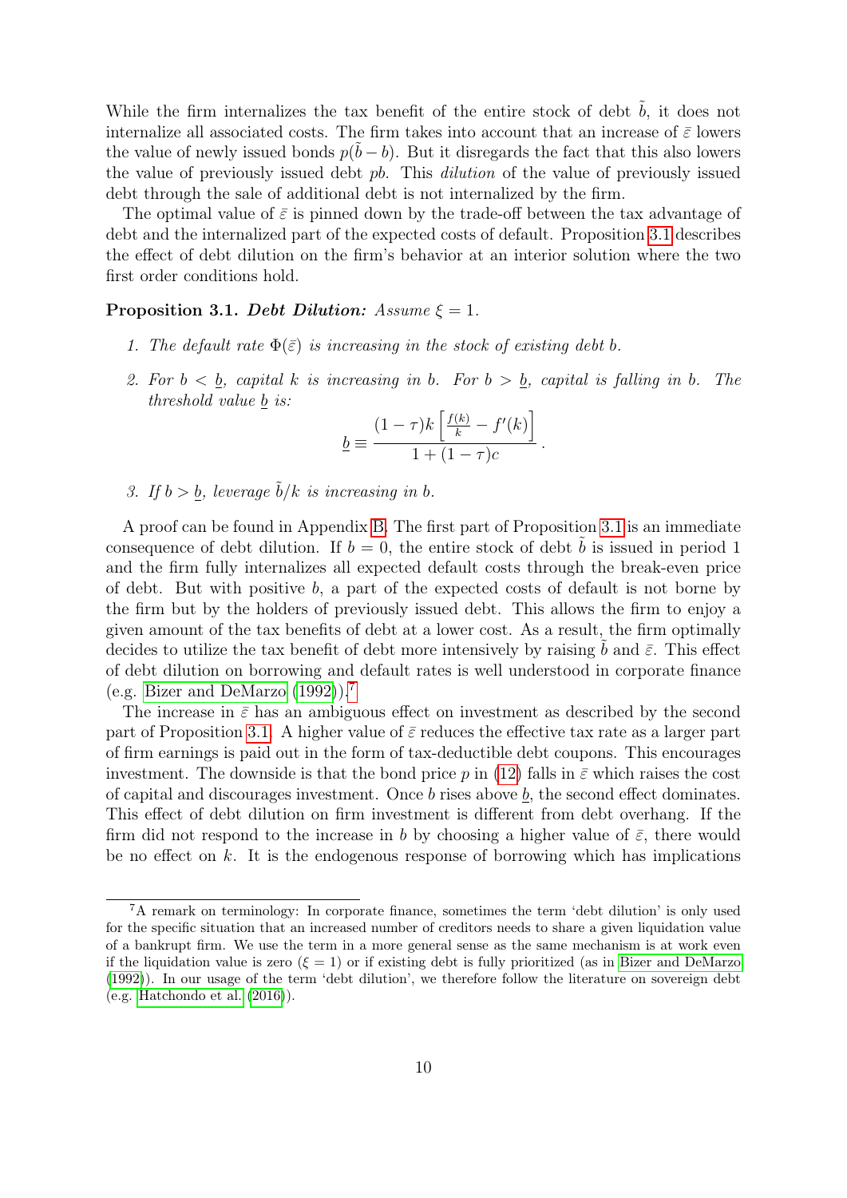While the firm internalizes the tax benefit of the entire stock of debt $\tilde{b}$, it does not internalize all associated costs. The firm takes into account that an increase of $\bar{\varepsilon}$ lowers the value of newly issued bonds $p(\tilde{b} - b)$. But it disregards the fact that this also lowers the value of previously issued debt $pb$. This *dilution* of the value of previously issued debt through the sale of additional debt is not internalized by the firm.

The optimal value of $\bar{\varepsilon}$ is pinned down by the trade-off between the tax advantage of debt and the internalized part of the expected costs of default. Proposition 3.1 describes the effect of debt dilution on the firm's behavior at an interior solution where the two first order conditions hold.

**Proposition 3.1.** ***Debt Dilution:*** *Assume $\xi = 1$.*

1. *The default rate $\Phi(\bar{\varepsilon})$ is increasing in the stock of existing debt $b$.*
2. *For $b < \underline{b}$, capital $k$ is increasing in $b$. For $b > \underline{b}$, capital is falling in $b$. The threshold value $\underline{b}$ is:*

$$\underline{b} \equiv \frac{(1-\tau)k\left[\frac{f(k)}{k} - f'(k)\right]}{1 + (1-\tau)c}.$$

3. *If $b > \underline{b}$, leverage $\tilde{b}/k$ is increasing in $b$.*

A proof can be found in Appendix B. The first part of Proposition 3.1 is an immediate consequence of debt dilution. If $b = 0$, the entire stock of debt $\tilde{b}$ is issued in period 1 and the firm fully internalizes all expected default costs through the break-even price of debt. But with positive $b$, a part of the expected costs of default is not borne by the firm but by the holders of previously issued debt. This allows the firm to enjoy a given amount of the tax benefits of debt at a lower cost. As a result, the firm optimally decides to utilize the tax benefit of debt more intensively by raising $\tilde{b}$ and $\bar{\varepsilon}$. This effect of debt dilution on borrowing and default rates is well understood in corporate finance (e.g. Bizer and DeMarzo (1992)).[7]

The increase in $\bar{\varepsilon}$ has an ambiguous effect on investment as described by the second part of Proposition 3.1. A higher value of $\bar{\varepsilon}$ reduces the effective tax rate as a larger part of firm earnings is paid out in the form of tax-deductible debt coupons. This encourages investment. The downside is that the bond price $p$ in (12) falls in $\bar{\varepsilon}$ which raises the cost of capital and discourages investment. Once $b$ rises above $\underline{b}$, the second effect dominates. This effect of debt dilution on firm investment is different from debt overhang. If the firm did not respond to the increase in $b$ by choosing a higher value of $\bar{\varepsilon}$, there would be no effect on $k$. It is the endogenous response of borrowing which has implications

[7] A remark on terminology: In corporate finance, sometimes the term 'debt dilution' is only used for the specific situation that an increased number of creditors needs to share a given liquidation value of a bankrupt firm. We use the term in a more general sense as the same mechanism is at work even if the liquidation value is zero ($\xi = 1$) or if existing debt is fully prioritized (as in Bizer and DeMarzo (1992)). In our usage of the term 'debt dilution', we therefore follow the literature on sovereign debt (e.g. Hatchondo et al. (2016)).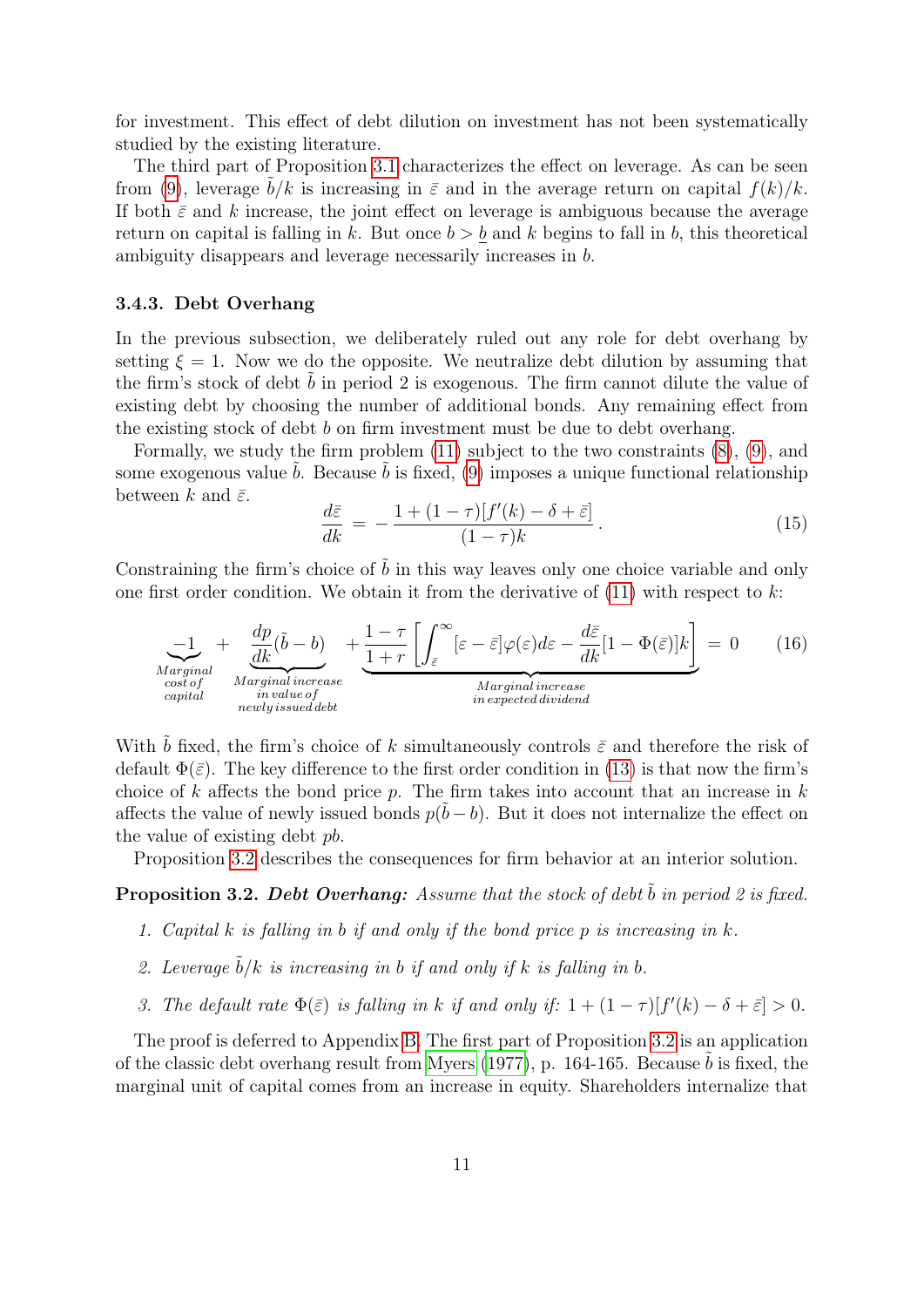for investment. This effect of debt dilution on investment has not been systematically studied by the existing literature.

The third part of Proposition 3.1 characterizes the effect on leverage. As can be seen from (9), leverage $\tilde{b}/k$ is increasing in $\bar{\varepsilon}$ and in the average return on capital $f(k)/k$. If both $\bar{\varepsilon}$ and $k$ increase, the joint effect on leverage is ambiguous because the average return on capital is falling in $k$. But once $b > \underline{b}$ and $k$ begins to fall in $b$, this theoretical ambiguity disappears and leverage necessarily increases in $b$.

### 3.4.3. Debt Overhang

In the previous subsection, we deliberately ruled out any role for debt overhang by setting $\xi = 1$. Now we do the opposite. We neutralize debt dilution by assuming that the firm's stock of debt $\tilde{b}$ in period 2 is exogenous. The firm cannot dilute the value of existing debt by choosing the number of additional bonds. Any remaining effect from the existing stock of debt $b$ on firm investment must be due to debt overhang.

Formally, we study the firm problem (11) subject to the two constraints (8), (9), and some exogenous value $\tilde{b}$. Because $\tilde{b}$ is fixed, (9) imposes a unique functional relationship between $k$ and $\bar{\varepsilon}$.

$$\frac{d\bar{\varepsilon}}{dk} = -\frac{1 + (1-\tau)[f'(k) - \delta + \bar{\varepsilon}]}{(1-\tau)k}. \tag{15}$$

Constraining the firm's choice of $\tilde{b}$ in this way leaves only one choice variable and only one first order condition. We obtain it from the derivative of (11) with respect to $k$:

$$\underbrace{-1}_{\substack{Marginal\\ cost\, of\\ capital}} + \underbrace{\frac{dp}{dk}(\tilde{b} - b)}_{\substack{Marginal\, increase\\ in\, value\, of\\ newly\, issued\, debt}} + \underbrace{\frac{1-\tau}{1+r}\left[\int_{\bar{\varepsilon}}^{\infty}[\varepsilon - \bar{\varepsilon}]\varphi(\varepsilon)d\varepsilon - \frac{d\bar{\varepsilon}}{dk}[1 - \Phi(\bar{\varepsilon})]k\right]}_{Marginal\, increase\, in\, expected\, dividend} = 0 \tag{16}$$

With $\tilde{b}$ fixed, the firm's choice of $k$ simultaneously controls $\bar{\varepsilon}$ and therefore the risk of default $\Phi(\bar{\varepsilon})$. The key difference to the first order condition in (13) is that now the firm's choice of $k$ affects the bond price $p$. The firm takes into account that an increase in $k$ affects the value of newly issued bonds $p(\tilde{b} - b)$. But it does not internalize the effect on the value of existing debt $pb$.

Proposition 3.2 describes the consequences for firm behavior at an interior solution.

**Proposition 3.2.** ***Debt Overhang:*** *Assume that the stock of debt $\tilde{b}$ in period 2 is fixed.*

1. *Capital $k$ is falling in $b$ if and only if the bond price $p$ is increasing in $k$.*
2. *Leverage $\tilde{b}/k$ is increasing in $b$ if and only if $k$ is falling in $b$.*
3. *The default rate $\Phi(\bar{\varepsilon})$ is falling in $k$ if and only if: $1 + (1-\tau)[f'(k) - \delta + \bar{\varepsilon}] > 0$.*

The proof is deferred to Appendix B. The first part of Proposition 3.2 is an application of the classic debt overhang result from Myers (1977), p. 164-165. Because $\tilde{b}$ is fixed, the marginal unit of capital comes from an increase in equity. Shareholders internalize that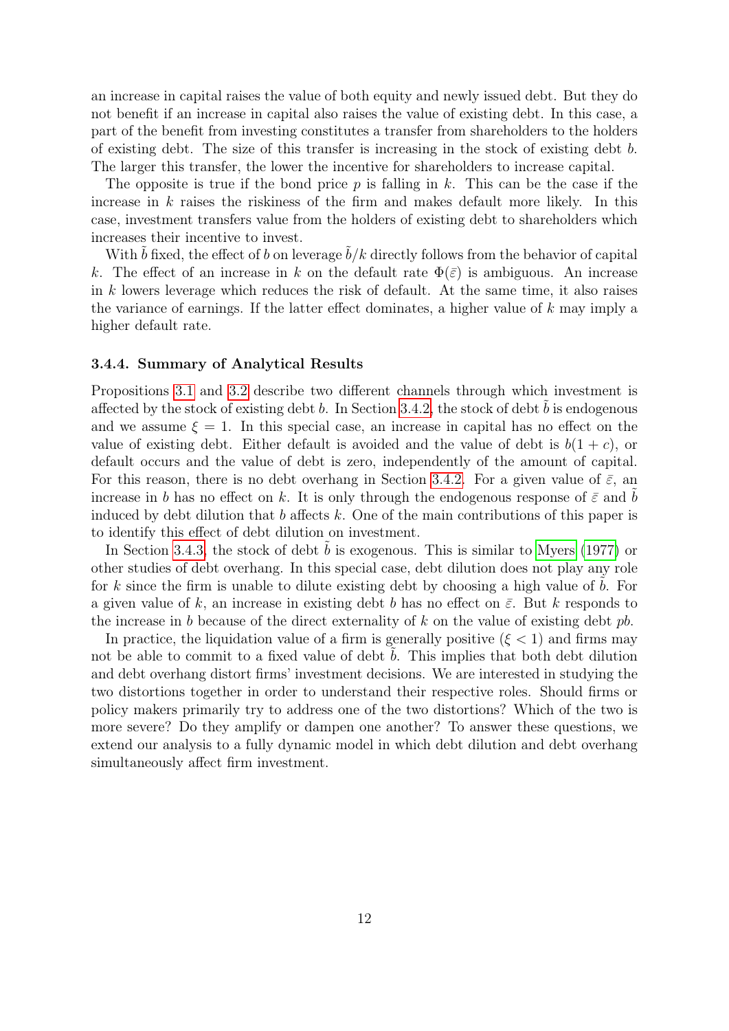an increase in capital raises the value of both equity and newly issued debt. But they do not benefit if an increase in capital also raises the value of existing debt. In this case, a part of the benefit from investing constitutes a transfer from shareholders to the holders of existing debt. The size of this transfer is increasing in the stock of existing debt $b$. The larger this transfer, the lower the incentive for shareholders to increase capital.

The opposite is true if the bond price $p$ is falling in $k$. This can be the case if the increase in $k$ raises the riskiness of the firm and makes default more likely. In this case, investment transfers value from the holders of existing debt to shareholders which increases their incentive to invest.

With $\tilde{b}$ fixed, the effect of $b$ on leverage $\tilde{b}/k$ directly follows from the behavior of capital $k$. The effect of an increase in $k$ on the default rate $\Phi(\bar{\varepsilon})$ is ambiguous. An increase in $k$ lowers leverage which reduces the risk of default. At the same time, it also raises the variance of earnings. If the latter effect dominates, a higher value of $k$ may imply a higher default rate.

### 3.4.4. Summary of Analytical Results

Propositions 3.1 and 3.2 describe two different channels through which investment is affected by the stock of existing debt $b$. In Section 3.4.2, the stock of debt $\tilde{b}$ is endogenous and we assume $\xi = 1$. In this special case, an increase in capital has no effect on the value of existing debt. Either default is avoided and the value of debt is $b(1+c)$, or default occurs and the value of debt is zero, independently of the amount of capital. For this reason, there is no debt overhang in Section 3.4.2. For a given value of $\bar{\varepsilon}$, an increase in $b$ has no effect on $k$. It is only through the endogenous response of $\bar{\varepsilon}$ and $\tilde{b}$ induced by debt dilution that $b$ affects $k$. One of the main contributions of this paper is to identify this effect of debt dilution on investment.

In Section 3.4.3, the stock of debt $\tilde{b}$ is exogenous. This is similar to Myers (1977) or other studies of debt overhang. In this special case, debt dilution does not play any role for $k$ since the firm is unable to dilute existing debt by choosing a high value of $\tilde{b}$. For a given value of $k$, an increase in existing debt $b$ has no effect on $\bar{\varepsilon}$. But $k$ responds to the increase in $b$ because of the direct externality of $k$ on the value of existing debt $pb$.

In practice, the liquidation value of a firm is generally positive ($\xi < 1$) and firms may not be able to commit to a fixed value of debt $\tilde{b}$. This implies that both debt dilution and debt overhang distort firms' investment decisions. We are interested in studying the two distortions together in order to understand their respective roles. Should firms or policy makers primarily try to address one of the two distortions? Which of the two is more severe? Do they amplify or dampen one another? To answer these questions, we extend our analysis to a fully dynamic model in which debt dilution and debt overhang simultaneously affect firm investment.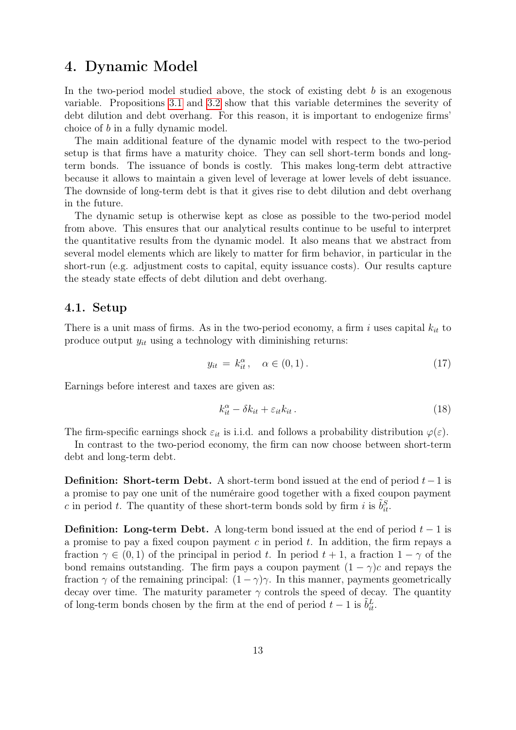# 4. Dynamic Model

In the two-period model studied above, the stock of existing debt $b$ is an exogenous variable. Propositions 3.1 and 3.2 show that this variable determines the severity of debt dilution and debt overhang. For this reason, it is important to endogenize firms' choice of $b$ in a fully dynamic model.

The main additional feature of the dynamic model with respect to the two-period setup is that firms have a maturity choice. They can sell short-term bonds and long-term bonds. The issuance of bonds is costly. This makes long-term debt attractive because it allows to maintain a given level of leverage at lower levels of debt issuance. The downside of long-term debt is that it gives rise to debt dilution and debt overhang in the future.

The dynamic setup is otherwise kept as close as possible to the two-period model from above. This ensures that our analytical results continue to be useful to interpret the quantitative results from the dynamic model. It also means that we abstract from several model elements which are likely to matter for firm behavior, in particular in the short-run (e.g. adjustment costs to capital, equity issuance costs). Our results capture the steady state effects of debt dilution and debt overhang.

## 4.1. Setup

There is a unit mass of firms. As in the two-period economy, a firm $i$ uses capital $k_{it}$ to produce output $y_{it}$ using a technology with diminishing returns:

$$y_{it} = k_{it}^{\alpha}, \quad \alpha \in (0, 1). \tag{17}$$

Earnings before interest and taxes are given as:

$$k_{it}^{\alpha} - \delta k_{it} + \varepsilon_{it} k_{it}. \tag{18}$$

The firm-specific earnings shock $\varepsilon_{it}$ is i.i.d. and follows a probability distribution $\varphi(\varepsilon)$.

In contrast to the two-period economy, the firm can now choose between short-term debt and long-term debt.

**Definition: Short-term Debt.** A short-term bond issued at the end of period $t-1$ is a promise to pay one unit of the numéraire good together with a fixed coupon payment $c$ in period $t$. The quantity of these short-term bonds sold by firm $i$ is $\tilde{b}_{it}^{S}$.

**Definition: Long-term Debt.** A long-term bond issued at the end of period $t-1$ is a promise to pay a fixed coupon payment $c$ in period $t$. In addition, the firm repays a fraction $\gamma \in (0, 1)$ of the principal in period $t$. In period $t+1$, a fraction $1-\gamma$ of the bond remains outstanding. The firm pays a coupon payment $(1-\gamma)c$ and repays the fraction $\gamma$ of the remaining principal: $(1-\gamma)\gamma$. In this manner, payments geometrically decay over time. The maturity parameter $\gamma$ controls the speed of decay. The quantity of long-term bonds chosen by the firm at the end of period $t-1$ is $\tilde{b}_{it}^{L}$.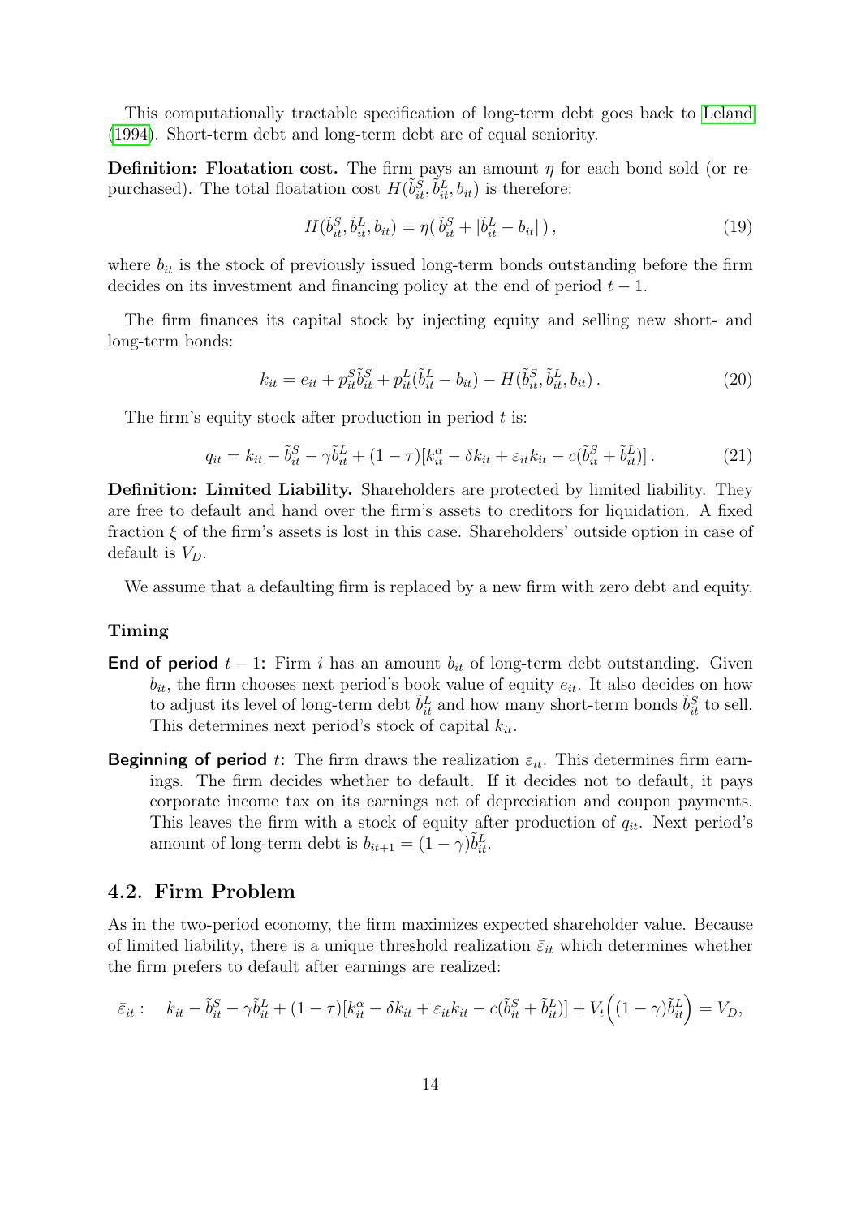This computationally tractable specification of long-term debt goes back to Leland (1994). Short-term debt and long-term debt are of equal seniority.

**Definition: Floatation cost.** The firm pays an amount $\eta$ for each bond sold (or repurchased). The total floatation cost $H(\tilde{b}^S_{it}, \tilde{b}^L_{it}, b_{it})$ is therefore:

$$H(\tilde{b}^S_{it}, \tilde{b}^L_{it}, b_{it}) = \eta(\,\tilde{b}^S_{it} + |\tilde{b}^L_{it} - b_{it}|\,)\,, \tag{19}$$

where $b_{it}$ is the stock of previously issued long-term bonds outstanding before the firm decides on its investment and financing policy at the end of period $t-1$.

The firm finances its capital stock by injecting equity and selling new short- and long-term bonds:

$$k_{it} = e_{it} + p^S_{it}\tilde{b}^S_{it} + p^L_{it}(\tilde{b}^L_{it} - b_{it}) - H(\tilde{b}^S_{it}, \tilde{b}^L_{it}, b_{it})\,. \tag{20}$$

The firm's equity stock after production in period $t$ is:

$$q_{it} = k_{it} - \tilde{b}^S_{it} - \gamma\tilde{b}^L_{it} + (1-\tau)[k^\alpha_{it} - \delta k_{it} + \varepsilon_{it}k_{it} - c(\tilde{b}^S_{it} + \tilde{b}^L_{it})]\,. \tag{21}$$

**Definition: Limited Liability.** Shareholders are protected by limited liability. They are free to default and hand over the firm's assets to creditors for liquidation. A fixed fraction $\xi$ of the firm's assets is lost in this case. Shareholders' outside option in case of default is $V_D$.

We assume that a defaulting firm is replaced by a new firm with zero debt and equity.

**Timing**

**End of period** $t-1$**:** Firm $i$ has an amount $b_{it}$ of long-term debt outstanding. Given $b_{it}$, the firm chooses next period's book value of equity $e_{it}$. It also decides on how to adjust its level of long-term debt $\tilde{b}^L_{it}$ and how many short-term bonds $\tilde{b}^S_{it}$ to sell. This determines next period's stock of capital $k_{it}$.

**Beginning of period** $t$**:** The firm draws the realization $\varepsilon_{it}$. This determines firm earnings. The firm decides whether to default. If it decides not to default, it pays corporate income tax on its earnings net of depreciation and coupon payments. This leaves the firm with a stock of equity after production of $q_{it}$. Next period's amount of long-term debt is $b_{it+1} = (1-\gamma)\tilde{b}^L_{it}$.

## 4.2. Firm Problem

As in the two-period economy, the firm maximizes expected shareholder value. Because of limited liability, there is a unique threshold realization $\bar{\varepsilon}_{it}$ which determines whether the firm prefers to default after earnings are realized:

$$\bar{\varepsilon}_{it}: \quad k_{it} - \tilde{b}^S_{it} - \gamma\tilde{b}^L_{it} + (1-\tau)[k^\alpha_{it} - \delta k_{it} + \bar{\varepsilon}_{it}k_{it} - c(\tilde{b}^S_{it} + \tilde{b}^L_{it})] + V_t\Big((1-\gamma)\tilde{b}^L_{it}\Big) = V_D,$$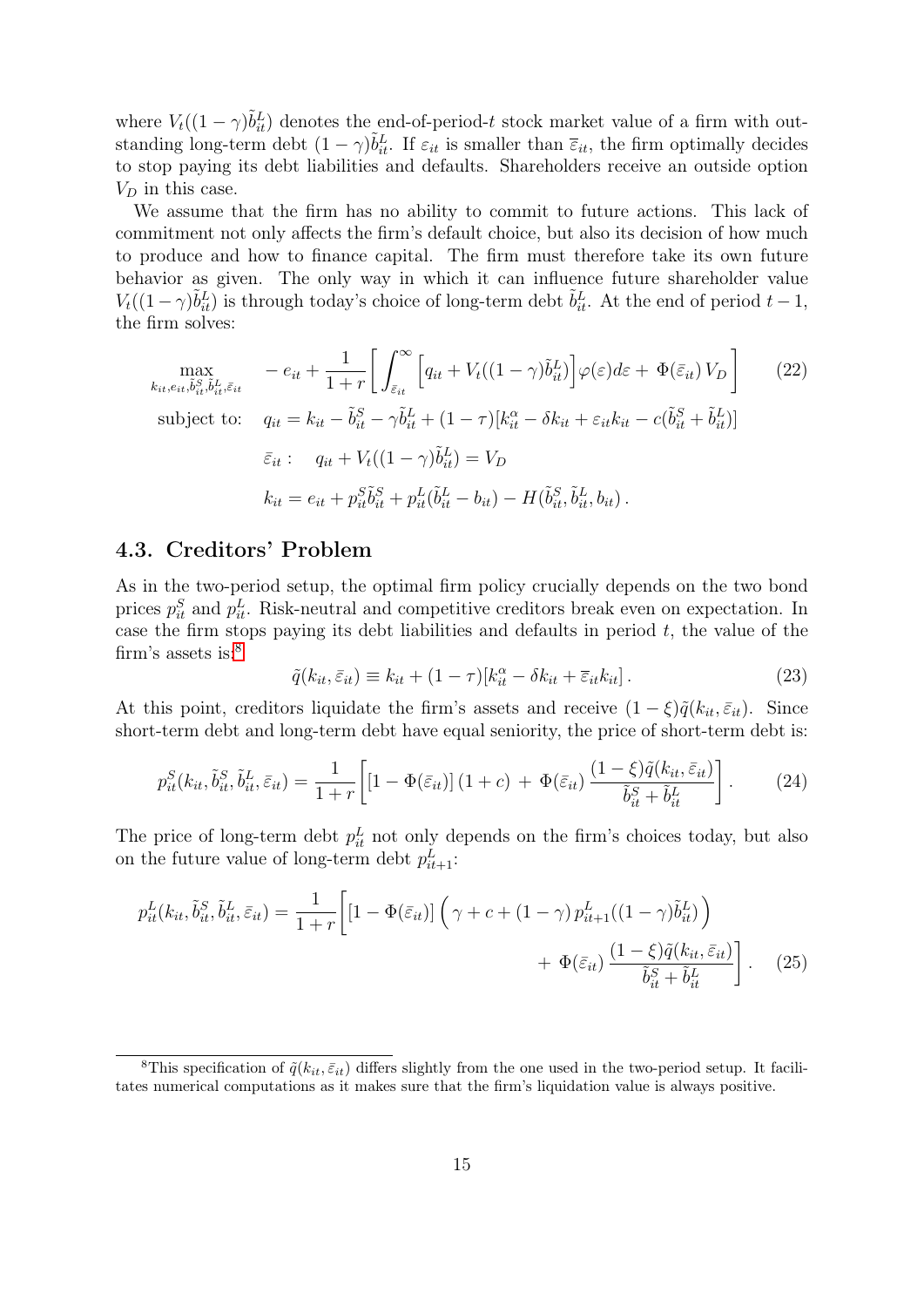where $V_t((1-\gamma)\tilde{b}_{it}^L)$ denotes the end-of-period-$t$ stock market value of a firm with outstanding long-term debt $(1-\gamma)\tilde{b}_{it}^L$. If $\varepsilon_{it}$ is smaller than $\bar{\varepsilon}_{it}$, the firm optimally decides to stop paying its debt liabilities and defaults. Shareholders receive an outside option $V_D$ in this case.

We assume that the firm has no ability to commit to future actions. This lack of commitment not only affects the firm's default choice, but also its decision of how much to produce and how to finance capital. The firm must therefore take its own future behavior as given. The only way in which it can influence future shareholder value $V_t((1-\gamma)\tilde{b}_{it}^L)$ is through today's choice of long-term debt $\tilde{b}_{it}^L$. At the end of period $t-1$, the firm solves:

$$
\begin{aligned}
\max_{k_{it}, e_{it}, \tilde{b}_{it}^S, \tilde{b}_{it}^L, \bar{\varepsilon}_{it}} \quad & -e_{it} + \frac{1}{1+r}\left[\int_{\bar{\varepsilon}_{it}}^{\infty}\left[q_{it} + V_t((1-\gamma)\tilde{b}_{it}^L)\right]\varphi(\varepsilon)d\varepsilon + \Phi(\bar{\varepsilon}_{it})\, V_D\right] \qquad (22) \\
\text{subject to:} \quad & q_{it} = k_{it} - \tilde{b}_{it}^S - \gamma\tilde{b}_{it}^L + (1-\tau)[k_{it}^\alpha - \delta k_{it} + \varepsilon_{it}k_{it} - c(\tilde{b}_{it}^S + \tilde{b}_{it}^L)] \\
& \bar{\varepsilon}_{it}: \quad q_{it} + V_t((1-\gamma)\tilde{b}_{it}^L) = V_D \\
& k_{it} = e_{it} + p_{it}^S\tilde{b}_{it}^S + p_{it}^L(\tilde{b}_{it}^L - b_{it}) - H(\tilde{b}_{it}^S, \tilde{b}_{it}^L, b_{it})\,.
\end{aligned}
$$

## 4.3. Creditors' Problem

As in the two-period setup, the optimal firm policy crucially depends on the two bond prices $p_{it}^S$ and $p_{it}^L$. Risk-neutral and competitive creditors break even on expectation. In case the firm stops paying its debt liabilities and defaults in period $t$, the value of the firm's assets is:[8]

$$
\tilde{q}(k_{it}, \bar{\varepsilon}_{it}) \equiv k_{it} + (1-\tau)[k_{it}^\alpha - \delta k_{it} + \bar{\varepsilon}_{it}k_{it}]\,. \qquad (23)
$$

At this point, creditors liquidate the firm's assets and receive $(1-\xi)\tilde{q}(k_{it}, \bar{\varepsilon}_{it})$. Since short-term debt and long-term debt have equal seniority, the price of short-term debt is:

$$
p_{it}^S(k_{it}, \tilde{b}_{it}^S, \tilde{b}_{it}^L, \bar{\varepsilon}_{it}) = \frac{1}{1+r}\left[\left[1-\Phi(\bar{\varepsilon}_{it})\right](1+c) \,+\, \Phi(\bar{\varepsilon}_{it})\,\frac{(1-\xi)\tilde{q}(k_{it}, \bar{\varepsilon}_{it})}{\tilde{b}_{it}^S + \tilde{b}_{it}^L}\right]. \qquad (24)
$$

The price of long-term debt $p_{it}^L$ not only depends on the firm's choices today, but also on the future value of long-term debt $p_{it+1}^L$:

$$
\begin{aligned}
p_{it}^L(k_{it}, \tilde{b}_{it}^S, \tilde{b}_{it}^L, \bar{\varepsilon}_{it}) = \frac{1}{1+r}\Bigg[&\left[1-\Phi(\bar{\varepsilon}_{it})\right]\Big(\gamma + c + (1-\gamma)\,p_{it+1}^L((1-\gamma)\tilde{b}_{it}^L)\Big) \\
&+ \Phi(\bar{\varepsilon}_{it})\,\frac{(1-\xi)\tilde{q}(k_{it}, \bar{\varepsilon}_{it})}{\tilde{b}_{it}^S + \tilde{b}_{it}^L}\Bigg]. \qquad (25)
\end{aligned}
$$

[8]This specification of $\tilde{q}(k_{it}, \bar{\varepsilon}_{it})$ differs slightly from the one used in the two-period setup. It facilitates numerical computations as it makes sure that the firm's liquidation value is always positive.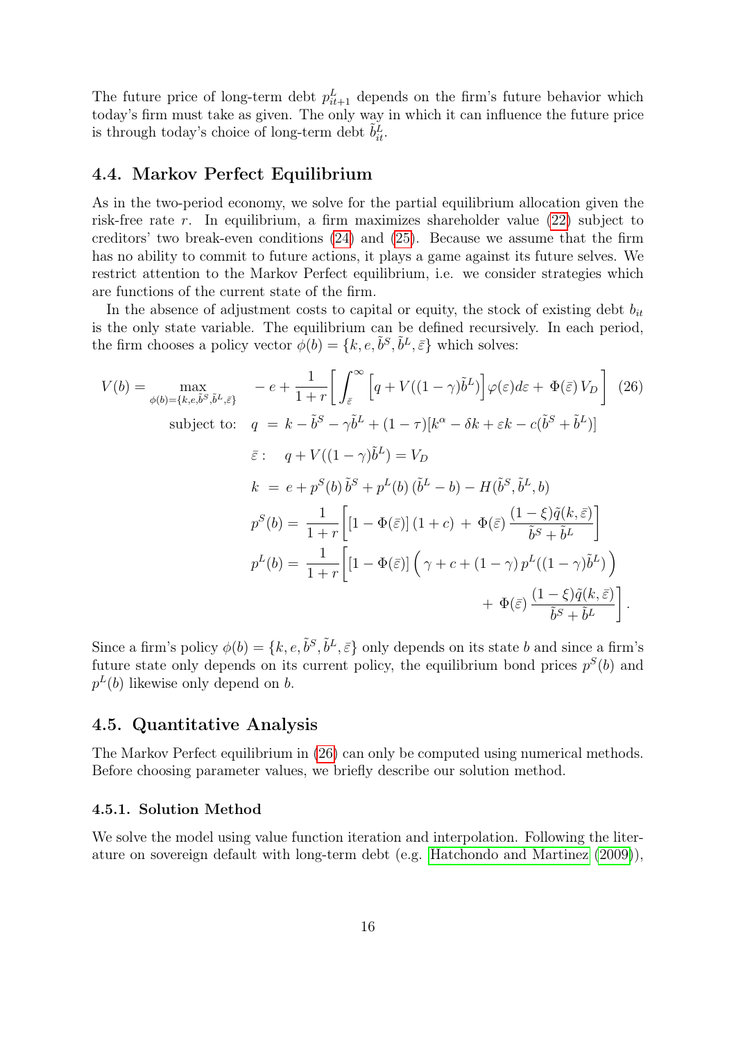The future price of long-term debt $p^L_{it+1}$ depends on the firm's future behavior which today's firm must take as given. The only way in which it can influence the future price is through today's choice of long-term debt $\tilde{b}^L_{it}$.

### 4.4. Markov Perfect Equilibrium

As in the two-period economy, we solve for the partial equilibrium allocation given the risk-free rate $r$. In equilibrium, a firm maximizes shareholder value (22) subject to creditors' two break-even conditions (24) and (25). Because we assume that the firm has no ability to commit to future actions, it plays a game against its future selves. We restrict attention to the Markov Perfect equilibrium, i.e. we consider strategies which are functions of the current state of the firm.

In the absence of adjustment costs to capital or equity, the stock of existing debt $b_{it}$ is the only state variable. The equilibrium can be defined recursively. In each period, the firm chooses a policy vector $\phi(b) = \{k, e, \tilde{b}^S, \tilde{b}^L, \bar{\varepsilon}\}$ which solves:

$$
\begin{aligned}
V(b) = \max_{\phi(b)=\{k,e,\tilde{b}^S,\tilde{b}^L,\bar{\varepsilon}\}} \quad & -e + \frac{1}{1+r}\left[\int_{\bar{\varepsilon}}^{\infty}\left[q + V((1-\gamma)\tilde{b}^L)\right]\varphi(\varepsilon)d\varepsilon + \Phi(\bar{\varepsilon})\,V_D\right] \qquad (26) \\
\text{subject to:} \quad & q \;=\; k - \tilde{b}^S - \gamma\tilde{b}^L + (1-\tau)[k^\alpha - \delta k + \varepsilon k - c(\tilde{b}^S + \tilde{b}^L)] \\
& \bar{\varepsilon}: \quad q + V((1-\gamma)\tilde{b}^L) = V_D \\
& k \;=\; e + p^S(b)\,\tilde{b}^S + p^L(b)\,(\tilde{b}^L - b) - H(\tilde{b}^S, \tilde{b}^L, b) \\
& p^S(b) = \frac{1}{1+r}\left[[1-\Phi(\bar{\varepsilon})]\,(1+c) \;+\; \Phi(\bar{\varepsilon})\,\frac{(1-\xi)\tilde{q}(k,\bar{\varepsilon})}{\tilde{b}^S + \tilde{b}^L}\right] \\
& p^L(b) = \frac{1}{1+r}\Bigg[[1-\Phi(\bar{\varepsilon})]\left(\gamma + c + (1-\gamma)\,p^L((1-\gamma)\tilde{b}^L)\right) \\
& \qquad\qquad\qquad + \Phi(\bar{\varepsilon})\,\frac{(1-\xi)\tilde{q}(k,\bar{\varepsilon})}{\tilde{b}^S + \tilde{b}^L}\Bigg].
\end{aligned}
$$

Since a firm's policy $\phi(b) = \{k, e, \tilde{b}^S, \tilde{b}^L, \bar{\varepsilon}\}$ only depends on its state $b$ and since a firm's future state only depends on its current policy, the equilibrium bond prices $p^S(b)$ and $p^L(b)$ likewise only depend on $b$.

### 4.5. Quantitative Analysis

The Markov Perfect equilibrium in (26) can only be computed using numerical methods. Before choosing parameter values, we briefly describe our solution method.

#### 4.5.1. Solution Method

We solve the model using value function iteration and interpolation. Following the literature on sovereign default with long-term debt (e.g. Hatchondo and Martinez (2009)),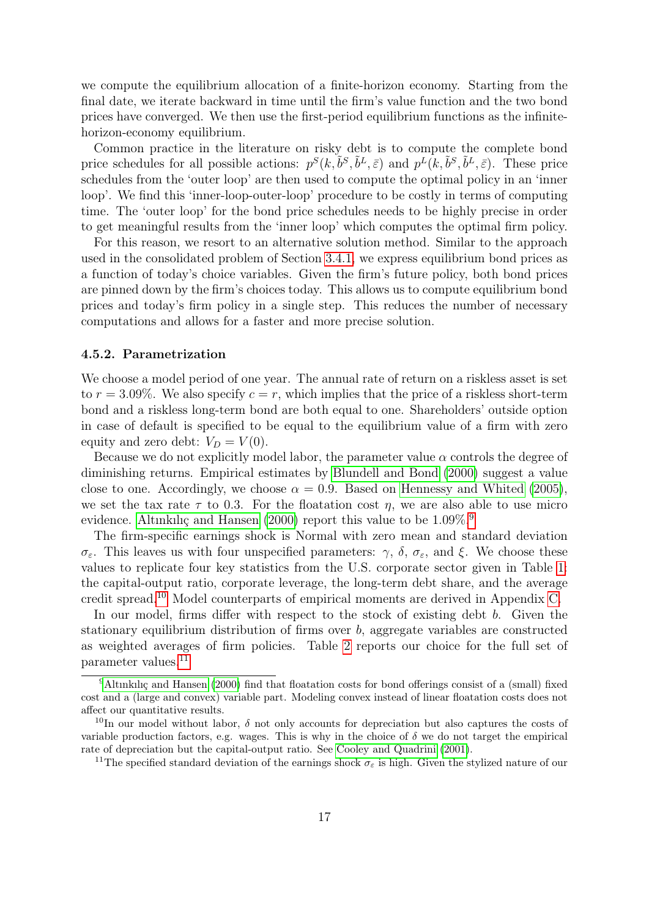we compute the equilibrium allocation of a finite-horizon economy. Starting from the final date, we iterate backward in time until the firm's value function and the two bond prices have converged. We then use the first-period equilibrium functions as the infinite-horizon-economy equilibrium.

Common practice in the literature on risky debt is to compute the complete bond price schedules for all possible actions: $p^S(k, \tilde{b}^S, \tilde{b}^L, \bar{\varepsilon})$ and $p^L(k, \tilde{b}^S, \tilde{b}^L, \bar{\varepsilon})$. These price schedules from the 'outer loop' are then used to compute the optimal policy in an 'inner loop'. We find this 'inner-loop-outer-loop' procedure to be costly in terms of computing time. The 'outer loop' for the bond price schedules needs to be highly precise in order to get meaningful results from the 'inner loop' which computes the optimal firm policy.

For this reason, we resort to an alternative solution method. Similar to the approach used in the consolidated problem of Section 3.4.1, we express equilibrium bond prices as a function of today's choice variables. Given the firm's future policy, both bond prices are pinned down by the firm's choices today. This allows us to compute equilibrium bond prices and today's firm policy in a single step. This reduces the number of necessary computations and allows for a faster and more precise solution.

#### 4.5.2. Parametrization

We choose a model period of one year. The annual rate of return on a riskless asset is set to $r = 3.09\%$. We also specify $c = r$, which implies that the price of a riskless short-term bond and a riskless long-term bond are both equal to one. Shareholders' outside option in case of default is specified to be equal to the equilibrium value of a firm with zero equity and zero debt: $V_D = V(0)$.

Because we do not explicitly model labor, the parameter value $\alpha$ controls the degree of diminishing returns. Empirical estimates by Blundell and Bond (2000) suggest a value close to one. Accordingly, we choose $\alpha = 0.9$. Based on Hennessy and Whited (2005), we set the tax rate $\tau$ to 0.3. For the floatation cost $\eta$, we are also able to use micro evidence. Altınkılıç and Hansen (2000) report this value to be 1.09%.[9]

The firm-specific earnings shock is Normal with zero mean and standard deviation $\sigma_\varepsilon$. This leaves us with four unspecified parameters: $\gamma$, $\delta$, $\sigma_\varepsilon$, and $\xi$. We choose these values to replicate four key statistics from the U.S. corporate sector given in Table 1: the capital-output ratio, corporate leverage, the long-term debt share, and the average credit spread.[10] Model counterparts of empirical moments are derived in Appendix C.

In our model, firms differ with respect to the stock of existing debt $b$. Given the stationary equilibrium distribution of firms over $b$, aggregate variables are constructed as weighted averages of firm policies. Table 2 reports our choice for the full set of parameter values.[11]

---

[9] Altınkılıç and Hansen (2000) find that floatation costs for bond offerings consist of a (small) fixed cost and a (large and convex) variable part. Modeling convex instead of linear floatation costs does not affect our quantitative results.

[10] In our model without labor, $\delta$ not only accounts for depreciation but also captures the costs of variable production factors, e.g. wages. This is why in the choice of $\delta$ we do not target the empirical rate of depreciation but the capital-output ratio. See Cooley and Quadrini (2001).

[11] The specified standard deviation of the earnings shock $\sigma_\varepsilon$ is high. Given the stylized nature of our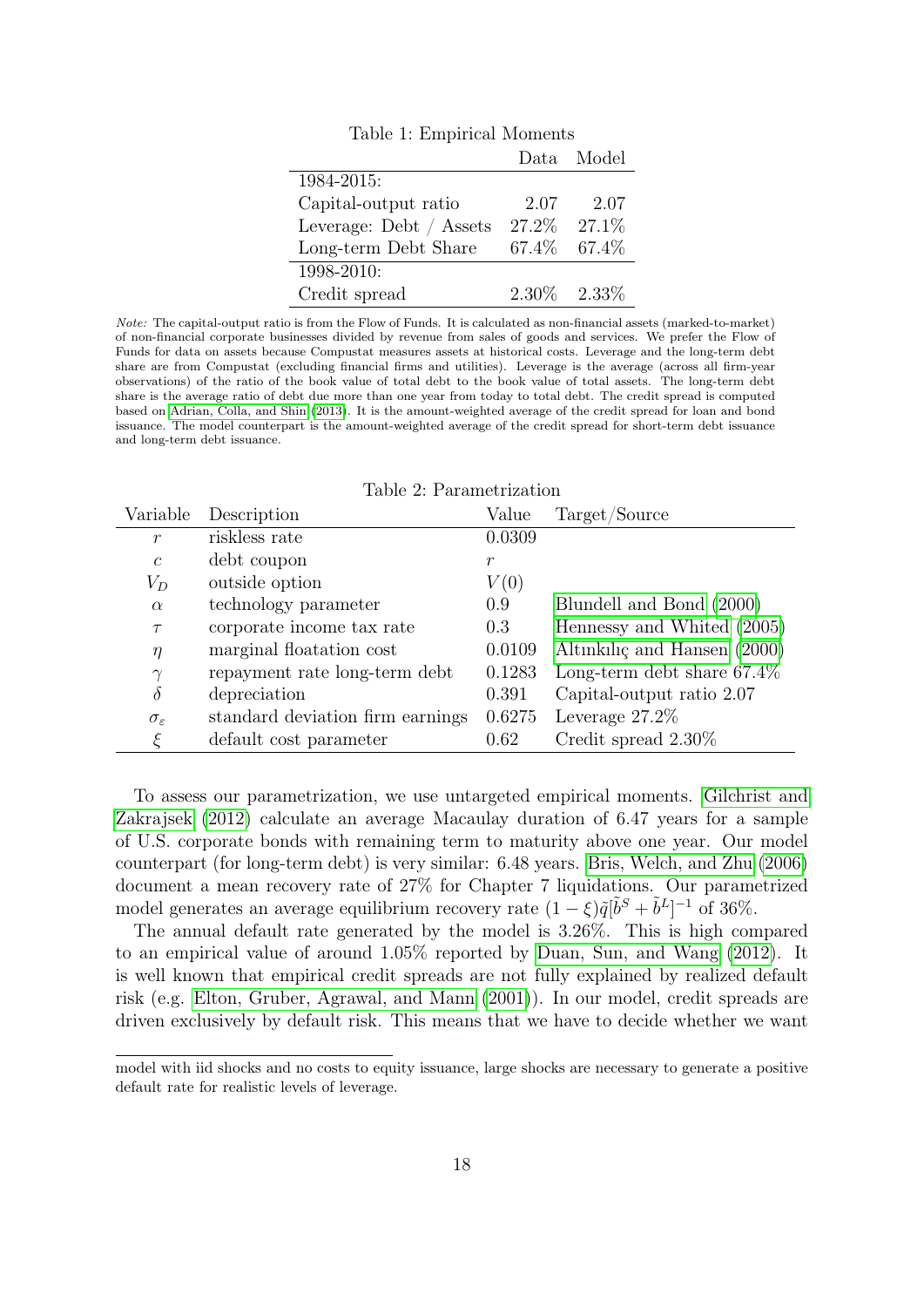Table 1: Empirical Moments

| | Data | Model |
|---|---|---|
| 1984-2015: | | |
| Capital-output ratio | 2.07 | 2.07 |
| Leverage: Debt / Assets | 27.2% | 27.1% |
| Long-term Debt Share | 67.4% | 67.4% |
| 1998-2010: | | |
| Credit spread | 2.30% | 2.33% |

*Note:* The capital-output ratio is from the Flow of Funds. It is calculated as non-financial assets (marked-to-market) of non-financial corporate businesses divided by revenue from sales of goods and services. We prefer the Flow of Funds for data on assets because Compustat measures assets at historical costs. Leverage and the long-term debt share are from Compustat (excluding financial firms and utilities). Leverage is the average (across all firm-year observations) of the ratio of the book value of total debt to the book value of total assets. The long-term debt share is the average ratio of debt due more than one year from today to total debt. The credit spread is computed based on Adrian, Colla, and Shin (2013). It is the amount-weighted average of the credit spread for loan and bond issuance. The model counterpart is the amount-weighted average of the credit spread for short-term debt issuance and long-term debt issuance.

Table 2: Parametrization

| Variable | Description | Value | Target/Source |
|---|---|---|---|
| $r$ | riskless rate | 0.0309 | |
| $c$ | debt coupon | $r$ | |
| $V_D$ | outside option | $V(0)$ | |
| $\alpha$ | technology parameter | 0.9 | Blundell and Bond (2000) |
| $\tau$ | corporate income tax rate | 0.3 | Hennessy and Whited (2005) |
| $\eta$ | marginal floatation cost | 0.0109 | Altınkılıç and Hansen (2000) |
| $\gamma$ | repayment rate long-term debt | 0.1283 | Long-term debt share 67.4% |
| $\delta$ | depreciation | 0.391 | Capital-output ratio 2.07 |
| $\sigma_\varepsilon$ | standard deviation firm earnings | 0.6275 | Leverage 27.2% |
| $\xi$ | default cost parameter | 0.62 | Credit spread 2.30% |

To assess our parametrization, we use untargeted empirical moments. Gilchrist and Zakrajsek (2012) calculate an average Macaulay duration of 6.47 years for a sample of U.S. corporate bonds with remaining term to maturity above one year. Our model counterpart (for long-term debt) is very similar: 6.48 years. Bris, Welch, and Zhu (2006) document a mean recovery rate of 27% for Chapter 7 liquidations. Our parametrized model generates an average equilibrium recovery rate $(1-\xi)\tilde{q}[\tilde{b}^S+\tilde{b}^L]^{-1}$ of 36%.

The annual default rate generated by the model is 3.26%. This is high compared to an empirical value of around 1.05% reported by Duan, Sun, and Wang (2012). It is well known that empirical credit spreads are not fully explained by realized default risk (e.g. Elton, Gruber, Agrawal, and Mann (2001)). In our model, credit spreads are driven exclusively by default risk. This means that we have to decide whether we want

model with iid shocks and no costs to equity issuance, large shocks are necessary to generate a positive default rate for realistic levels of leverage.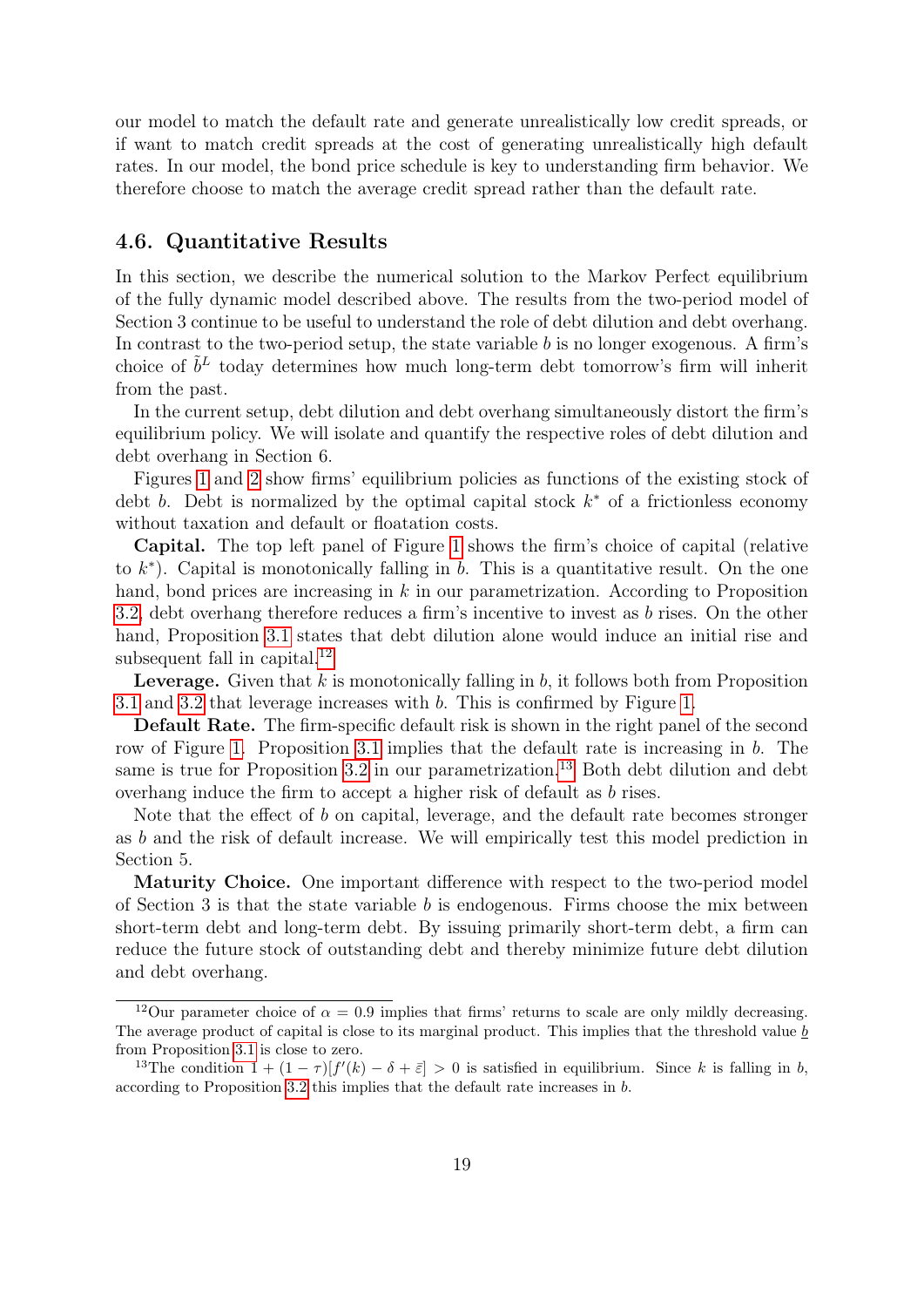our model to match the default rate and generate unrealistically low credit spreads, or if want to match credit spreads at the cost of generating unrealistically high default rates. In our model, the bond price schedule is key to understanding firm behavior. We therefore choose to match the average credit spread rather than the default rate.

## 4.6. Quantitative Results

In this section, we describe the numerical solution to the Markov Perfect equilibrium of the fully dynamic model described above. The results from the two-period model of Section 3 continue to be useful to understand the role of debt dilution and debt overhang. In contrast to the two-period setup, the state variable $b$ is no longer exogenous. A firm's choice of $\tilde{b}^L$ today determines how much long-term debt tomorrow's firm will inherit from the past.

In the current setup, debt dilution and debt overhang simultaneously distort the firm's equilibrium policy. We will isolate and quantify the respective roles of debt dilution and debt overhang in Section 6.

Figures 1 and 2 show firms' equilibrium policies as functions of the existing stock of debt $b$. Debt is normalized by the optimal capital stock $k^*$ of a frictionless economy without taxation and default or floatation costs.

**Capital.** The top left panel of Figure 1 shows the firm's choice of capital (relative to $k^*$). Capital is monotonically falling in $b$. This is a quantitative result. On the one hand, bond prices are increasing in $k$ in our parametrization. According to Proposition 3.2, debt overhang therefore reduces a firm's incentive to invest as $b$ rises. On the other hand, Proposition 3.1 states that debt dilution alone would induce an initial rise and subsequent fall in capital.[12]

**Leverage.** Given that $k$ is monotonically falling in $b$, it follows both from Proposition 3.1 and 3.2 that leverage increases with $b$. This is confirmed by Figure 1.

**Default Rate.** The firm-specific default risk is shown in the right panel of the second row of Figure 1. Proposition 3.1 implies that the default rate is increasing in $b$. The same is true for Proposition 3.2 in our parametrization.[13] Both debt dilution and debt overhang induce the firm to accept a higher risk of default as $b$ rises.

Note that the effect of $b$ on capital, leverage, and the default rate becomes stronger as $b$ and the risk of default increase. We will empirically test this model prediction in Section 5.

**Maturity Choice.** One important difference with respect to the two-period model of Section 3 is that the state variable $b$ is endogenous. Firms choose the mix between short-term debt and long-term debt. By issuing primarily short-term debt, a firm can reduce the future stock of outstanding debt and thereby minimize future debt dilution and debt overhang.

---

[12] Our parameter choice of $\alpha = 0.9$ implies that firms' returns to scale are only mildly decreasing. The average product of capital is close to its marginal product. This implies that the threshold value $\underline{b}$ from Proposition 3.1 is close to zero.

[13] The condition $1 + (1-\tau)[f'(k) - \delta + \bar{\varepsilon}] > 0$ is satisfied in equilibrium. Since $k$ is falling in $b$, according to Proposition 3.2 this implies that the default rate increases in $b$.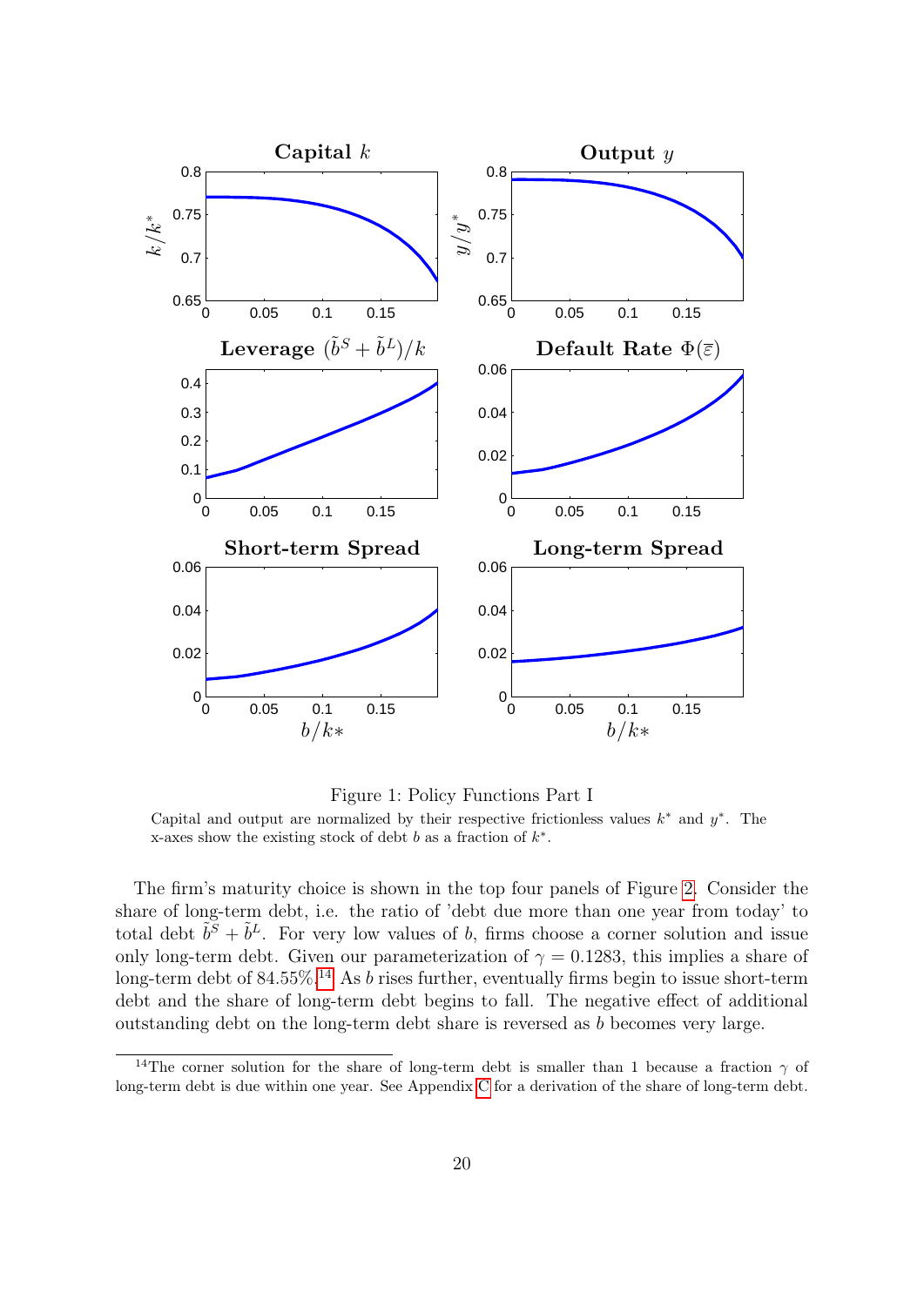Figure 1: Policy Functions Part I

Capital and output are normalized by their respective frictionless values $k^*$ and $y^*$. The x-axes show the existing stock of debt $b$ as a fraction of $k^*$.

The firm's maturity choice is shown in the top four panels of Figure 2. Consider the share of long-term debt, i.e. the ratio of 'debt due more than one year from today' to total debt $\tilde{b}^S + \tilde{b}^L$. For very low values of $b$, firms choose a corner solution and issue only long-term debt. Given our parameterization of $\gamma = 0.1283$, this implies a share of long-term debt of 84.55%.[14] As $b$ rises further, eventually firms begin to issue short-term debt and the share of long-term debt begins to fall. The negative effect of additional outstanding debt on the long-term debt share is reversed as $b$ becomes very large.

[14] The corner solution for the share of long-term debt is smaller than 1 because a fraction $\gamma$ of long-term debt is due within one year. See Appendix C for a derivation of the share of long-term debt.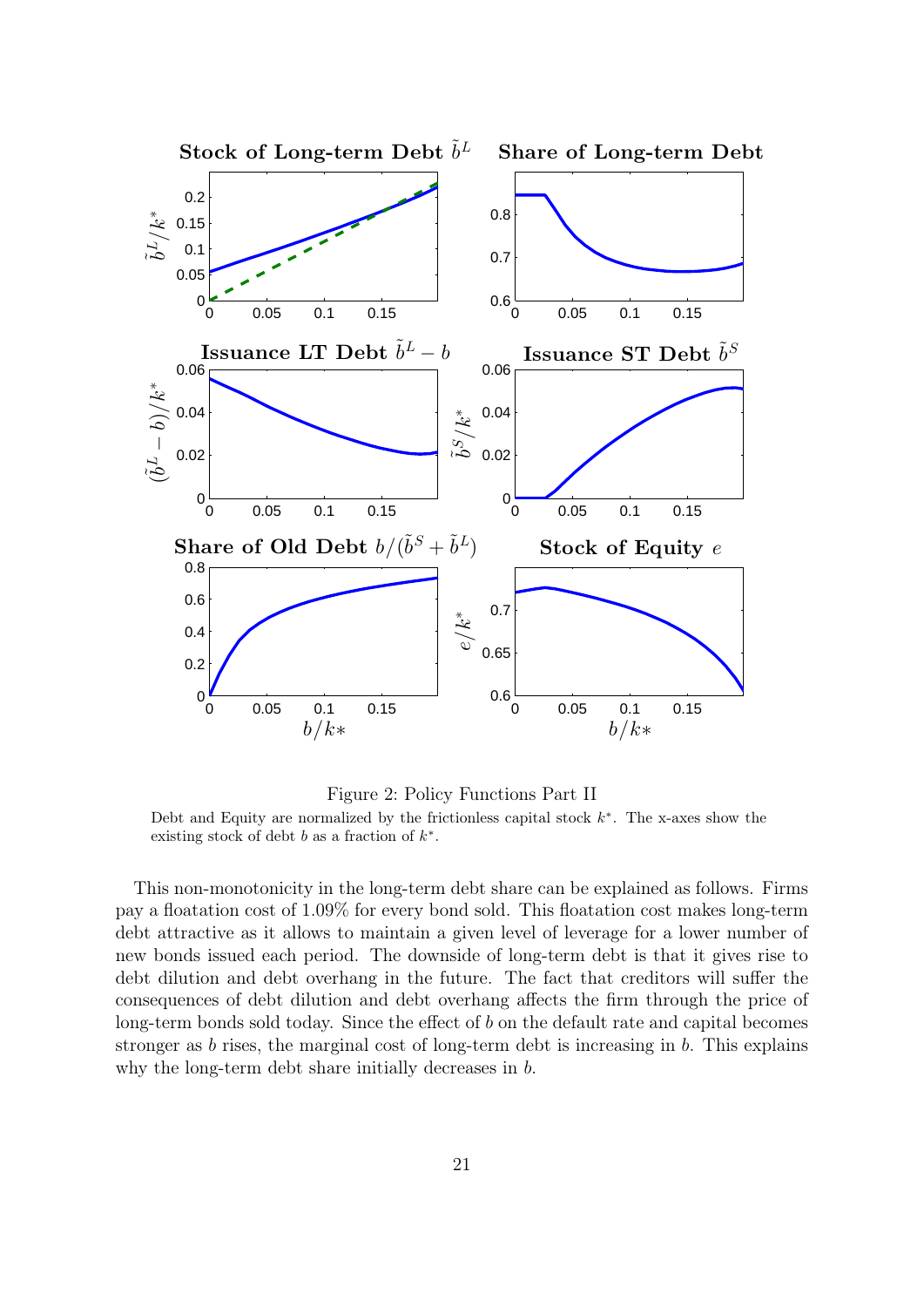Figure 2: Policy Functions Part II

Debt and Equity are normalized by the frictionless capital stock $k^*$. The x-axes show the existing stock of debt $b$ as a fraction of $k^*$.

This non-monotonicity in the long-term debt share can be explained as follows. Firms pay a floatation cost of 1.09% for every bond sold. This floatation cost makes long-term debt attractive as it allows to maintain a given level of leverage for a lower number of new bonds issued each period. The downside of long-term debt is that it gives rise to debt dilution and debt overhang in the future. The fact that creditors will suffer the consequences of debt dilution and debt overhang affects the firm through the price of long-term bonds sold today. Since the effect of $b$ on the default rate and capital becomes stronger as $b$ rises, the marginal cost of long-term debt is increasing in $b$. This explains why the long-term debt share initially decreases in $b$.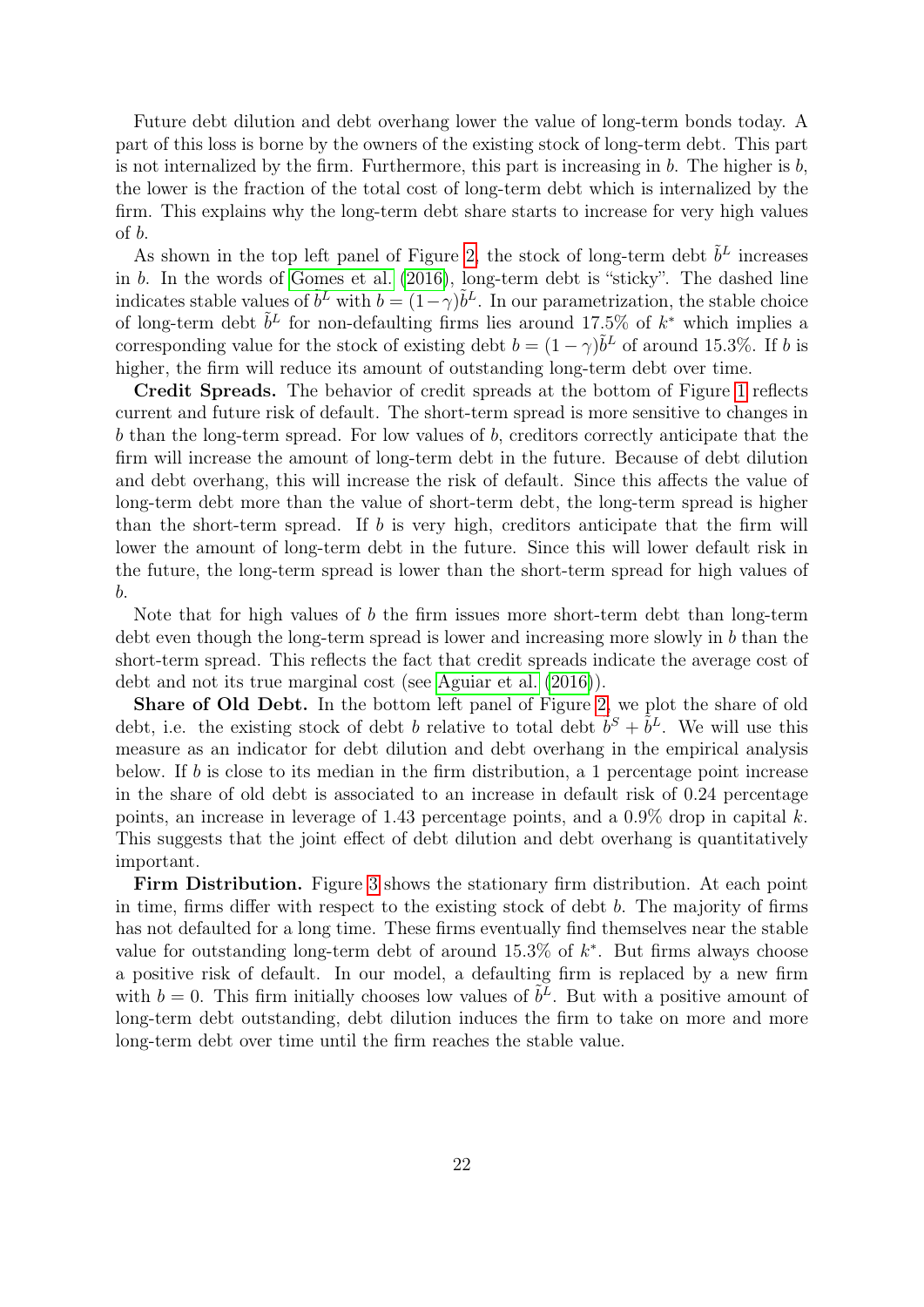Future debt dilution and debt overhang lower the value of long-term bonds today. A part of this loss is borne by the owners of the existing stock of long-term debt. This part is not internalized by the firm. Furthermore, this part is increasing in $b$. The higher is $b$, the lower is the fraction of the total cost of long-term debt which is internalized by the firm. This explains why the long-term debt share starts to increase for very high values of $b$.

As shown in the top left panel of Figure 2, the stock of long-term debt $\tilde{b}^L$ increases in $b$. In the words of Gomes et al. (2016), long-term debt is "sticky". The dashed line indicates stable values of $\tilde{b}^L$ with $b = (1-\gamma)\tilde{b}^L$. In our parametrization, the stable choice of long-term debt $\tilde{b}^L$ for non-defaulting firms lies around 17.5% of $k^*$ which implies a corresponding value for the stock of existing debt $b = (1-\gamma)\tilde{b}^L$ of around 15.3%. If $b$ is higher, the firm will reduce its amount of outstanding long-term debt over time.

**Credit Spreads.** The behavior of credit spreads at the bottom of Figure 1 reflects current and future risk of default. The short-term spread is more sensitive to changes in $b$ than the long-term spread. For low values of $b$, creditors correctly anticipate that the firm will increase the amount of long-term debt in the future. Because of debt dilution and debt overhang, this will increase the risk of default. Since this affects the value of long-term debt more than the value of short-term debt, the long-term spread is higher than the short-term spread. If $b$ is very high, creditors anticipate that the firm will lower the amount of long-term debt in the future. Since this will lower default risk in the future, the long-term spread is lower than the short-term spread for high values of $b$.

Note that for high values of $b$ the firm issues more short-term debt than long-term debt even though the long-term spread is lower and increasing more slowly in $b$ than the short-term spread. This reflects the fact that credit spreads indicate the average cost of debt and not its true marginal cost (see Aguiar et al. (2016)).

**Share of Old Debt.** In the bottom left panel of Figure 2, we plot the share of old debt, i.e. the existing stock of debt $b$ relative to total debt $\tilde{b}^S + \tilde{b}^L$. We will use this measure as an indicator for debt dilution and debt overhang in the empirical analysis below. If $b$ is close to its median in the firm distribution, a 1 percentage point increase in the share of old debt is associated to an increase in default risk of 0.24 percentage points, an increase in leverage of 1.43 percentage points, and a 0.9% drop in capital $k$. This suggests that the joint effect of debt dilution and debt overhang is quantitatively important.

**Firm Distribution.** Figure 3 shows the stationary firm distribution. At each point in time, firms differ with respect to the existing stock of debt $b$. The majority of firms has not defaulted for a long time. These firms eventually find themselves near the stable value for outstanding long-term debt of around 15.3% of $k^*$. But firms always choose a positive risk of default. In our model, a defaulting firm is replaced by a new firm with $b = 0$. This firm initially chooses low values of $\tilde{b}^L$. But with a positive amount of long-term debt outstanding, debt dilution induces the firm to take on more and more long-term debt over time until the firm reaches the stable value.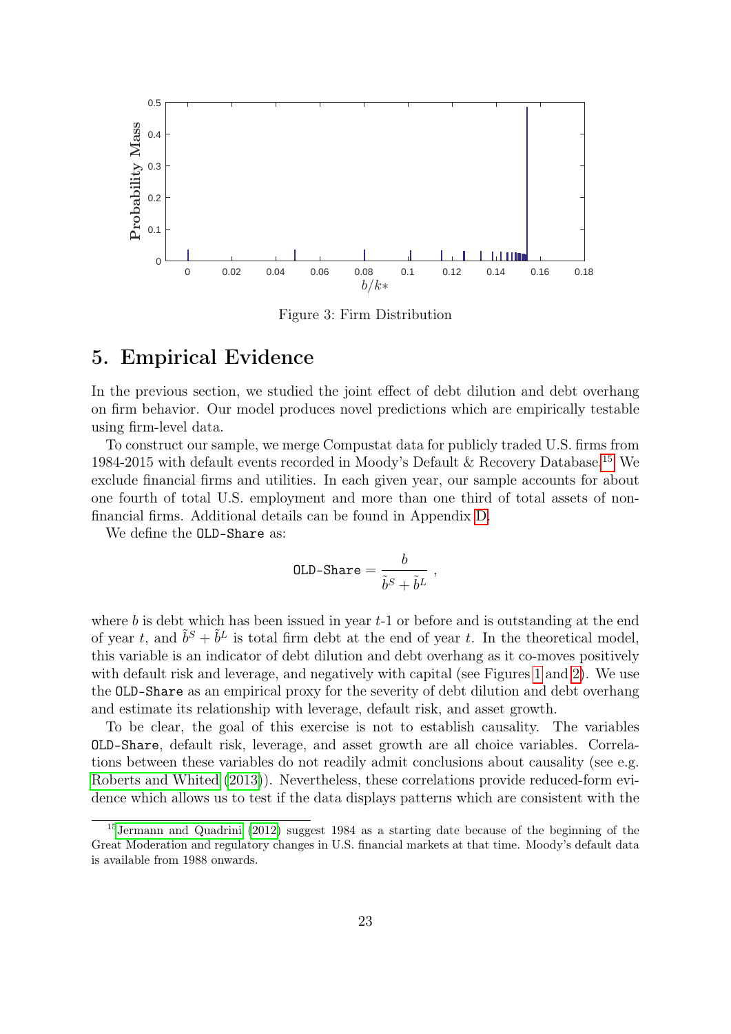Figure 3: Firm Distribution

## 5. Empirical Evidence

In the previous section, we studied the joint effect of debt dilution and debt overhang on firm behavior. Our model produces novel predictions which are empirically testable using firm-level data.

To construct our sample, we merge Compustat data for publicly traded U.S. firms from 1984-2015 with default events recorded in Moody's Default & Recovery Database.[15] We exclude financial firms and utilities. In each given year, our sample accounts for about one fourth of total U.S. employment and more than one third of total assets of non-financial firms. Additional details can be found in Appendix D.

We define the `OLD-Share` as:

$$\texttt{OLD-Share} = \frac{b}{\tilde{b}^S + \tilde{b}^L} ,$$

where $b$ is debt which has been issued in year $t$-1 or before and is outstanding at the end of year $t$, and $\tilde{b}^S + \tilde{b}^L$ is total firm debt at the end of year $t$. In the theoretical model, this variable is an indicator of debt dilution and debt overhang as it co-moves positively with default risk and leverage, and negatively with capital (see Figures 1 and 2). We use the `OLD-Share` as an empirical proxy for the severity of debt dilution and debt overhang and estimate its relationship with leverage, default risk, and asset growth.

To be clear, the goal of this exercise is not to establish causality. The variables `OLD-Share`, default risk, leverage, and asset growth are all choice variables. Correlations between these variables do not readily admit conclusions about causality (see e.g. Roberts and Whited (2013)). Nevertheless, these correlations provide reduced-form evidence which allows us to test if the data displays patterns which are consistent with the

[15] Jermann and Quadrini (2012) suggest 1984 as a starting date because of the beginning of the Great Moderation and regulatory changes in U.S. financial markets at that time. Moody's default data is available from 1988 onwards.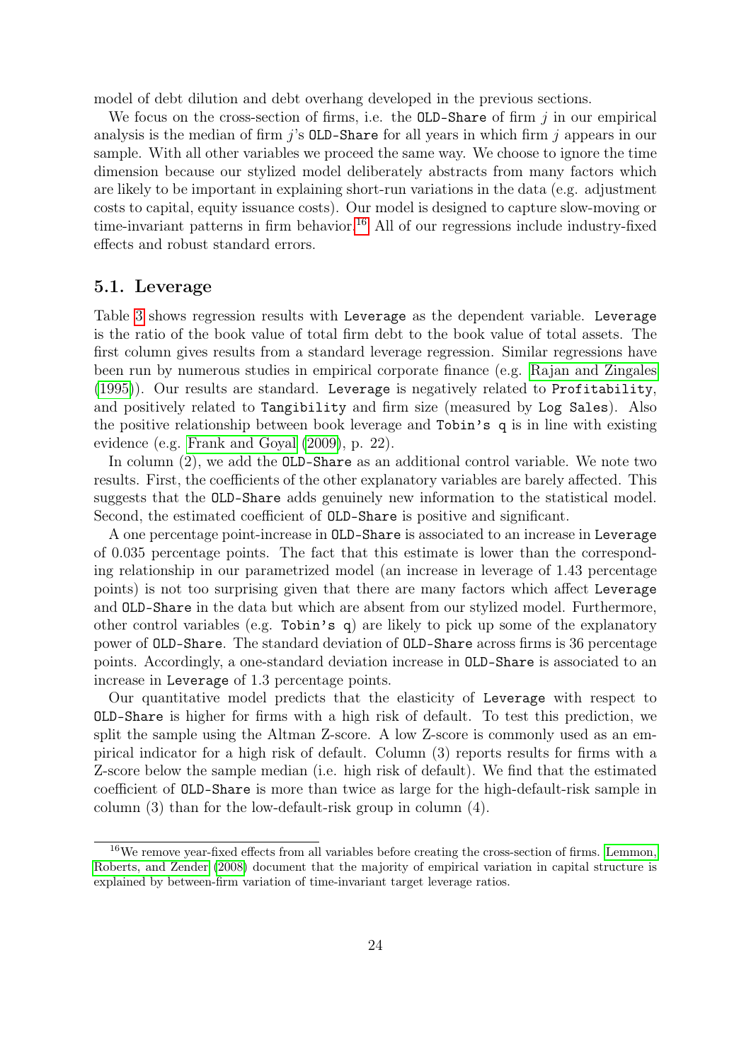model of debt dilution and debt overhang developed in the previous sections.

We focus on the cross-section of firms, i.e. the `OLD-Share` of firm $j$ in our empirical analysis is the median of firm $j$'s `OLD-Share` for all years in which firm $j$ appears in our sample. With all other variables we proceed the same way. We choose to ignore the time dimension because our stylized model deliberately abstracts from many factors which are likely to be important in explaining short-run variations in the data (e.g. adjustment costs to capital, equity issuance costs). Our model is designed to capture slow-moving or time-invariant patterns in firm behavior.[16] All of our regressions include industry-fixed effects and robust standard errors.

## 5.1. Leverage

Table 3 shows regression results with `Leverage` as the dependent variable. `Leverage` is the ratio of the book value of total firm debt to the book value of total assets. The first column gives results from a standard leverage regression. Similar regressions have been run by numerous studies in empirical corporate finance (e.g. Rajan and Zingales (1995)). Our results are standard. `Leverage` is negatively related to `Profitability`, and positively related to `Tangibility` and firm size (measured by `Log Sales`). Also the positive relationship between book leverage and `Tobin's q` is in line with existing evidence (e.g. Frank and Goyal (2009), p. 22).

In column (2), we add the `OLD-Share` as an additional control variable. We note two results. First, the coefficients of the other explanatory variables are barely affected. This suggests that the `OLD-Share` adds genuinely new information to the statistical model. Second, the estimated coefficient of `OLD-Share` is positive and significant.

A one percentage point-increase in `OLD-Share` is associated to an increase in `Leverage` of 0.035 percentage points. The fact that this estimate is lower than the corresponding relationship in our parametrized model (an increase in leverage of 1.43 percentage points) is not too surprising given that there are many factors which affect `Leverage` and `OLD-Share` in the data but which are absent from our stylized model. Furthermore, other control variables (e.g. `Tobin's q`) are likely to pick up some of the explanatory power of `OLD-Share`. The standard deviation of `OLD-Share` across firms is 36 percentage points. Accordingly, a one-standard deviation increase in `OLD-Share` is associated to an increase in `Leverage` of 1.3 percentage points.

Our quantitative model predicts that the elasticity of `Leverage` with respect to `OLD-Share` is higher for firms with a high risk of default. To test this prediction, we split the sample using the Altman Z-score. A low Z-score is commonly used as an empirical indicator for a high risk of default. Column (3) reports results for firms with a Z-score below the sample median (i.e. high risk of default). We find that the estimated coefficient of `OLD-Share` is more than twice as large for the high-default-risk sample in column (3) than for the low-default-risk group in column (4).

[16] We remove year-fixed effects from all variables before creating the cross-section of firms. Lemmon, Roberts, and Zender (2008) document that the majority of empirical variation in capital structure is explained by between-firm variation of time-invariant target leverage ratios.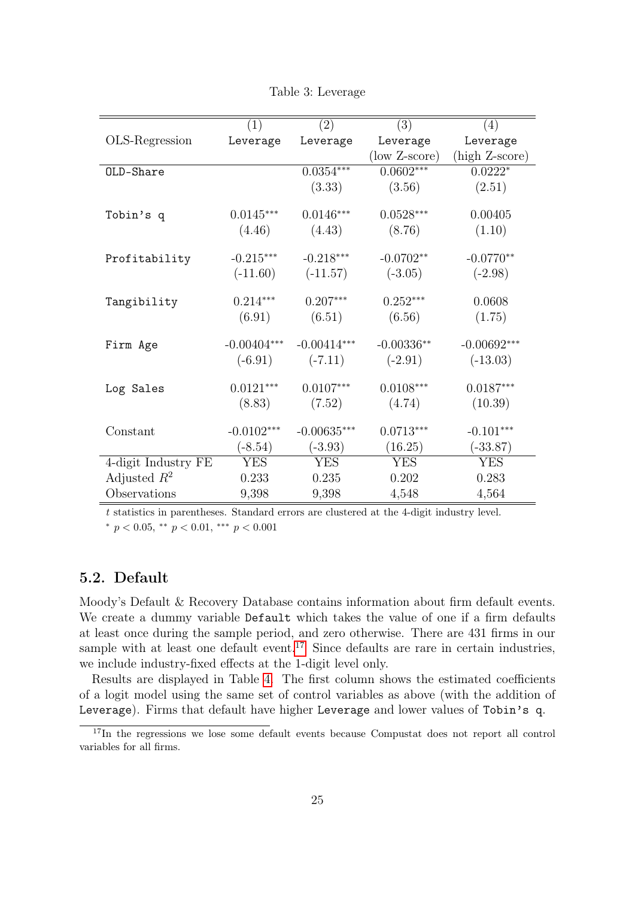Table 3: Leverage

| OLS-Regression | (1)<br>Leverage | (2)<br>Leverage | (3)<br>Leverage<br>(low Z-score) | (4)<br>Leverage<br>(high Z-score) |
|---|---|---|---|---|
| OLD-Share | | 0.0354*** | 0.0602*** | 0.0222* |
| | | (3.33) | (3.56) | (2.51) |
| Tobin's q | 0.0145*** | 0.0146*** | 0.0528*** | 0.00405 |
| | (4.46) | (4.43) | (8.76) | (1.10) |
| Profitability | -0.215*** | -0.218*** | -0.0702** | -0.0770** |
| | (-11.60) | (-11.57) | (-3.05) | (-2.98) |
| Tangibility | 0.214*** | 0.207*** | 0.252*** | 0.0608 |
| | (6.91) | (6.51) | (6.56) | (1.75) |
| Firm Age | -0.00404*** | -0.00414*** | -0.00336** | -0.00692*** |
| | (-6.91) | (-7.11) | (-2.91) | (-13.03) |
| Log Sales | 0.0121*** | 0.0107*** | 0.0108*** | 0.0187*** |
| | (8.83) | (7.52) | (4.74) | (10.39) |
| Constant | -0.0102*** | -0.00635*** | 0.0713*** | -0.101*** |
| | (-8.54) | (-3.93) | (16.25) | (-33.87) |
| 4-digit Industry FE | YES | YES | YES | YES |
| Adjusted $R^2$ | 0.233 | 0.235 | 0.202 | 0.283 |
| Observations | 9,398 | 9,398 | 4,548 | 4,564 |

$t$ statistics in parentheses. Standard errors are clustered at the 4-digit industry level.
$^{*}$ $p < 0.05$, $^{**}$ $p < 0.01$, $^{***}$ $p < 0.001$

## 5.2. Default

Moody's Default & Recovery Database contains information about firm default events. We create a dummy variable Default which takes the value of one if a firm defaults at least once during the sample period, and zero otherwise. There are 431 firms in our sample with at least one default event.[17] Since defaults are rare in certain industries, we include industry-fixed effects at the 1-digit level only.

Results are displayed in Table 4. The first column shows the estimated coefficients of a logit model using the same set of control variables as above (with the addition of Leverage). Firms that default have higher Leverage and lower values of Tobin's q.

[17] In the regressions we lose some default events because Compustat does not report all control variables for all firms.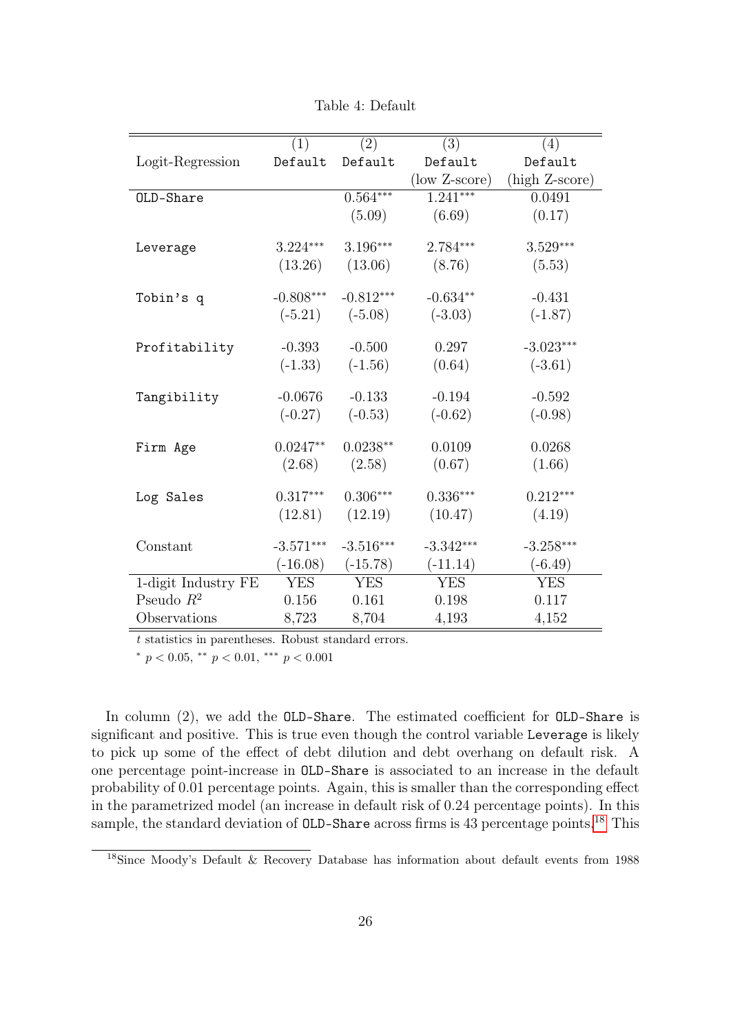Table 4: Default

| Logit-Regression | (1) Default | (2) Default | (3) Default (low Z-score) | (4) Default (high Z-score) |
|---|---|---|---|---|
| OLD-Share | | 0.564*** | 1.241*** | 0.0491 |
| | | (5.09) | (6.69) | (0.17) |
| Leverage | 3.224*** | 3.196*** | 2.784*** | 3.529*** |
| | (13.26) | (13.06) | (8.76) | (5.53) |
| Tobin's q | -0.808*** | -0.812*** | -0.634** | -0.431 |
| | (-5.21) | (-5.08) | (-3.03) | (-1.87) |
| Profitability | -0.393 | -0.500 | 0.297 | -3.023*** |
| | (-1.33) | (-1.56) | (0.64) | (-3.61) |
| Tangibility | -0.0676 | -0.133 | -0.194 | -0.592 |
| | (-0.27) | (-0.53) | (-0.62) | (-0.98) |
| Firm Age | 0.0247** | 0.0238** | 0.0109 | 0.0268 |
| | (2.68) | (2.58) | (0.67) | (1.66) |
| Log Sales | 0.317*** | 0.306*** | 0.336*** | 0.212*** |
| | (12.81) | (12.19) | (10.47) | (4.19) |
| Constant | -3.571*** | -3.516*** | -3.342*** | -3.258*** |
| | (-16.08) | (-15.78) | (-11.14) | (-6.49) |
| 1-digit Industry FE | YES | YES | YES | YES |
| Pseudo $R^2$ | 0.156 | 0.161 | 0.198 | 0.117 |
| Observations | 8,723 | 8,704 | 4,193 | 4,152 |

$t$ statistics in parentheses. Robust standard errors.

* $p < 0.05$, ** $p < 0.01$, *** $p < 0.001$

In column (2), we add the OLD-Share. The estimated coefficient for OLD-Share is significant and positive. This is true even though the control variable Leverage is likely to pick up some of the effect of debt dilution and debt overhang on default risk. A one percentage point-increase in OLD-Share is associated to an increase in the default probability of 0.01 percentage points. Again, this is smaller than the corresponding effect in the parametrized model (an increase in default risk of 0.24 percentage points). In this sample, the standard deviation of OLD-Share across firms is 43 percentage points.[18] This

[18] Since Moody's Default & Recovery Database has information about default events from 1988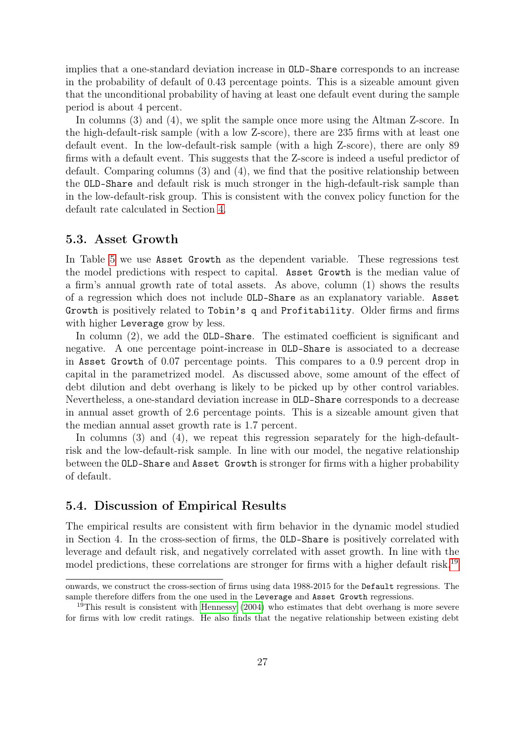implies that a one-standard deviation increase in OLD-Share corresponds to an increase in the probability of default of 0.43 percentage points. This is a sizeable amount given that the unconditional probability of having at least one default event during the sample period is about 4 percent.

In columns (3) and (4), we split the sample once more using the Altman Z-score. In the high-default-risk sample (with a low Z-score), there are 235 firms with at least one default event. In the low-default-risk sample (with a high Z-score), there are only 89 firms with a default event. This suggests that the Z-score is indeed a useful predictor of default. Comparing columns (3) and (4), we find that the positive relationship between the OLD-Share and default risk is much stronger in the high-default-risk sample than in the low-default-risk group. This is consistent with the convex policy function for the default rate calculated in Section 4.

## 5.3. Asset Growth

In Table 5 we use Asset Growth as the dependent variable. These regressions test the model predictions with respect to capital. Asset Growth is the median value of a firm's annual growth rate of total assets. As above, column (1) shows the results of a regression which does not include OLD-Share as an explanatory variable. Asset Growth is positively related to Tobin's q and Profitability. Older firms and firms with higher Leverage grow by less.

In column (2), we add the OLD-Share. The estimated coefficient is significant and negative. A one percentage point-increase in OLD-Share is associated to a decrease in Asset Growth of 0.07 percentage points. This compares to a 0.9 percent drop in capital in the parametrized model. As discussed above, some amount of the effect of debt dilution and debt overhang is likely to be picked up by other control variables. Nevertheless, a one-standard deviation increase in OLD-Share corresponds to a decrease in annual asset growth of 2.6 percentage points. This is a sizeable amount given that the median annual asset growth rate is 1.7 percent.

In columns (3) and (4), we repeat this regression separately for the high-default-risk and the low-default-risk sample. In line with our model, the negative relationship between the OLD-Share and Asset Growth is stronger for firms with a higher probability of default.

## 5.4. Discussion of Empirical Results

The empirical results are consistent with firm behavior in the dynamic model studied in Section 4. In the cross-section of firms, the OLD-Share is positively correlated with leverage and default risk, and negatively correlated with asset growth. In line with the model predictions, these correlations are stronger for firms with a higher default risk.[19]

---

onwards, we construct the cross-section of firms using data 1988-2015 for the Default regressions. The sample therefore differs from the one used in the Leverage and Asset Growth regressions.

[19]This result is consistent with Hennessy (2004) who estimates that debt overhang is more severe for firms with low credit ratings. He also finds that the negative relationship between existing debt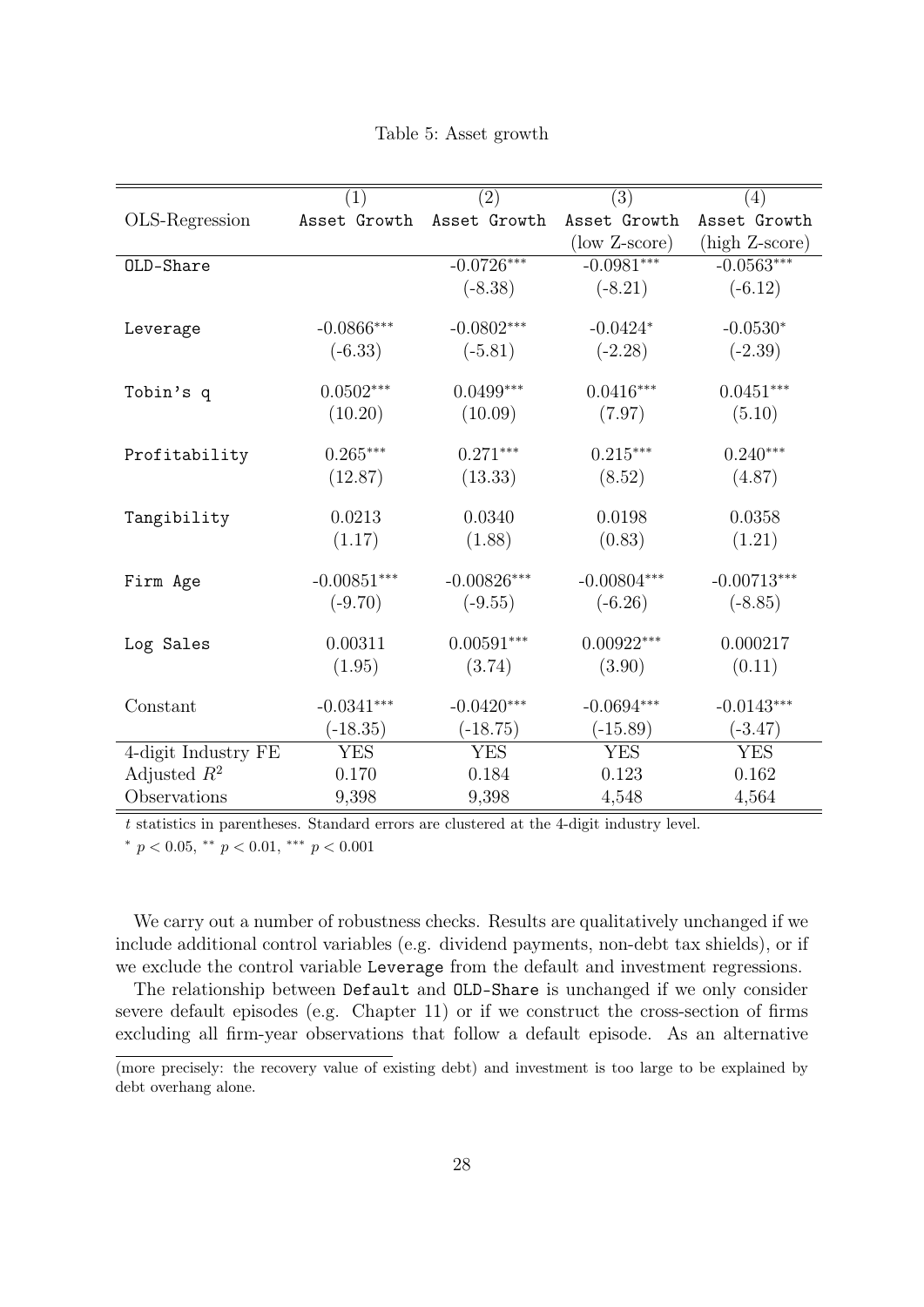Table 5: Asset growth

| | (1) | (2) | (3) | (4) |
|---|---|---|---|---|
| OLS-Regression | Asset Growth | Asset Growth | Asset Growth (low Z-score) | Asset Growth (high Z-score) |
| OLD-Share | | $-0.0726^{***}$ | $-0.0981^{***}$ | $-0.0563^{***}$ |
| | | (-8.38) | (-8.21) | (-6.12) |
| Leverage | $-0.0866^{***}$ | $-0.0802^{***}$ | $-0.0424^{*}$ | $-0.0530^{*}$ |
| | (-6.33) | (-5.81) | (-2.28) | (-2.39) |
| Tobin's q | $0.0502^{***}$ | $0.0499^{***}$ | $0.0416^{***}$ | $0.0451^{***}$ |
| | (10.20) | (10.09) | (7.97) | (5.10) |
| Profitability | $0.265^{***}$ | $0.271^{***}$ | $0.215^{***}$ | $0.240^{***}$ |
| | (12.87) | (13.33) | (8.52) | (4.87) |
| Tangibility | 0.0213 | 0.0340 | 0.0198 | 0.0358 |
| | (1.17) | (1.88) | (0.83) | (1.21) |
| Firm Age | $-0.00851^{***}$ | $-0.00826^{***}$ | $-0.00804^{***}$ | $-0.00713^{***}$ |
| | (-9.70) | (-9.55) | (-6.26) | (-8.85) |
| Log Sales | 0.00311 | $0.00591^{***}$ | $0.00922^{***}$ | 0.000217 |
| | (1.95) | (3.74) | (3.90) | (0.11) |
| Constant | $-0.0341^{***}$ | $-0.0420^{***}$ | $-0.0694^{***}$ | $-0.0143^{***}$ |
| | (-18.35) | (-18.75) | (-15.89) | (-3.47) |
| 4-digit Industry FE | YES | YES | YES | YES |
| Adjusted $R^2$ | 0.170 | 0.184 | 0.123 | 0.162 |
| Observations | 9,398 | 9,398 | 4,548 | 4,564 |

$t$ statistics in parentheses. Standard errors are clustered at the 4-digit industry level.

$^{*}$ $p < 0.05$, $^{**}$ $p < 0.01$, $^{***}$ $p < 0.001$

We carry out a number of robustness checks. Results are qualitatively unchanged if we include additional control variables (e.g. dividend payments, non-debt tax shields), or if we exclude the control variable Leverage from the default and investment regressions.

The relationship between Default and OLD-Share is unchanged if we only consider severe default episodes (e.g. Chapter 11) or if we construct the cross-section of firms excluding all firm-year observations that follow a default episode. As an alternative

(more precisely: the recovery value of existing debt) and investment is too large to be explained by debt overhang alone.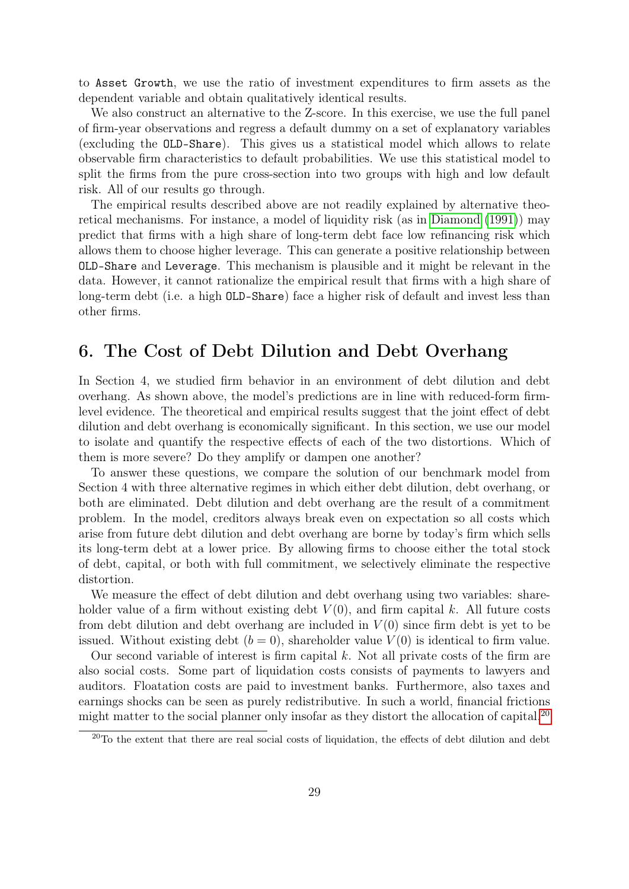to `Asset Growth`, we use the ratio of investment expenditures to firm assets as the dependent variable and obtain qualitatively identical results.

We also construct an alternative to the Z-score. In this exercise, we use the full panel of firm-year observations and regress a default dummy on a set of explanatory variables (excluding the `OLD-Share`). This gives us a statistical model which allows to relate observable firm characteristics to default probabilities. We use this statistical model to split the firms from the pure cross-section into two groups with high and low default risk. All of our results go through.

The empirical results described above are not readily explained by alternative theoretical mechanisms. For instance, a model of liquidity risk (as in Diamond (1991)) may predict that firms with a high share of long-term debt face low refinancing risk which allows them to choose higher leverage. This can generate a positive relationship between `OLD-Share` and `Leverage`. This mechanism is plausible and it might be relevant in the data. However, it cannot rationalize the empirical result that firms with a high share of long-term debt (i.e. a high `OLD-Share`) face a higher risk of default and invest less than other firms.

# 6. The Cost of Debt Dilution and Debt Overhang

In Section 4, we studied firm behavior in an environment of debt dilution and debt overhang. As shown above, the model's predictions are in line with reduced-form firm-level evidence. The theoretical and empirical results suggest that the joint effect of debt dilution and debt overhang is economically significant. In this section, we use our model to isolate and quantify the respective effects of each of the two distortions. Which of them is more severe? Do they amplify or dampen one another?

To answer these questions, we compare the solution of our benchmark model from Section 4 with three alternative regimes in which either debt dilution, debt overhang, or both are eliminated. Debt dilution and debt overhang are the result of a commitment problem. In the model, creditors always break even on expectation so all costs which arise from future debt dilution and debt overhang are borne by today's firm which sells its long-term debt at a lower price. By allowing firms to choose either the total stock of debt, capital, or both with full commitment, we selectively eliminate the respective distortion.

We measure the effect of debt dilution and debt overhang using two variables: shareholder value of a firm without existing debt $V(0)$, and firm capital $k$. All future costs from debt dilution and debt overhang are included in $V(0)$ since firm debt is yet to be issued. Without existing debt $(b = 0)$, shareholder value $V(0)$ is identical to firm value.

Our second variable of interest is firm capital $k$. Not all private costs of the firm are also social costs. Some part of liquidation costs consists of payments to lawyers and auditors. Floatation costs are paid to investment banks. Furthermore, also taxes and earnings shocks can be seen as purely redistributive. In such a world, financial frictions might matter to the social planner only insofar as they distort the allocation of capital.[20]

[20] To the extent that there are real social costs of liquidation, the effects of debt dilution and debt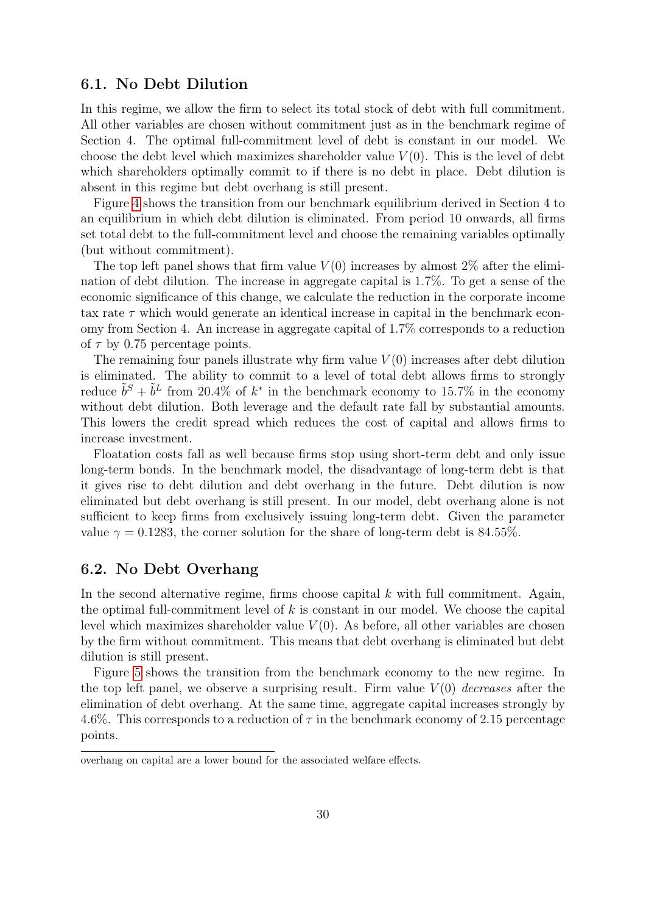## 6.1. No Debt Dilution

In this regime, we allow the firm to select its total stock of debt with full commitment. All other variables are chosen without commitment just as in the benchmark regime of Section 4. The optimal full-commitment level of debt is constant in our model. We choose the debt level which maximizes shareholder value $V(0)$. This is the level of debt which shareholders optimally commit to if there is no debt in place. Debt dilution is absent in this regime but debt overhang is still present.

Figure 4 shows the transition from our benchmark equilibrium derived in Section 4 to an equilibrium in which debt dilution is eliminated. From period 10 onwards, all firms set total debt to the full-commitment level and choose the remaining variables optimally (but without commitment).

The top left panel shows that firm value $V(0)$ increases by almost 2% after the elimination of debt dilution. The increase in aggregate capital is 1.7%. To get a sense of the economic significance of this change, we calculate the reduction in the corporate income tax rate $\tau$ which would generate an identical increase in capital in the benchmark economy from Section 4. An increase in aggregate capital of 1.7% corresponds to a reduction of $\tau$ by 0.75 percentage points.

The remaining four panels illustrate why firm value $V(0)$ increases after debt dilution is eliminated. The ability to commit to a level of total debt allows firms to strongly reduce $\tilde{b}^S + \tilde{b}^L$ from 20.4% of $k^*$ in the benchmark economy to 15.7% in the economy without debt dilution. Both leverage and the default rate fall by substantial amounts. This lowers the credit spread which reduces the cost of capital and allows firms to increase investment.

Floatation costs fall as well because firms stop using short-term debt and only issue long-term bonds. In the benchmark model, the disadvantage of long-term debt is that it gives rise to debt dilution and debt overhang in the future. Debt dilution is now eliminated but debt overhang is still present. In our model, debt overhang alone is not sufficient to keep firms from exclusively issuing long-term debt. Given the parameter value $\gamma = 0.1283$, the corner solution for the share of long-term debt is 84.55%.

## 6.2. No Debt Overhang

In the second alternative regime, firms choose capital $k$ with full commitment. Again, the optimal full-commitment level of $k$ is constant in our model. We choose the capital level which maximizes shareholder value $V(0)$. As before, all other variables are chosen by the firm without commitment. This means that debt overhang is eliminated but debt dilution is still present.

Figure 5 shows the transition from the benchmark economy to the new regime. In the top left panel, we observe a surprising result. Firm value $V(0)$ *decreases* after the elimination of debt overhang. At the same time, aggregate capital increases strongly by 4.6%. This corresponds to a reduction of $\tau$ in the benchmark economy of 2.15 percentage points.

overhang on capital are a lower bound for the associated welfare effects.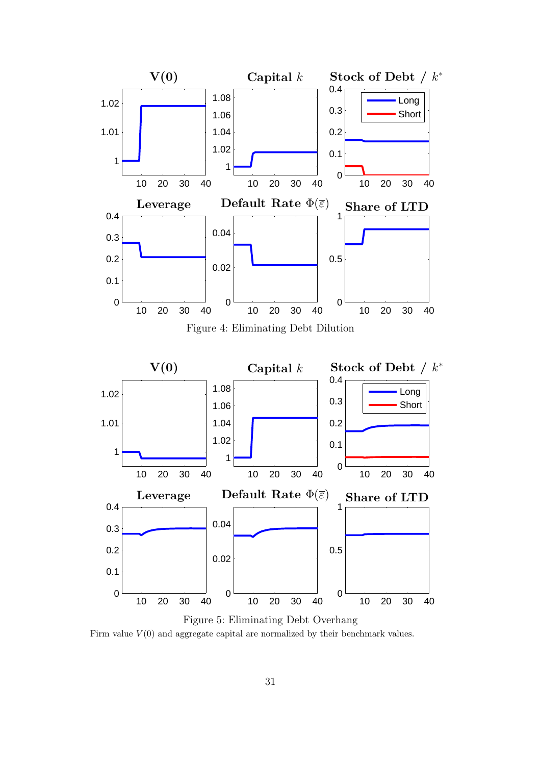Figure 4: Eliminating Debt Dilution

Figure 5: Eliminating Debt Overhang

Firm value $V(0)$ and aggregate capital are normalized by their benchmark values.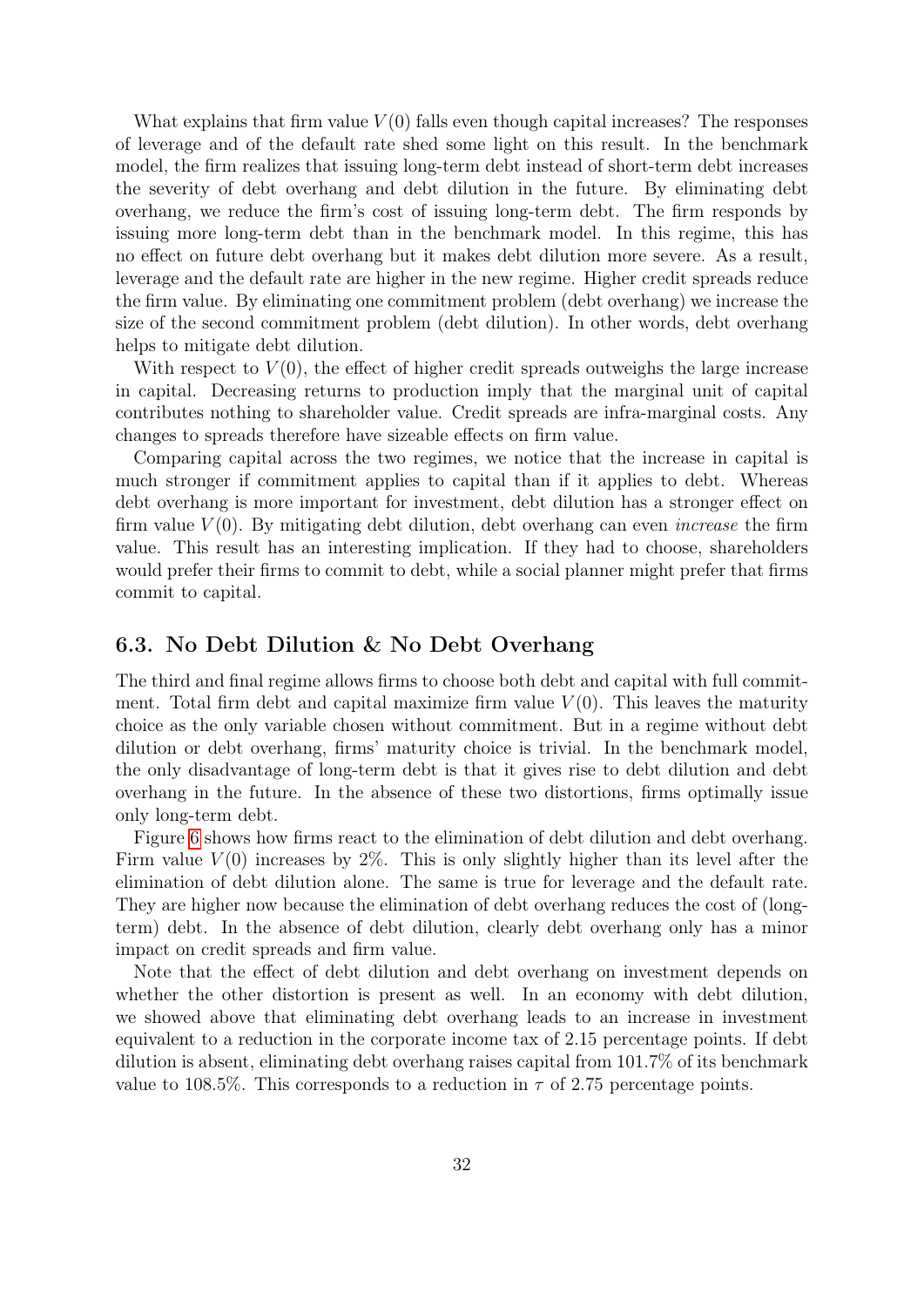What explains that firm value $V(0)$ falls even though capital increases? The responses of leverage and of the default rate shed some light on this result. In the benchmark model, the firm realizes that issuing long-term debt instead of short-term debt increases the severity of debt overhang and debt dilution in the future. By eliminating debt overhang, we reduce the firm's cost of issuing long-term debt. The firm responds by issuing more long-term debt than in the benchmark model. In this regime, this has no effect on future debt overhang but it makes debt dilution more severe. As a result, leverage and the default rate are higher in the new regime. Higher credit spreads reduce the firm value. By eliminating one commitment problem (debt overhang) we increase the size of the second commitment problem (debt dilution). In other words, debt overhang helps to mitigate debt dilution.

With respect to $V(0)$, the effect of higher credit spreads outweighs the large increase in capital. Decreasing returns to production imply that the marginal unit of capital contributes nothing to shareholder value. Credit spreads are infra-marginal costs. Any changes to spreads therefore have sizeable effects on firm value.

Comparing capital across the two regimes, we notice that the increase in capital is much stronger if commitment applies to capital than if it applies to debt. Whereas debt overhang is more important for investment, debt dilution has a stronger effect on firm value $V(0)$. By mitigating debt dilution, debt overhang can even *increase* the firm value. This result has an interesting implication. If they had to choose, shareholders would prefer their firms to commit to debt, while a social planner might prefer that firms commit to capital.

### 6.3. No Debt Dilution & No Debt Overhang

The third and final regime allows firms to choose both debt and capital with full commitment. Total firm debt and capital maximize firm value $V(0)$. This leaves the maturity choice as the only variable chosen without commitment. But in a regime without debt dilution or debt overhang, firms' maturity choice is trivial. In the benchmark model, the only disadvantage of long-term debt is that it gives rise to debt dilution and debt overhang in the future. In the absence of these two distortions, firms optimally issue only long-term debt.

Figure 6 shows how firms react to the elimination of debt dilution and debt overhang. Firm value $V(0)$ increases by 2%. This is only slightly higher than its level after the elimination of debt dilution alone. The same is true for leverage and the default rate. They are higher now because the elimination of debt overhang reduces the cost of (long-term) debt. In the absence of debt dilution, clearly debt overhang only has a minor impact on credit spreads and firm value.

Note that the effect of debt dilution and debt overhang on investment depends on whether the other distortion is present as well. In an economy with debt dilution, we showed above that eliminating debt overhang leads to an increase in investment equivalent to a reduction in the corporate income tax of 2.15 percentage points. If debt dilution is absent, eliminating debt overhang raises capital from 101.7% of its benchmark value to 108.5%. This corresponds to a reduction in $\tau$ of 2.75 percentage points.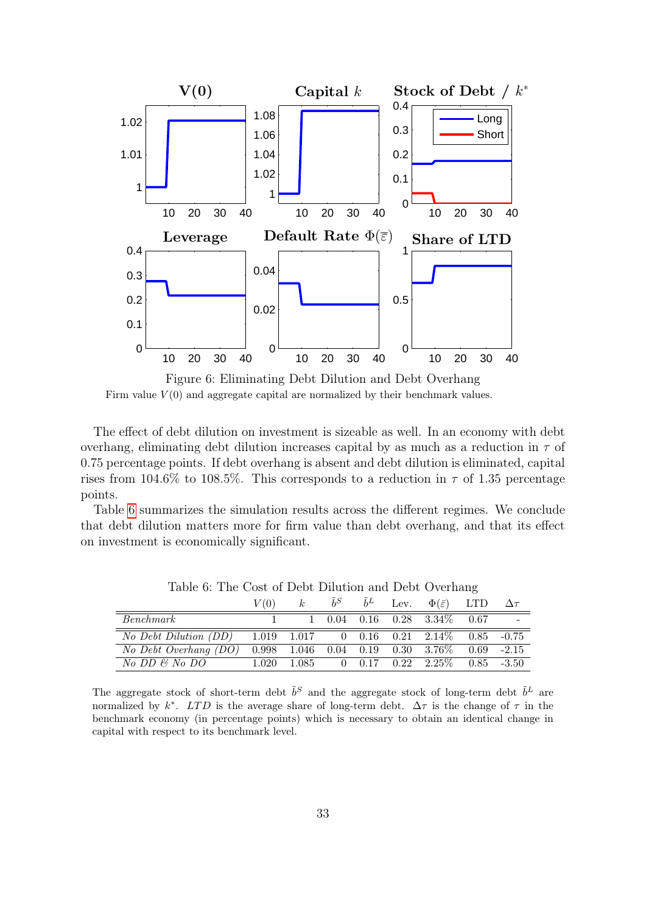Figure 6: Eliminating Debt Dilution and Debt Overhang

Firm value $V(0)$ and aggregate capital are normalized by their benchmark values.

The effect of debt dilution on investment is sizeable as well. In an economy with debt overhang, eliminating debt dilution increases capital by as much as a reduction in $\tau$ of 0.75 percentage points. If debt overhang is absent and debt dilution is eliminated, capital rises from 104.6% to 108.5%. This corresponds to a reduction in $\tau$ of 1.35 percentage points.

Table 6 summarizes the simulation results across the different regimes. We conclude that debt dilution matters more for firm value than debt overhang, and that its effect on investment is economically significant.

Table 6: The Cost of Debt Dilution and Debt Overhang

| | $V(0)$ | $k$ | $\tilde{b}^S$ | $\tilde{b}^L$ | Lev. | $\Phi(\bar{\varepsilon})$ | LTD | $\Delta\tau$ |
|---|---|---|---|---|---|---|---|---|
| *Benchmark* | 1 | 1 | 0.04 | 0.16 | 0.28 | 3.34% | 0.67 | - |
| *No Debt Dilution (DD)* | 1.019 | 1.017 | 0 | 0.16 | 0.21 | 2.14% | 0.85 | -0.75 |
| *No Debt Overhang (DO)* | 0.998 | 1.046 | 0.04 | 0.19 | 0.30 | 3.76% | 0.69 | -2.15 |
| *No DD & No DO* | 1.020 | 1.085 | 0 | 0.17 | 0.22 | 2.25% | 0.85 | -3.50 |

The aggregate stock of short-term debt $\tilde{b}^S$ and the aggregate stock of long-term debt $\tilde{b}^L$ are normalized by $k^*$. *LTD* is the average share of long-term debt. $\Delta\tau$ is the change of $\tau$ in the benchmark economy (in percentage points) which is necessary to obtain an identical change in capital with respect to its benchmark level.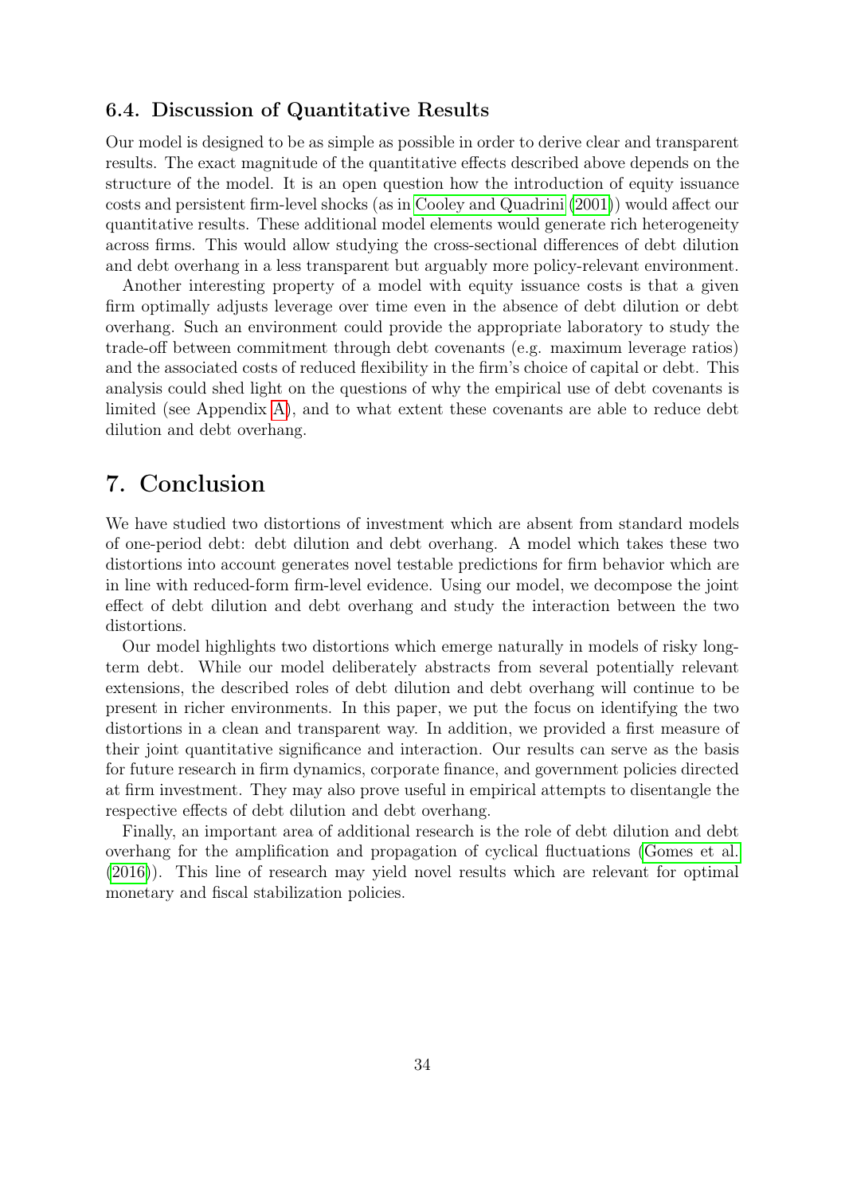### 6.4. Discussion of Quantitative Results

Our model is designed to be as simple as possible in order to derive clear and transparent results. The exact magnitude of the quantitative effects described above depends on the structure of the model. It is an open question how the introduction of equity issuance costs and persistent firm-level shocks (as in Cooley and Quadrini (2001)) would affect our quantitative results. These additional model elements would generate rich heterogeneity across firms. This would allow studying the cross-sectional differences of debt dilution and debt overhang in a less transparent but arguably more policy-relevant environment.

Another interesting property of a model with equity issuance costs is that a given firm optimally adjusts leverage over time even in the absence of debt dilution or debt overhang. Such an environment could provide the appropriate laboratory to study the trade-off between commitment through debt covenants (e.g. maximum leverage ratios) and the associated costs of reduced flexibility in the firm's choice of capital or debt. This analysis could shed light on the questions of why the empirical use of debt covenants is limited (see Appendix A), and to what extent these covenants are able to reduce debt dilution and debt overhang.

## 7. Conclusion

We have studied two distortions of investment which are absent from standard models of one-period debt: debt dilution and debt overhang. A model which takes these two distortions into account generates novel testable predictions for firm behavior which are in line with reduced-form firm-level evidence. Using our model, we decompose the joint effect of debt dilution and debt overhang and study the interaction between the two distortions.

Our model highlights two distortions which emerge naturally in models of risky long-term debt. While our model deliberately abstracts from several potentially relevant extensions, the described roles of debt dilution and debt overhang will continue to be present in richer environments. In this paper, we put the focus on identifying the two distortions in a clean and transparent way. In addition, we provided a first measure of their joint quantitative significance and interaction. Our results can serve as the basis for future research in firm dynamics, corporate finance, and government policies directed at firm investment. They may also prove useful in empirical attempts to disentangle the respective effects of debt dilution and debt overhang.

Finally, an important area of additional research is the role of debt dilution and debt overhang for the amplification and propagation of cyclical fluctuations (Gomes et al. (2016)). This line of research may yield novel results which are relevant for optimal monetary and fiscal stabilization policies.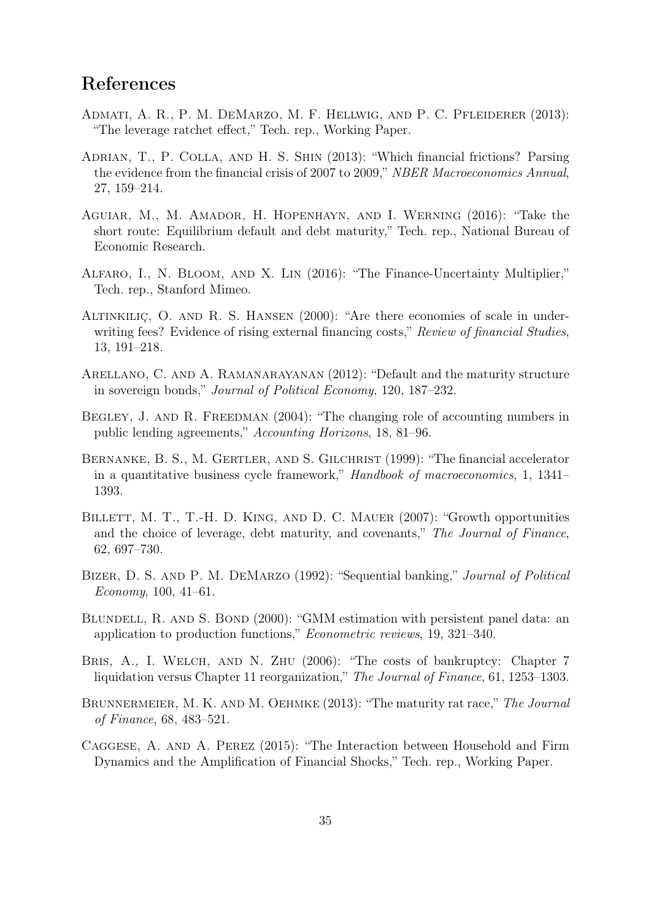# References

Admati, A. R., P. M. DeMarzo, M. F. Hellwig, and P. C. Pfleiderer (2013): "The leverage ratchet effect," Tech. rep., Working Paper.

Adrian, T., P. Colla, and H. S. Shin (2013): "Which financial frictions? Parsing the evidence from the financial crisis of 2007 to 2009," *NBER Macroeconomics Annual*, 27, 159–214.

Aguiar, M., M. Amador, H. Hopenhayn, and I. Werning (2016): "Take the short route: Equilibrium default and debt maturity," Tech. rep., National Bureau of Economic Research.

Alfaro, I., N. Bloom, and X. Lin (2016): "The Finance-Uncertainty Multiplier," Tech. rep., Stanford Mimeo.

Altinkiliç, O. and R. S. Hansen (2000): "Are there economies of scale in underwriting fees? Evidence of rising external financing costs," *Review of financial Studies*, 13, 191–218.

Arellano, C. and A. Ramanarayanan (2012): "Default and the maturity structure in sovereign bonds," *Journal of Political Economy*, 120, 187–232.

Begley, J. and R. Freedman (2004): "The changing role of accounting numbers in public lending agreements," *Accounting Horizons*, 18, 81–96.

Bernanke, B. S., M. Gertler, and S. Gilchrist (1999): "The financial accelerator in a quantitative business cycle framework," *Handbook of macroeconomics*, 1, 1341–1393.

Billett, M. T., T.-H. D. King, and D. C. Mauer (2007): "Growth opportunities and the choice of leverage, debt maturity, and covenants," *The Journal of Finance*, 62, 697–730.

Bizer, D. S. and P. M. DeMarzo (1992): "Sequential banking," *Journal of Political Economy*, 100, 41–61.

Blundell, R. and S. Bond (2000): "GMM estimation with persistent panel data: an application to production functions," *Econometric reviews*, 19, 321–340.

Bris, A., I. Welch, and N. Zhu (2006): "The costs of bankruptcy: Chapter 7 liquidation versus Chapter 11 reorganization," *The Journal of Finance*, 61, 1253–1303.

Brunnermeier, M. K. and M. Oehmke (2013): "The maturity rat race," *The Journal of Finance*, 68, 483–521.

Caggese, A. and A. Perez (2015): "The Interaction between Household and Firm Dynamics and the Amplification of Financial Shocks," Tech. rep., Working Paper.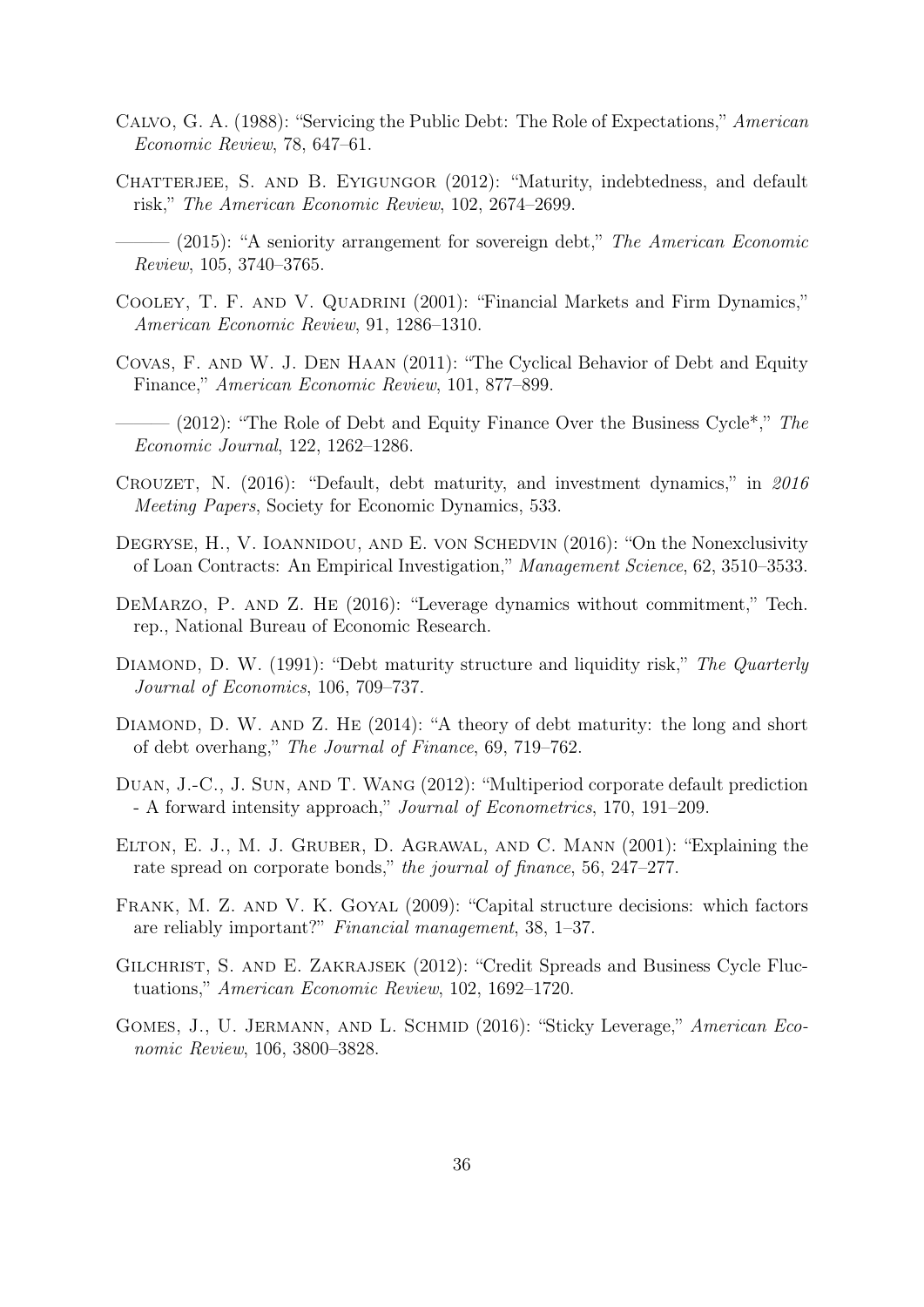Calvo, G. A. (1988): "Servicing the Public Debt: The Role of Expectations," *American Economic Review*, 78, 647–61.

Chatterjee, S. and B. Eyigungor (2012): "Maturity, indebtedness, and default risk," *The American Economic Review*, 102, 2674–2699.

——— (2015): "A seniority arrangement for sovereign debt," *The American Economic Review*, 105, 3740–3765.

Cooley, T. F. and V. Quadrini (2001): "Financial Markets and Firm Dynamics," *American Economic Review*, 91, 1286–1310.

Covas, F. and W. J. Den Haan (2011): "The Cyclical Behavior of Debt and Equity Finance," *American Economic Review*, 101, 877–899.

——— (2012): "The Role of Debt and Equity Finance Over the Business Cycle*," *The Economic Journal*, 122, 1262–1286.

Crouzet, N. (2016): "Default, debt maturity, and investment dynamics," in *2016 Meeting Papers*, Society for Economic Dynamics, 533.

Degryse, H., V. Ioannidou, and E. von Schedvin (2016): "On the Nonexclusivity of Loan Contracts: An Empirical Investigation," *Management Science*, 62, 3510–3533.

DeMarzo, P. and Z. He (2016): "Leverage dynamics without commitment," Tech. rep., National Bureau of Economic Research.

Diamond, D. W. (1991): "Debt maturity structure and liquidity risk," *The Quarterly Journal of Economics*, 106, 709–737.

Diamond, D. W. and Z. He (2014): "A theory of debt maturity: the long and short of debt overhang," *The Journal of Finance*, 69, 719–762.

Duan, J.-C., J. Sun, and T. Wang (2012): "Multiperiod corporate default prediction - A forward intensity approach," *Journal of Econometrics*, 170, 191–209.

Elton, E. J., M. J. Gruber, D. Agrawal, and C. Mann (2001): "Explaining the rate spread on corporate bonds," *the journal of finance*, 56, 247–277.

Frank, M. Z. and V. K. Goyal (2009): "Capital structure decisions: which factors are reliably important?" *Financial management*, 38, 1–37.

Gilchrist, S. and E. Zakrajsek (2012): "Credit Spreads and Business Cycle Fluctuations," *American Economic Review*, 102, 1692–1720.

Gomes, J., U. Jermann, and L. Schmid (2016): "Sticky Leverage," *American Economic Review*, 106, 3800–3828.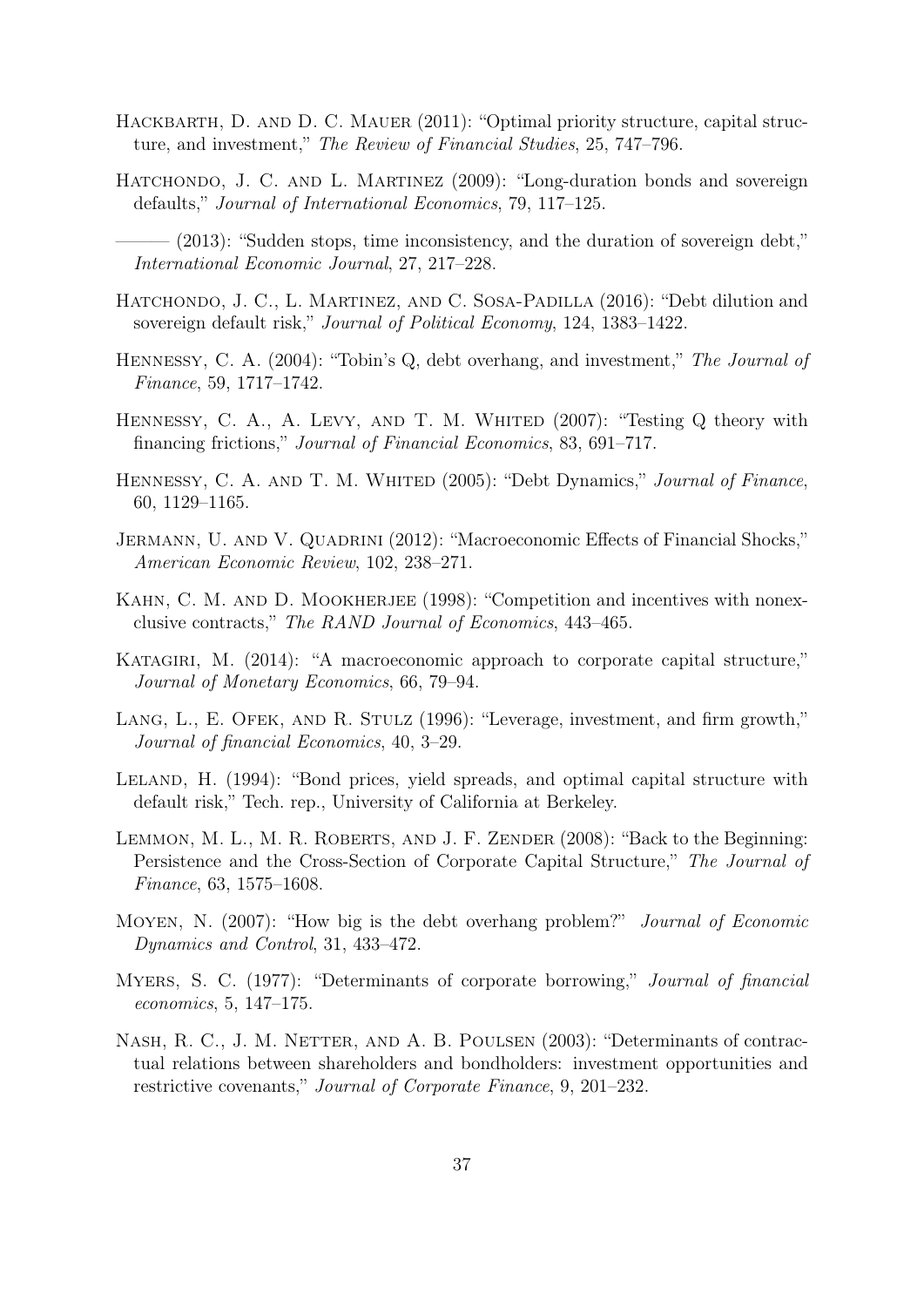Hackbarth, D. and D. C. Mauer (2011): "Optimal priority structure, capital structure, and investment," *The Review of Financial Studies*, 25, 747–796.

Hatchondo, J. C. and L. Martinez (2009): "Long-duration bonds and sovereign defaults," *Journal of International Economics*, 79, 117–125.

——— (2013): "Sudden stops, time inconsistency, and the duration of sovereign debt," *International Economic Journal*, 27, 217–228.

Hatchondo, J. C., L. Martinez, and C. Sosa-Padilla (2016): "Debt dilution and sovereign default risk," *Journal of Political Economy*, 124, 1383–1422.

Hennessy, C. A. (2004): "Tobin's Q, debt overhang, and investment," *The Journal of Finance*, 59, 1717–1742.

Hennessy, C. A., A. Levy, and T. M. Whited (2007): "Testing Q theory with financing frictions," *Journal of Financial Economics*, 83, 691–717.

Hennessy, C. A. and T. M. Whited (2005): "Debt Dynamics," *Journal of Finance*, 60, 1129–1165.

Jermann, U. and V. Quadrini (2012): "Macroeconomic Effects of Financial Shocks," *American Economic Review*, 102, 238–271.

Kahn, C. M. and D. Mookherjee (1998): "Competition and incentives with nonexclusive contracts," *The RAND Journal of Economics*, 443–465.

Katagiri, M. (2014): "A macroeconomic approach to corporate capital structure," *Journal of Monetary Economics*, 66, 79–94.

Lang, L., E. Ofek, and R. Stulz (1996): "Leverage, investment, and firm growth," *Journal of financial Economics*, 40, 3–29.

Leland, H. (1994): "Bond prices, yield spreads, and optimal capital structure with default risk," Tech. rep., University of California at Berkeley.

Lemmon, M. L., M. R. Roberts, and J. F. Zender (2008): "Back to the Beginning: Persistence and the Cross-Section of Corporate Capital Structure," *The Journal of Finance*, 63, 1575–1608.

Moyen, N. (2007): "How big is the debt overhang problem?" *Journal of Economic Dynamics and Control*, 31, 433–472.

Myers, S. C. (1977): "Determinants of corporate borrowing," *Journal of financial economics*, 5, 147–175.

Nash, R. C., J. M. Netter, and A. B. Poulsen (2003): "Determinants of contractual relations between shareholders and bondholders: investment opportunities and restrictive covenants," *Journal of Corporate Finance*, 9, 201–232.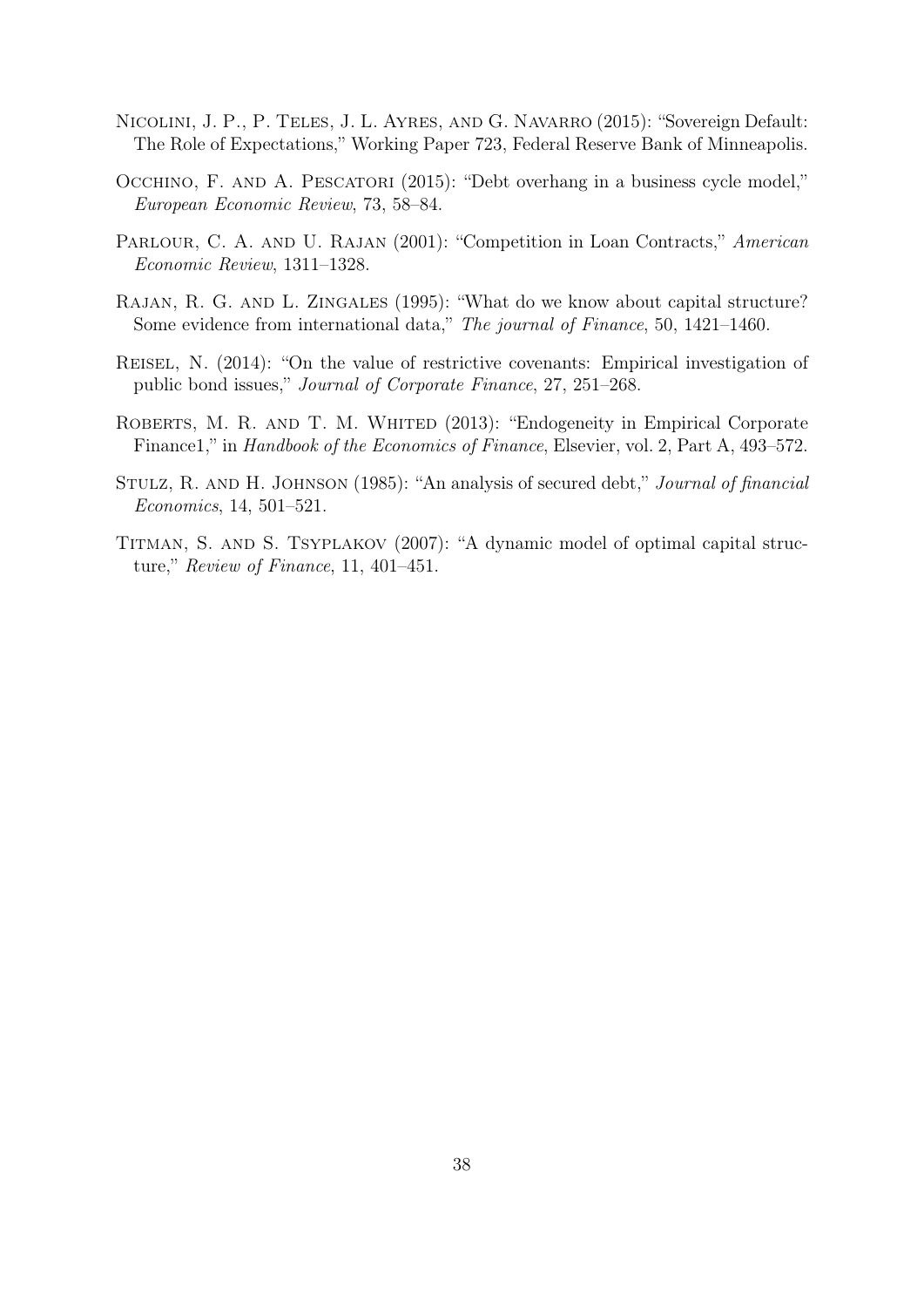Nicolini, J. P., P. Teles, J. L. Ayres, and G. Navarro (2015): "Sovereign Default: The Role of Expectations," Working Paper 723, Federal Reserve Bank of Minneapolis.

Occhino, F. and A. Pescatori (2015): "Debt overhang in a business cycle model," *European Economic Review*, 73, 58–84.

Parlour, C. A. and U. Rajan (2001): "Competition in Loan Contracts," *American Economic Review*, 1311–1328.

Rajan, R. G. and L. Zingales (1995): "What do we know about capital structure? Some evidence from international data," *The journal of Finance*, 50, 1421–1460.

Reisel, N. (2014): "On the value of restrictive covenants: Empirical investigation of public bond issues," *Journal of Corporate Finance*, 27, 251–268.

Roberts, M. R. and T. M. Whited (2013): "Endogeneity in Empirical Corporate Finance1," in *Handbook of the Economics of Finance*, Elsevier, vol. 2, Part A, 493–572.

Stulz, R. and H. Johnson (1985): "An analysis of secured debt," *Journal of financial Economics*, 14, 501–521.

Titman, S. and S. Tsyplakov (2007): "A dynamic model of optimal capital structure," *Review of Finance*, 11, 401–451.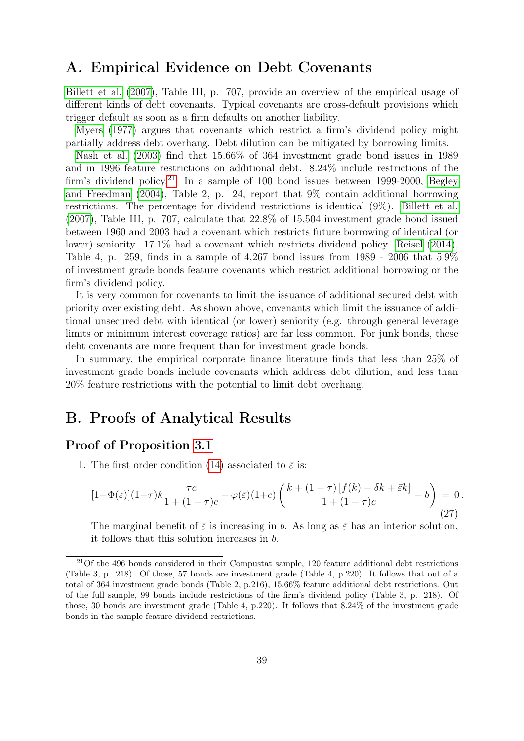# A. Empirical Evidence on Debt Covenants

Billett et al. (2007), Table III, p. 707, provide an overview of the empirical usage of different kinds of debt covenants. Typical covenants are cross-default provisions which trigger default as soon as a firm defaults on another liability.

Myers (1977) argues that covenants which restrict a firm's dividend policy might partially address debt overhang. Debt dilution can be mitigated by borrowing limits.

Nash et al. (2003) find that 15.66% of 364 investment grade bond issues in 1989 and in 1996 feature restrictions on additional debt. 8.24% include restrictions of the firm's dividend policy.[21] In a sample of 100 bond issues between 1999-2000, Begley and Freedman (2004), Table 2, p. 24, report that 9% contain additional borrowing restrictions. The percentage for dividend restrictions is identical (9%). Billett et al. (2007), Table III, p. 707, calculate that 22.8% of 15,504 investment grade bond issued between 1960 and 2003 had a covenant which restricts future borrowing of identical (or lower) seniority. 17.1% had a covenant which restricts dividend policy. Reisel (2014), Table 4, p. 259, finds in a sample of 4,267 bond issues from 1989 - 2006 that 5.9% of investment grade bonds feature covenants which restrict additional borrowing or the firm's dividend policy.

It is very common for covenants to limit the issuance of additional secured debt with priority over existing debt. As shown above, covenants which limit the issuance of additional unsecured debt with identical (or lower) seniority (e.g. through general leverage limits or minimum interest coverage ratios) are far less common. For junk bonds, these debt covenants are more frequent than for investment grade bonds.

In summary, the empirical corporate finance literature finds that less than 25% of investment grade bonds include covenants which address debt dilution, and less than 20% feature restrictions with the potential to limit debt overhang.

# B. Proofs of Analytical Results

## Proof of Proposition 3.1

1. The first order condition (14) associated to $\bar{\varepsilon}$ is:

$$[1-\Phi(\bar{\varepsilon})](1-\tau)k\frac{\tau c}{1+(1-\tau)c} - \varphi(\bar{\varepsilon})(1+c)\left(\frac{k+(1-\tau)\left[f(k)-\delta k+\bar{\varepsilon}k\right]}{1+(1-\tau)c} - b\right) = 0\,. \tag{27}$$

The marginal benefit of $\bar{\varepsilon}$ is increasing in $b$. As long as $\bar{\varepsilon}$ has an interior solution, it follows that this solution increases in $b$.

[21] Of the 496 bonds considered in their Compustat sample, 120 feature additional debt restrictions (Table 3, p. 218). Of those, 57 bonds are investment grade (Table 4, p.220). It follows that out of a total of 364 investment grade bonds (Table 2, p.216), 15.66% feature additional debt restrictions. Out of the full sample, 99 bonds include restrictions of the firm's dividend policy (Table 3, p. 218). Of those, 30 bonds are investment grade (Table 4, p.220). It follows that 8.24% of the investment grade bonds in the sample feature dividend restrictions.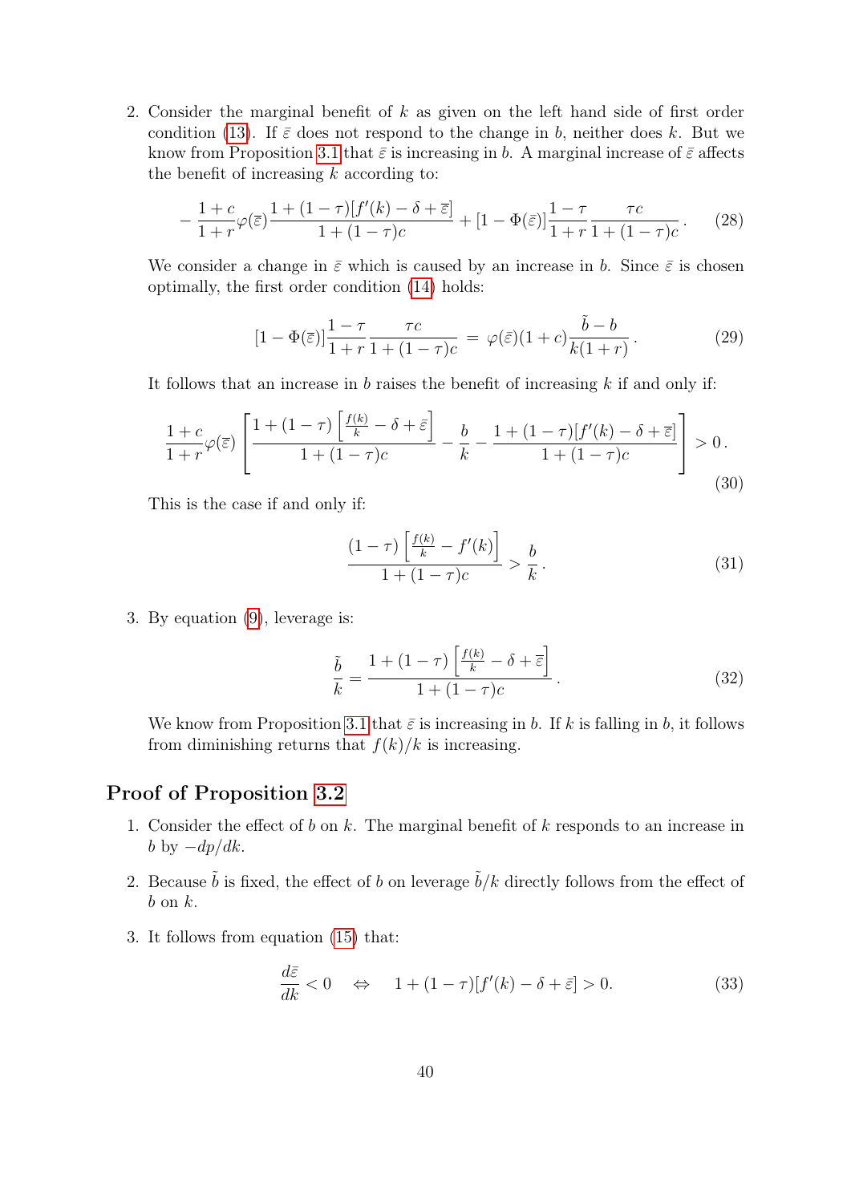2. Consider the marginal benefit of $k$ as given on the left hand side of first order condition (13). If $\bar{\varepsilon}$ does not respond to the change in $b$, neither does $k$. But we know from Proposition 3.1 that $\bar{\varepsilon}$ is increasing in $b$. A marginal increase of $\bar{\varepsilon}$ affects the benefit of increasing $k$ according to:

$$-\frac{1+c}{1+r}\varphi(\bar{\varepsilon})\frac{1+(1-\tau)[f'(k)-\delta+\bar{\varepsilon}]}{1+(1-\tau)c}+[1-\Phi(\bar{\varepsilon})]\frac{1-\tau}{1+r}\frac{\tau c}{1+(1-\tau)c}\,. \tag{28}$$

We consider a change in $\bar{\varepsilon}$ which is caused by an increase in $b$. Since $\bar{\varepsilon}$ is chosen optimally, the first order condition (14) holds:

$$[1-\Phi(\bar{\varepsilon})]\frac{1-\tau}{1+r}\frac{\tau c}{1+(1-\tau)c} \;=\; \varphi(\bar{\varepsilon})(1+c)\frac{\tilde{b}-b}{k(1+r)}\,. \tag{29}$$

It follows that an increase in $b$ raises the benefit of increasing $k$ if and only if:

$$\frac{1+c}{1+r}\varphi(\bar{\varepsilon})\left[\frac{1+(1-\tau)\left[\frac{f(k)}{k}-\delta+\bar{\varepsilon}\right]}{1+(1-\tau)c}-\frac{b}{k}-\frac{1+(1-\tau)[f'(k)-\delta+\bar{\varepsilon}]}{1+(1-\tau)c}\right]>0\,. \tag{30}$$

This is the case if and only if:

$$\frac{(1-\tau)\left[\frac{f(k)}{k}-f'(k)\right]}{1+(1-\tau)c}>\frac{b}{k}\,. \tag{31}$$

3. By equation (9), leverage is:

$$\frac{\tilde{b}}{k}=\frac{1+(1-\tau)\left[\frac{f(k)}{k}-\delta+\bar{\varepsilon}\right]}{1+(1-\tau)c}\,. \tag{32}$$

We know from Proposition 3.1 that $\bar{\varepsilon}$ is increasing in $b$. If $k$ is falling in $b$, it follows from diminishing returns that $f(k)/k$ is increasing.

## Proof of Proposition 3.2

1. Consider the effect of $b$ on $k$. The marginal benefit of $k$ responds to an increase in $b$ by $-dp/dk$.

2. Because $\tilde{b}$ is fixed, the effect of $b$ on leverage $\tilde{b}/k$ directly follows from the effect of $b$ on $k$.

3. It follows from equation (15) that:

$$\frac{d\bar{\varepsilon}}{dk}<0 \quad\Leftrightarrow\quad 1+(1-\tau)[f'(k)-\delta+\bar{\varepsilon}]>0. \tag{33}$$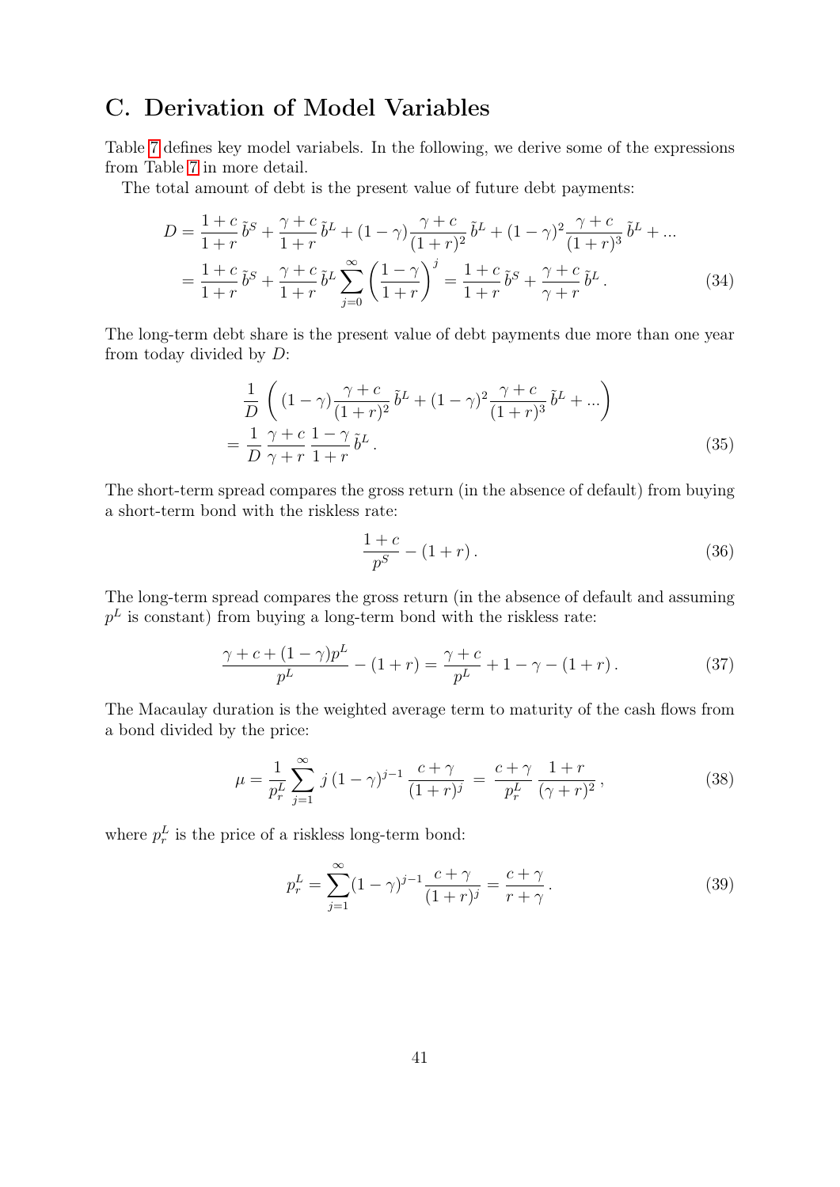## C. Derivation of Model Variables

Table 7 defines key model variabels. In the following, we derive some of the expressions from Table 7 in more detail.

The total amount of debt is the present value of future debt payments:

$$
\begin{aligned}
D &= \frac{1+c}{1+r}\,\tilde{b}^S + \frac{\gamma+c}{1+r}\,\tilde{b}^L + (1-\gamma)\frac{\gamma+c}{(1+r)^2}\,\tilde{b}^L + (1-\gamma)^2\frac{\gamma+c}{(1+r)^3}\,\tilde{b}^L + ... \\
&= \frac{1+c}{1+r}\,\tilde{b}^S + \frac{\gamma+c}{1+r}\,\tilde{b}^L \sum_{j=0}^{\infty}\left(\frac{1-\gamma}{1+r}\right)^j = \frac{1+c}{1+r}\,\tilde{b}^S + \frac{\gamma+c}{\gamma+r}\,\tilde{b}^L\,. \qquad (34)
\end{aligned}
$$

The long-term debt share is the present value of debt payments due more than one year from today divided by $D$:

$$
\begin{aligned}
&\frac{1}{D}\left( (1-\gamma)\frac{\gamma+c}{(1+r)^2}\,\tilde{b}^L + (1-\gamma)^2\frac{\gamma+c}{(1+r)^3}\,\tilde{b}^L + ...\right) \\
&= \frac{1}{D}\,\frac{\gamma+c}{\gamma+r}\,\frac{1-\gamma}{1+r}\,\tilde{b}^L\,. \qquad (35)
\end{aligned}
$$

The short-term spread compares the gross return (in the absence of default) from buying a short-term bond with the riskless rate:

$$
\frac{1+c}{p^S} - (1+r)\,. \qquad (36)
$$

The long-term spread compares the gross return (in the absence of default and assuming $p^L$ is constant) from buying a long-term bond with the riskless rate:

$$
\frac{\gamma + c + (1-\gamma)p^L}{p^L} - (1+r) = \frac{\gamma+c}{p^L} + 1 - \gamma - (1+r)\,. \qquad (37)
$$

The Macaulay duration is the weighted average term to maturity of the cash flows from a bond divided by the price:

$$
\mu = \frac{1}{p_r^L}\sum_{j=1}^{\infty} j\,(1-\gamma)^{j-1}\,\frac{c+\gamma}{(1+r)^j} \;=\; \frac{c+\gamma}{p_r^L}\,\frac{1+r}{(\gamma+r)^2}\,, \qquad (38)
$$

where $p_r^L$ is the price of a riskless long-term bond:

$$
p_r^L = \sum_{j=1}^{\infty}(1-\gamma)^{j-1}\frac{c+\gamma}{(1+r)^j} = \frac{c+\gamma}{r+\gamma}\,. \qquad (39)
$$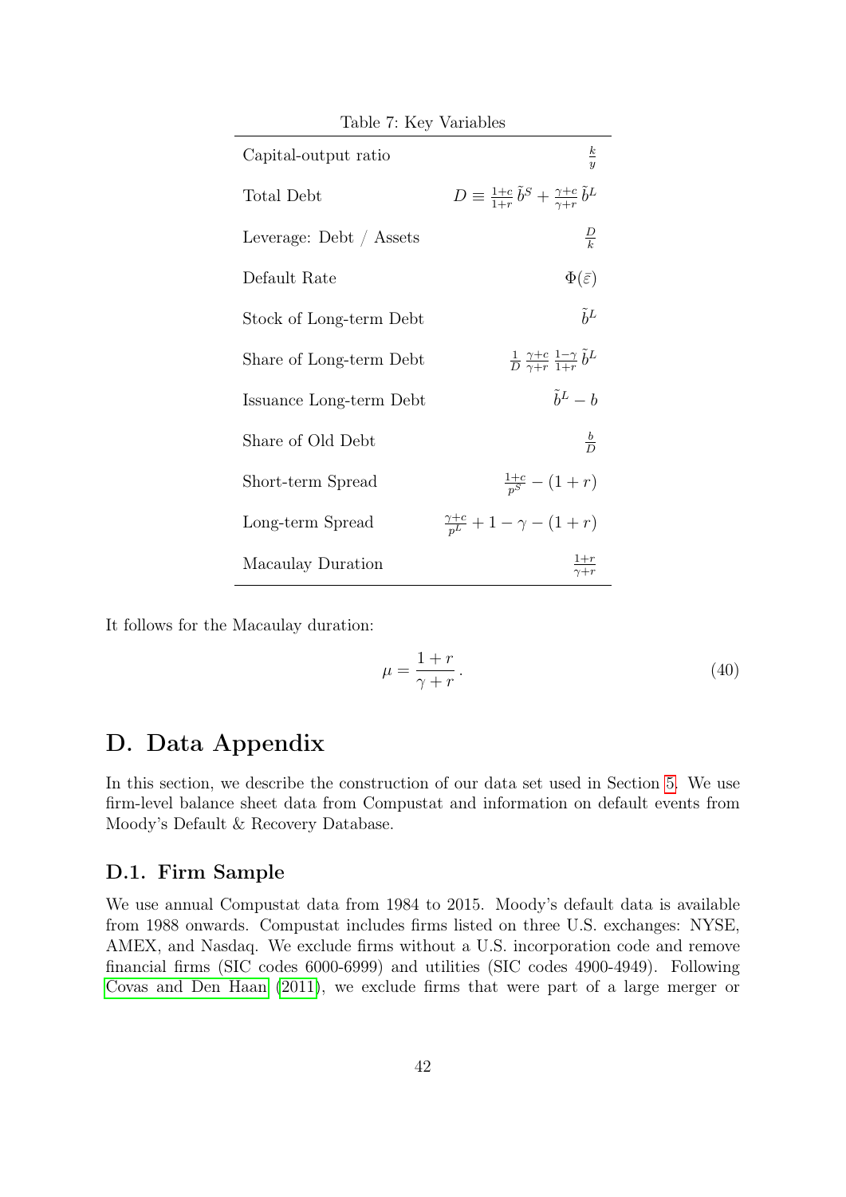Table 7: Key Variables

| | |
|---|---|
| Capital-output ratio | $\frac{k}{y}$ |
| Total Debt | $D \equiv \frac{1+c}{1+r}\,\tilde{b}^S + \frac{\gamma+c}{\gamma+r}\,\tilde{b}^L$ |
| Leverage: Debt / Assets | $\frac{D}{k}$ |
| Default Rate | $\Phi(\bar{\varepsilon})$ |
| Stock of Long-term Debt | $\tilde{b}^L$ |
| Share of Long-term Debt | $\frac{1}{D}\,\frac{\gamma+c}{\gamma+r}\,\frac{1-\gamma}{1+r}\,\tilde{b}^L$ |
| Issuance Long-term Debt | $\tilde{b}^L - b$ |
| Share of Old Debt | $\frac{b}{D}$ |
| Short-term Spread | $\frac{1+c}{p^S} - (1+r)$ |
| Long-term Spread | $\frac{\gamma+c}{p^L} + 1 - \gamma - (1+r)$ |
| Macaulay Duration | $\frac{1+r}{\gamma+r}$ |

It follows for the Macaulay duration:

$$\mu = \frac{1+r}{\gamma+r}\,. \tag{40}$$

# D. Data Appendix

In this section, we describe the construction of our data set used in Section 5. We use firm-level balance sheet data from Compustat and information on default events from Moody's Default & Recovery Database.

## D.1. Firm Sample

We use annual Compustat data from 1984 to 2015. Moody's default data is available from 1988 onwards. Compustat includes firms listed on three U.S. exchanges: NYSE, AMEX, and Nasdaq. We exclude firms without a U.S. incorporation code and remove financial firms (SIC codes 6000-6999) and utilities (SIC codes 4900-4949). Following Covas and Den Haan (2011), we exclude firms that were part of a large merger or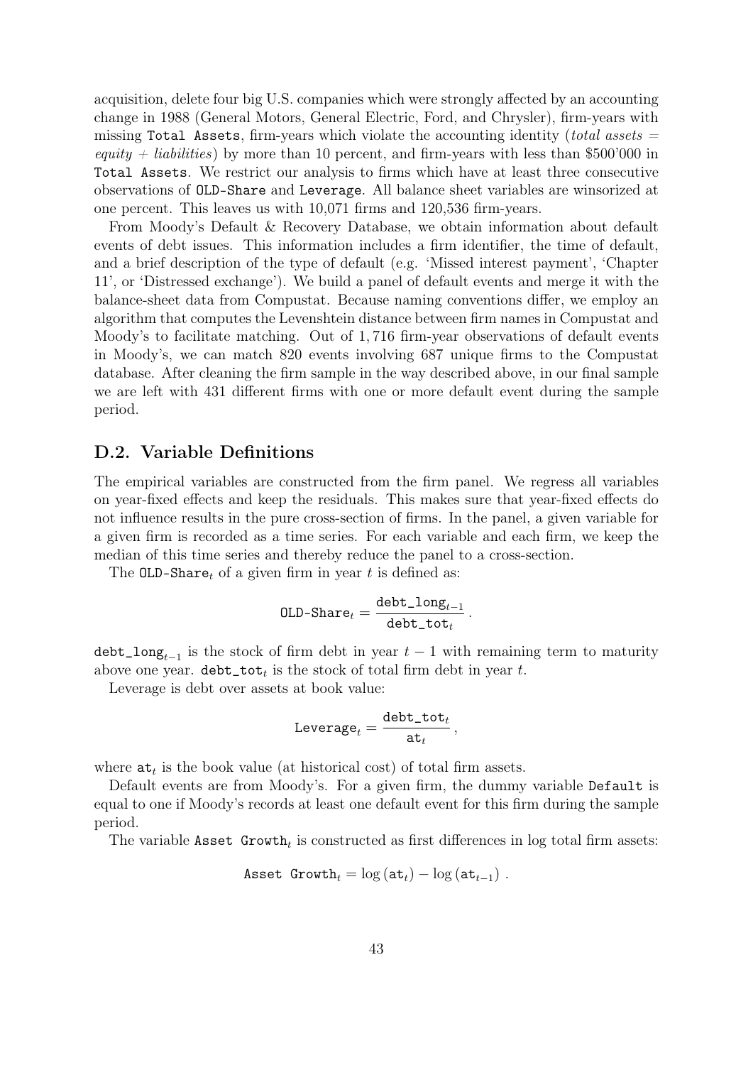acquisition, delete four big U.S. companies which were strongly affected by an accounting change in 1988 (General Motors, General Electric, Ford, and Chrysler), firm-years with missing `Total Assets`, firm-years which violate the accounting identity (*total assets = equity + liabilities*) by more than 10 percent, and firm-years with less than \$500'000 in `Total Assets`. We restrict our analysis to firms which have at least three consecutive observations of `OLD-Share` and `Leverage`. All balance sheet variables are winsorized at one percent. This leaves us with 10,071 firms and 120,536 firm-years.

From Moody's Default & Recovery Database, we obtain information about default events of debt issues. This information includes a firm identifier, the time of default, and a brief description of the type of default (e.g. 'Missed interest payment', 'Chapter 11', or 'Distressed exchange'). We build a panel of default events and merge it with the balance-sheet data from Compustat. Because naming conventions differ, we employ an algorithm that computes the Levenshtein distance between firm names in Compustat and Moody's to facilitate matching. Out of 1,716 firm-year observations of default events in Moody's, we can match 820 events involving 687 unique firms to the Compustat database. After cleaning the firm sample in the way described above, in our final sample we are left with 431 different firms with one or more default event during the sample period.

## D.2. Variable Definitions

The empirical variables are constructed from the firm panel. We regress all variables on year-fixed effects and keep the residuals. This makes sure that year-fixed effects do not influence results in the pure cross-section of firms. In the panel, a given variable for a given firm is recorded as a time series. For each variable and each firm, we keep the median of this time series and thereby reduce the panel to a cross-section.

The $\texttt{OLD-Share}_t$ of a given firm in year $t$ is defined as:

$$\texttt{OLD-Share}_t = \frac{\texttt{debt\_long}_{t-1}}{\texttt{debt\_tot}_t}\,.$$

$\texttt{debt\_long}_{t-1}$ is the stock of firm debt in year $t-1$ with remaining term to maturity above one year. $\texttt{debt\_tot}_t$ is the stock of total firm debt in year $t$.

Leverage is debt over assets at book value:

$$\texttt{Leverage}_t = \frac{\texttt{debt\_tot}_t}{\texttt{at}_t}\,,$$

where $\texttt{at}_t$ is the book value (at historical cost) of total firm assets.

Default events are from Moody's. For a given firm, the dummy variable `Default` is equal to one if Moody's records at least one default event for this firm during the sample period.

The variable $\texttt{Asset Growth}_t$ is constructed as first differences in log total firm assets:

$$\texttt{Asset Growth}_t = \log\left(\texttt{at}_t\right) - \log\left(\texttt{at}_{t-1}\right)\,.$$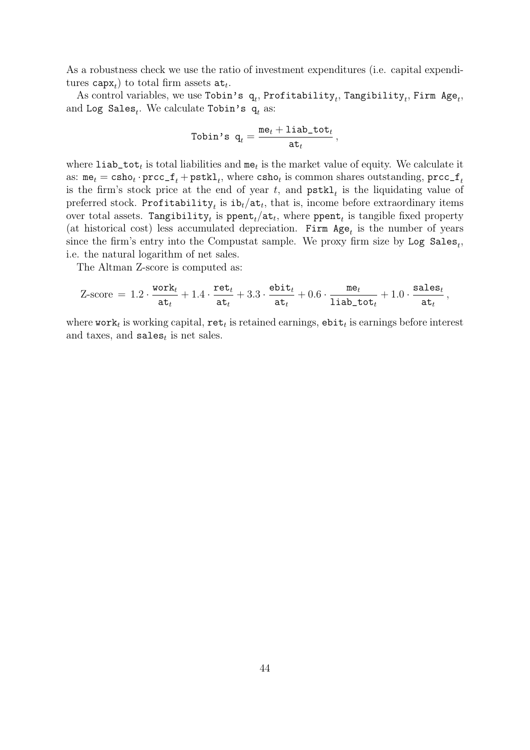As a robustness check we use the ratio of investment expenditures (i.e. capital expenditures $\texttt{capx}_t$) to total firm assets $\texttt{at}_t$.

As control variables, we use $\texttt{Tobin's q}_t$, $\texttt{Profitability}_t$, $\texttt{Tangibility}_t$, $\texttt{Firm Age}_t$, and $\texttt{Log Sales}_t$. We calculate $\texttt{Tobin's q}_t$ as:

$$\texttt{Tobin's q}_t = \frac{\texttt{me}_t + \texttt{liab\_tot}_t}{\texttt{at}_t},$$

where $\texttt{liab\_tot}_t$ is total liabilities and $\texttt{me}_t$ is the market value of equity. We calculate it as: $\texttt{me}_t = \texttt{csho}_t \cdot \texttt{prcc\_f}_t + \texttt{pstkl}_t$, where $\texttt{csho}_t$ is common shares outstanding, $\texttt{prcc\_f}_t$ is the firm's stock price at the end of year $t$, and $\texttt{pstkl}_t$ is the liquidating value of preferred stock. $\texttt{Profitability}_t$ is $\texttt{ib}_t/\texttt{at}_t$, that is, income before extraordinary items over total assets. $\texttt{Tangibility}_t$ is $\texttt{ppent}_t/\texttt{at}_t$, where $\texttt{ppent}_t$ is tangible fixed property (at historical cost) less accumulated depreciation. $\texttt{Firm Age}_t$ is the number of years since the firm's entry into the Compustat sample. We proxy firm size by $\texttt{Log Sales}_t$, i.e. the natural logarithm of net sales.

The Altman Z-score is computed as:

$$\text{Z-score} = 1.2 \cdot \frac{\texttt{work}_t}{\texttt{at}_t} + 1.4 \cdot \frac{\texttt{ret}_t}{\texttt{at}_t} + 3.3 \cdot \frac{\texttt{ebit}_t}{\texttt{at}_t} + 0.6 \cdot \frac{\texttt{me}_t}{\texttt{liab\_tot}_t} + 1.0 \cdot \frac{\texttt{sales}_t}{\texttt{at}_t},$$

where $\texttt{work}_t$ is working capital, $\texttt{ret}_t$ is retained earnings, $\texttt{ebit}_t$ is earnings before interest and taxes, and $\texttt{sales}_t$ is net sales.